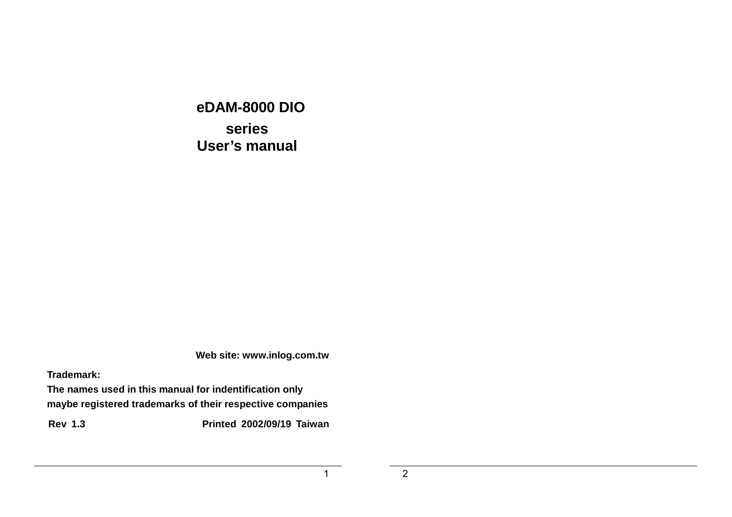# eDAM-8000 DIO series User's manual

**Web site: www.inlog.com.tw**

**Trademark:**
**The names used in this manual for indentification only maybe registered trademarks of their respective companies**

**Rev 1.3** **Printed 2002/09/19 Taiwan**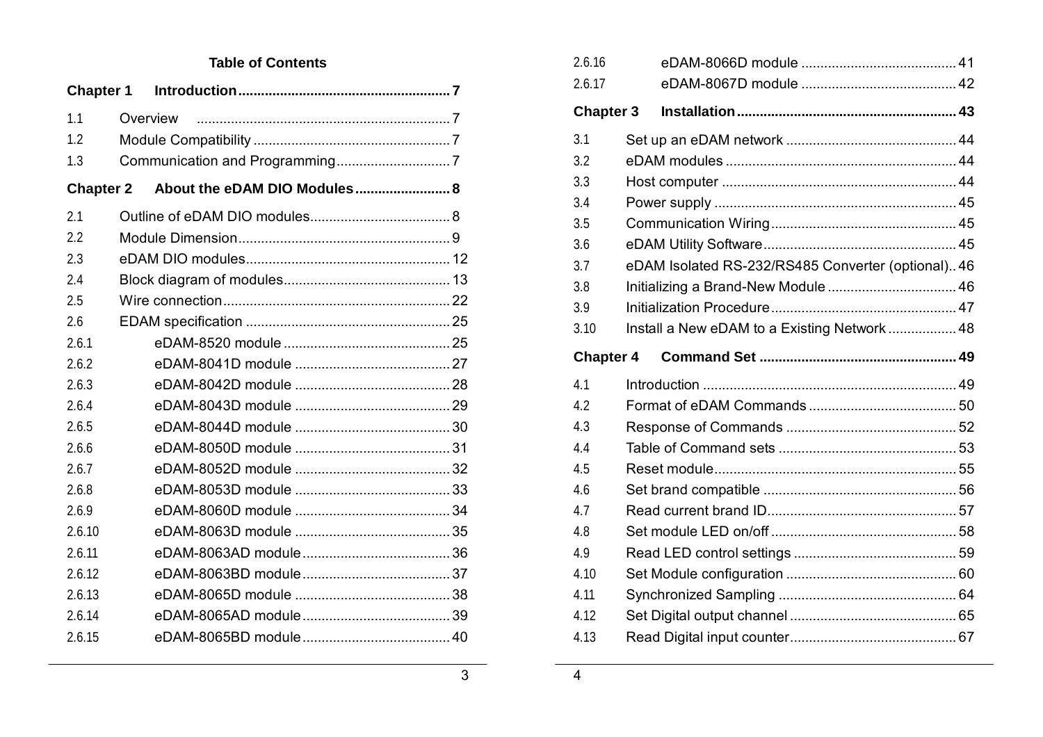# Table of Contents

**Chapter 1 Introduction** ........ 7

- 1.1 Overview ........ 7
- 1.2 Module Compatibility ........ 7
- 1.3 Communication and Programming ........ 7

**Chapter 2 About the eDAM DIO Modules** ........ 8

- 2.1 Outline of eDAM DIO modules ........ 8
- 2.2 Module Dimension ........ 9
- 2.3 eDAM DIO modules ........ 12
- 2.4 Block diagram of modules ........ 13
- 2.5 Wire connection ........ 22
- 2.6 EDAM specification ........ 25
  - 2.6.1 eDAM-8520 module ........ 25
  - 2.6.2 eDAM-8041D module ........ 27
  - 2.6.3 eDAM-8042D module ........ 28
  - 2.6.4 eDAM-8043D module ........ 29
  - 2.6.5 eDAM-8044D module ........ 30
  - 2.6.6 eDAM-8050D module ........ 31
  - 2.6.7 eDAM-8052D module ........ 32
  - 2.6.8 eDAM-8053D module ........ 33
  - 2.6.9 eDAM-8060D module ........ 34
  - 2.6.10 eDAM-8063D module ........ 35
  - 2.6.11 eDAM-8063AD module ........ 36
  - 2.6.12 eDAM-8063BD module ........ 37
  - 2.6.13 eDAM-8065D module ........ 38
  - 2.6.14 eDAM-8065AD module ........ 39
  - 2.6.15 eDAM-8065BD module ........ 40
  - 2.6.16 eDAM-8066D module ........ 41
  - 2.6.17 eDAM-8067D module ........ 42

**Chapter 3 Installation** ........ 43

- 3.1 Set up an eDAM network ........ 44
- 3.2 eDAM modules ........ 44
- 3.3 Host computer ........ 44
- 3.4 Power supply ........ 45
- 3.5 Communication Wiring ........ 45
- 3.6 eDAM Utility Software ........ 45
- 3.7 eDAM Isolated RS-232/RS485 Converter (optional) .. 46
- 3.8 Initializing a Brand-New Module ........ 46
- 3.9 Initialization Procedure ........ 47
- 3.10 Install a New eDAM to a Existing Network ........ 48

**Chapter 4 Command Set** ........ 49

- 4.1 Introduction ........ 49
- 4.2 Format of eDAM Commands ........ 50
- 4.3 Response of Commands ........ 52
- 4.4 Table of Command sets ........ 53
- 4.5 Reset module ........ 55
- 4.6 Set brand compatible ........ 56
- 4.7 Read current brand ID ........ 57
- 4.8 Set module LED on/off ........ 58
- 4.9 Read LED control settings ........ 59
- 4.10 Set Module configuration ........ 60
- 4.11 Synchronized Sampling ........ 64
- 4.12 Set Digital output channel ........ 65
- 4.13 Read Digital input counter ........ 67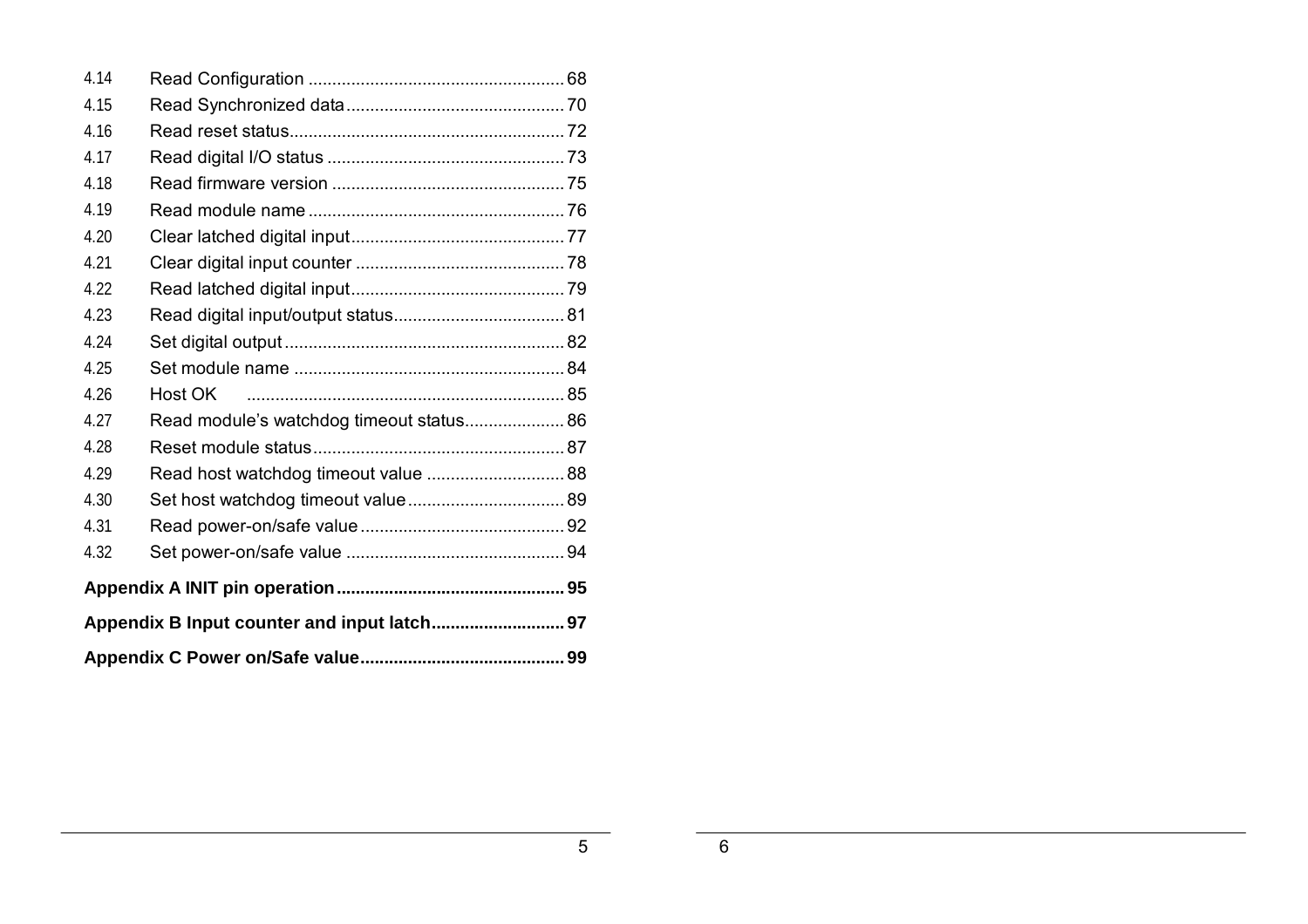4.14 Read Configuration ..................................................... 68

4.15 Read Synchronized data ............................................. 70

4.16 Read reset status......................................................... 72

4.17 Read digital I/O status ................................................. 73

4.18 Read firmware version ................................................ 75

4.19 Read module name ..................................................... 76

4.20 Clear latched digital input............................................ 77

4.21 Clear digital input counter ........................................... 78

4.22 Read latched digital input............................................ 79

4.23 Read digital input/output status.................................... 81

4.24 Set digital output .......................................................... 82

4.25 Set module name ........................................................ 84

4.26 Host OK .................................................................. 85

4.27 Read module's watchdog timeout status..................... 86

4.28 Reset module status .................................................... 87

4.29 Read host watchdog timeout value ............................. 88

4.30 Set host watchdog timeout value................................. 89

4.31 Read power-on/safe value ........................................... 92

4.32 Set power-on/safe value .............................................. 94

**Appendix A INIT pin operation................................................ 95**

**Appendix B Input counter and input latch........................... 97**

**Appendix C Power on/Safe value.......................................... 99**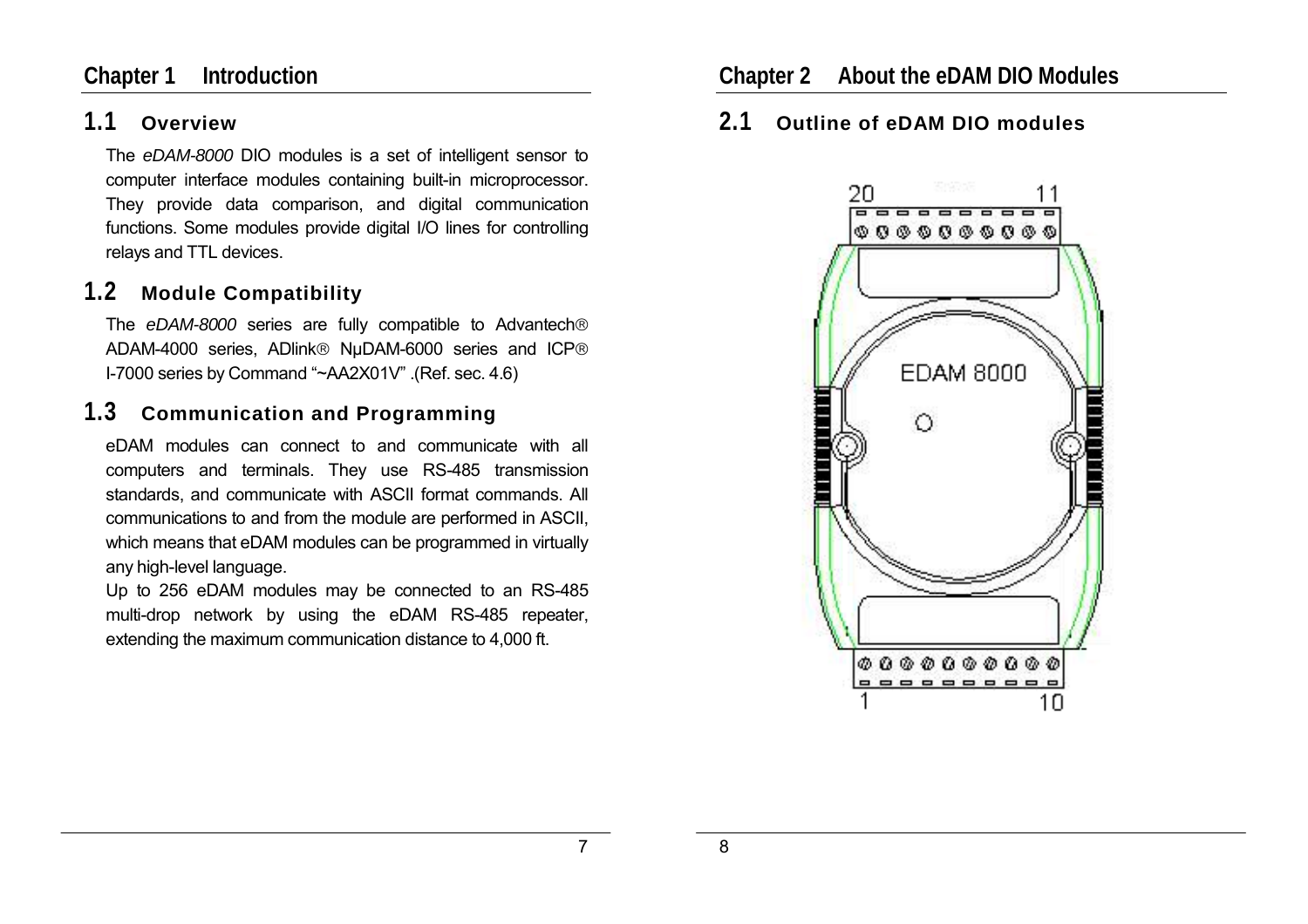# Chapter 1 Introduction

## 1.1 Overview

The *eDAM-8000* DIO modules is a set of intelligent sensor to computer interface modules containing built-in microprocessor. They provide data comparison, and digital communication functions. Some modules provide digital I/O lines for controlling relays and TTL devices.

## 1.2 Module Compatibility

The *eDAM-8000* series are fully compatible to Advantech® ADAM-4000 series, ADlink® NμDAM-6000 series and ICP® I-7000 series by Command "~AA2X01V" .(Ref. sec. 4.6)

## 1.3 Communication and Programming

eDAM modules can connect to and communicate with all computers and terminals. They use RS-485 transmission standards, and communicate with ASCII format commands. All communications to and from the module are performed in ASCII, which means that eDAM modules can be programmed in virtually any high-level language.

Up to 256 eDAM modules may be connected to an RS-485 multi-drop network by using the eDAM RS-485 repeater, extending the maximum communication distance to 4,000 ft.

# Chapter 2 About the eDAM DIO Modules

## 2.1 Outline of eDAM DIO modules

20 11

EDAM 8000

1 10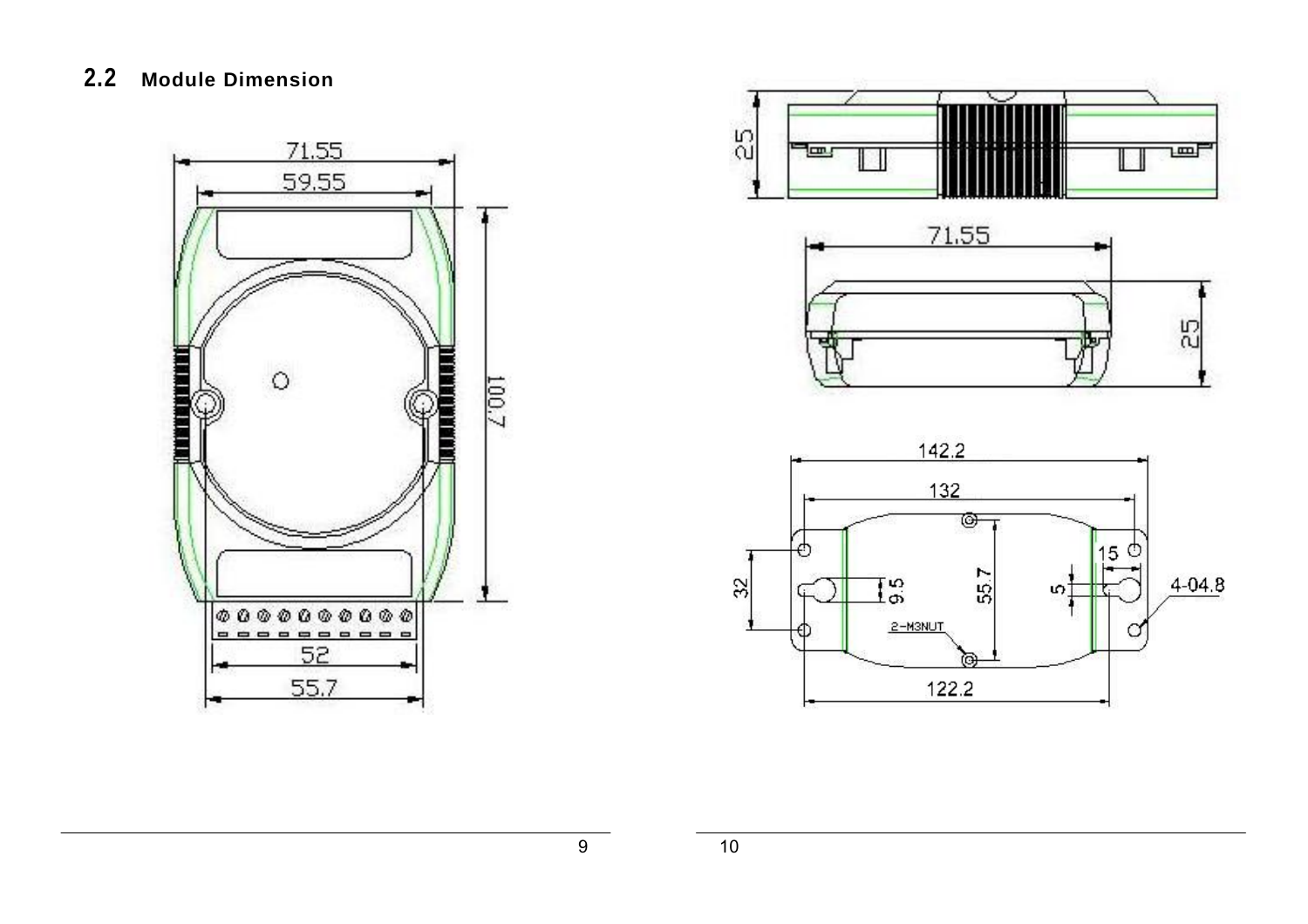## 2.2 Module Dimension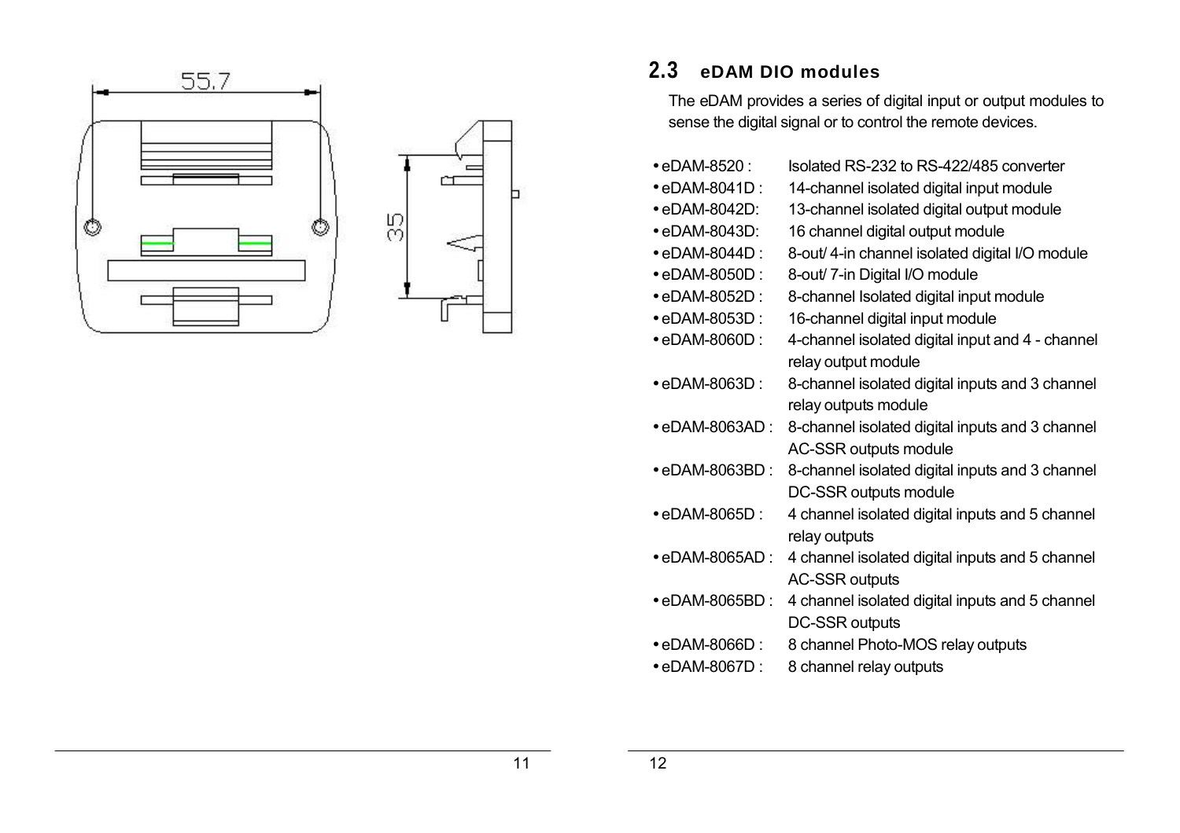## 2.3 eDAM DIO modules

The eDAM provides a series of digital input or output modules to sense the digital signal or to control the remote devices.

- eDAM-8520 : Isolated RS-232 to RS-422/485 converter
- eDAM-8041D : 14-channel isolated digital input module
- eDAM-8042D: 13-channel isolated digital output module
- eDAM-8043D: 16 channel digital output module
- eDAM-8044D : 8-out/ 4-in channel isolated digital I/O module
- eDAM-8050D : 8-out/ 7-in Digital I/O module
- eDAM-8052D : 8-channel Isolated digital input module
- eDAM-8053D : 16-channel digital input module
- eDAM-8060D : 4-channel isolated digital input and 4 - channel relay output module
- eDAM-8063D : 8-channel isolated digital inputs and 3 channel relay outputs module
- eDAM-8063AD : 8-channel isolated digital inputs and 3 channel AC-SSR outputs module
- eDAM-8063BD : 8-channel isolated digital inputs and 3 channel DC-SSR outputs module
- eDAM-8065D : 4 channel isolated digital inputs and 5 channel relay outputs
- eDAM-8065AD : 4 channel isolated digital inputs and 5 channel AC-SSR outputs
- eDAM-8065BD : 4 channel isolated digital inputs and 5 channel DC-SSR outputs
- eDAM-8066D : 8 channel Photo-MOS relay outputs
- eDAM-8067D : 8 channel relay outputs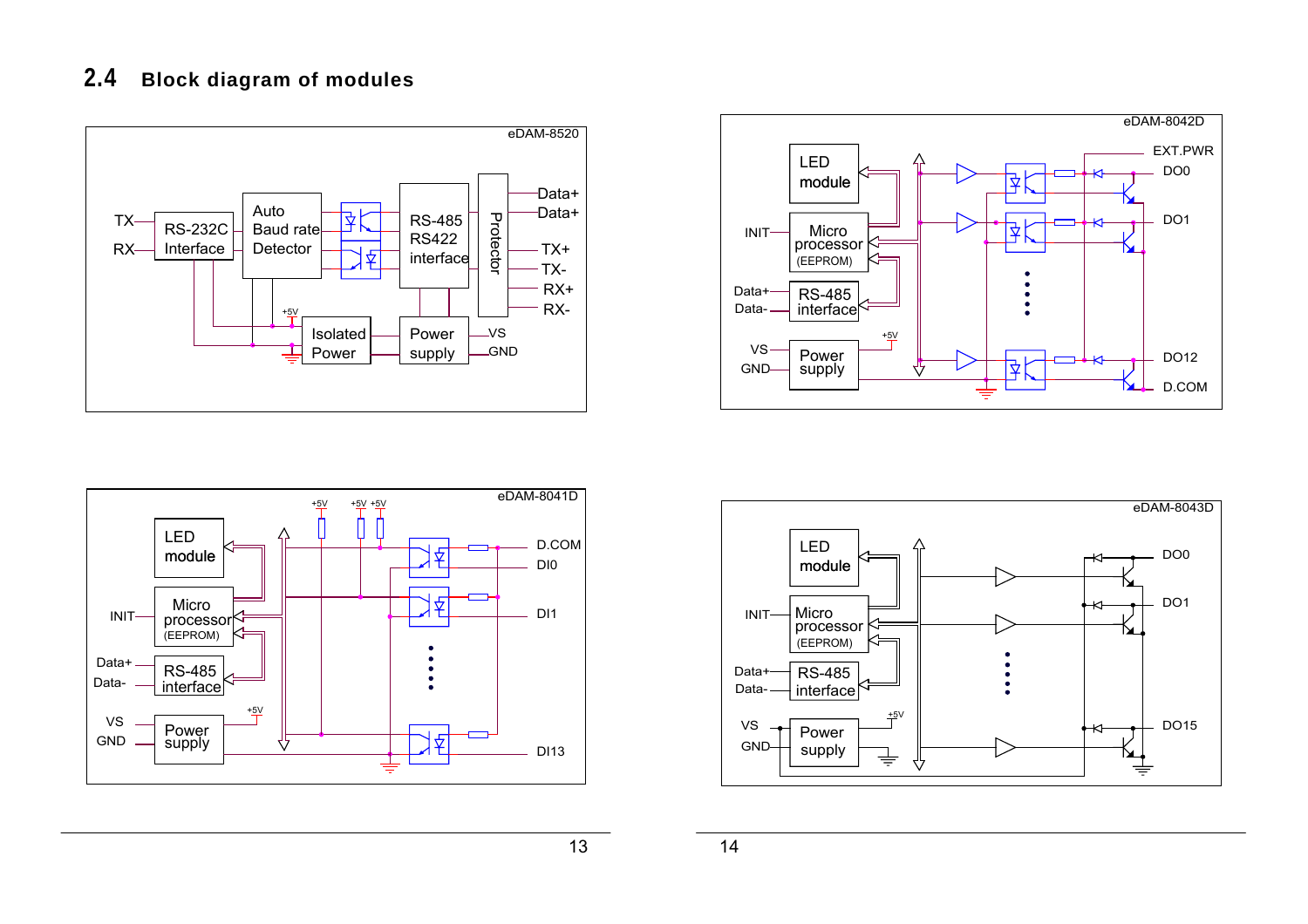## 2.4 Block diagram of modules

eDAM-8520

TX, RX, RS-232C Interface, Auto Baud rate Detector, RS-485 RS422 interface, Protector, Data+, Data+, TX+, TX-, RX+, RX-, +5V, Isolated Power, Power supply, VS, GND

eDAM-8042D

LED module, INIT, Micro processor (EEPROM), Data+, Data-, RS-485 interface, VS, GND, Power supply, +5V, EXT.PWR, DO0, DO1, DO12, D.COM

eDAM-8041D

+5V, +5V, +5V, LED module, INIT, Micro processor (EEPROM), Data+, Data-, RS-485 interface, VS, GND, Power supply, +5V, D.COM, DI0, DI1, DI13

eDAM-8043D

LED module, INIT, Micro processor (EEPROM), Data+, Data-, RS-485 interface, VS, GND, Power supply, +5V, DO0, DO1, DO15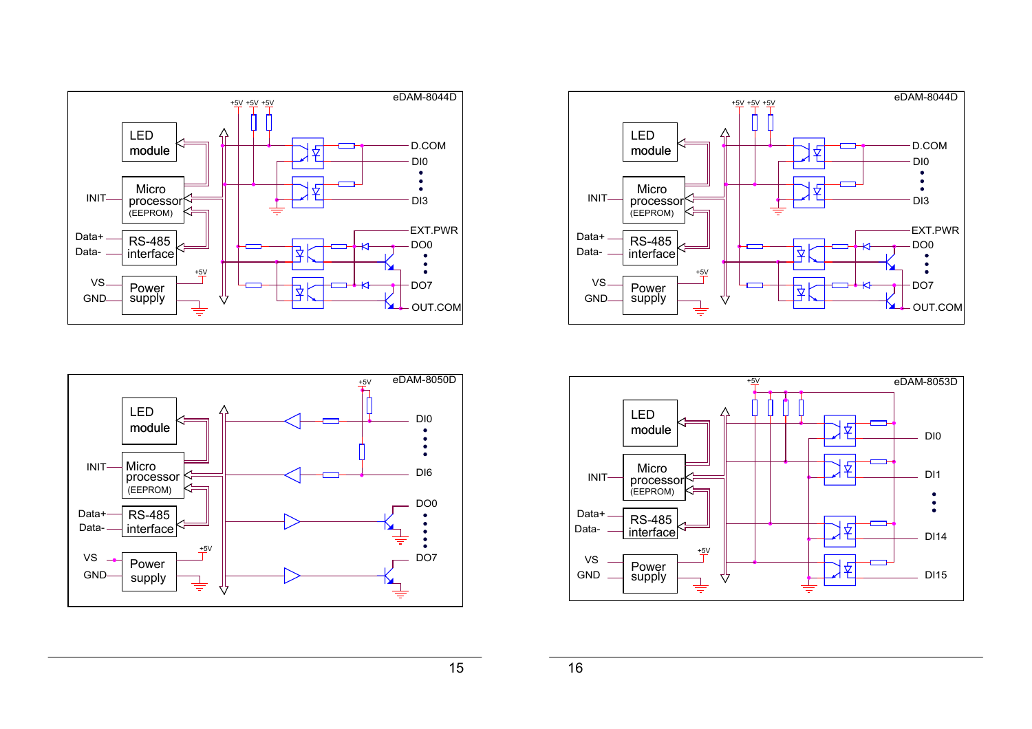eDAM-8044D

LED module

Micro processor (EEPROM)

INIT

Data+

Data-

RS-485 interface

VS

GND

Power supply

+5V +5V +5V

D.COM

DI0

DI3

EXT.PWR

DO0

DO7

OUT.COM

eDAM-8044D

LED module

Micro processor (EEPROM)

INIT

Data+

Data-

RS-485 interface

VS

GND

Power supply

+5V +5V +5V

D.COM

DI0

DI3

EXT.PWR

DO0

DO7

OUT.COM

eDAM-8050D

LED module

Micro processor (EEPROM)

INIT

Data+

Data-

RS-485 interface

VS

GND

Power supply

+5V

DI0

DI6

DO0

DO7

eDAM-8053D

LED module

Micro processor (EEPROM)

INIT

Data+

Data-

RS-485 interface

VS

GND

Power supply

+5V

DI0

DI1

DI14

DI15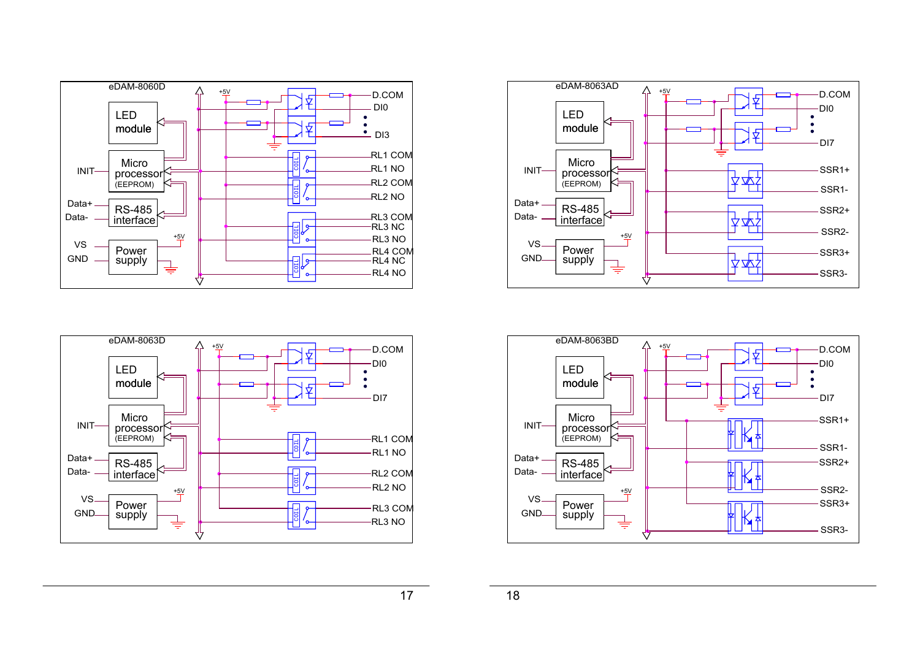eDAM-8060D

LED module

Micro processor (EEPROM)

RS-485 interface

Power supply

INIT

Data+

Data-

VS

GND

+5V

D.COM
DI0
DI3
RL1 COM
RL1 NO
RL2 COM
RL2 NO
RL3 COM
RL3 NC
RL3 NO
RL4 COM
RL4 NC
RL4 NO

eDAM-8063AD

LED module

Micro processor (EEPROM)

RS-485 interface

Power supply

INIT

Data+

Data-

VS

GND

+5V

D.COM
DI0
DI7
SSR1+
SSR1-
SSR2+
SSR2-
SSR3+
SSR3-

eDAM-8063D

LED module

Micro processor (EEPROM)

RS-485 interface

Power supply

INIT

Data+

Data-

VS

GND

+5V

D.COM
DI0
DI7
RL1 COM
RL1 NO
RL2 COM
RL2 NO
RL3 COM
RL3 NO

eDAM-8063BD

LED module

Micro processor (EEPROM)

RS-485 interface

Power supply

INIT

Data+

Data-

VS

GND

+5V

D.COM
DI0
DI7
SSR1+
SSR1-
SSR2+
SSR2-
SSR3+
SSR3-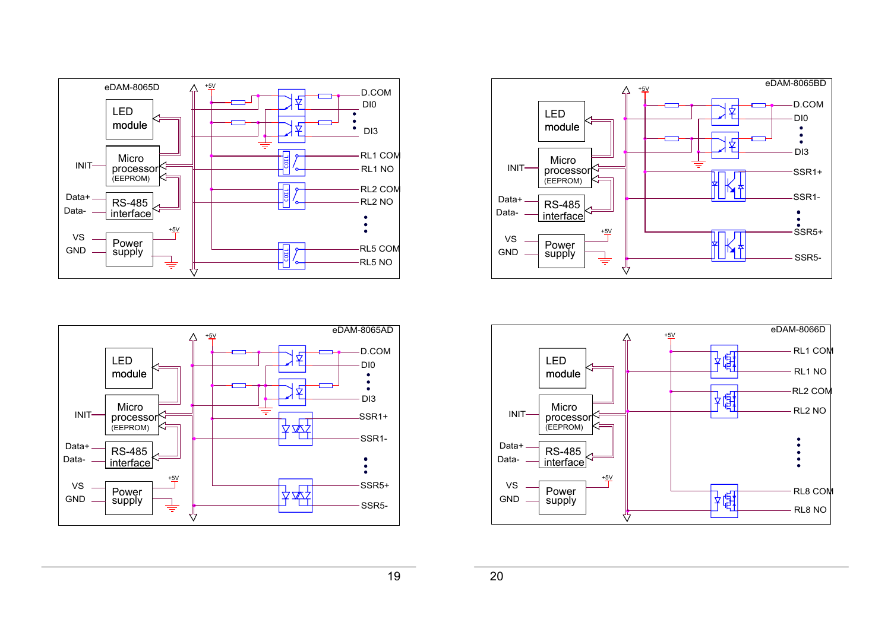eDAM-8065D

LED module

Micro processor (EEPROM)

INIT

Data+

Data-

RS-485 interface

VS

GND

Power supply

+5V

D.COM

DI0

DI3

RL1 COM

RL1 NO

RL2 COM

RL2 NO

RL5 COM

RL5 NO

eDAM-8065BD

LED module

Micro processor (EEPROM)

INIT

Data+

Data-

RS-485 interface

VS

GND

Power supply

+5V

D.COM

DI0

DI3

SSR1+

SSR1-

SSR5+

SSR5-

eDAM-8065AD

LED module

Micro processor (EEPROM)

INIT

Data+

Data-

RS-485 interface

VS

GND

Power supply

+5V

D.COM

DI0

DI3

SSR1+

SSR1-

SSR5+

SSR5-

eDAM-8066D

LED module

Micro processor (EEPROM)

INIT

Data+

Data-

RS-485 interface

VS

GND

Power supply

+5V

RL1 COM

RL1 NO

RL2 COM

RL2 NO

RL8 COM

RL8 NO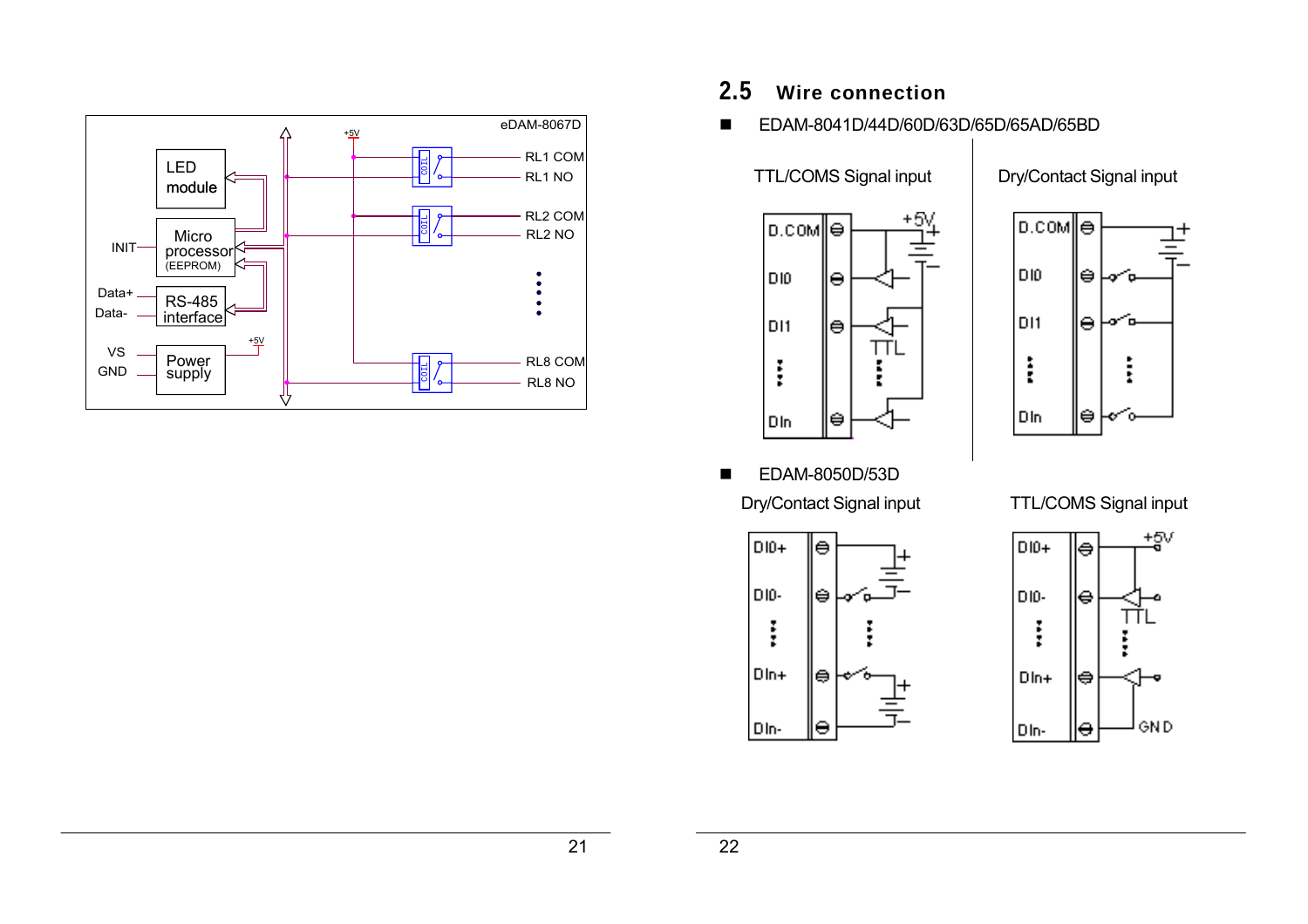eDAM-8067D

LED module

Micro processor (EEPROM)

INIT

Data+

Data-

RS-485 interface

VS

GND

Power supply

+5V

RL1 COM

RL1 NO

RL2 COM

RL2 NO

RL8 COM

RL8 NO

## 2.5 Wire connection

- EDAM-8041D/44D/60D/63D/65D/65AD/65BD

TTL/COMS Signal input

D.COM

DI0

DI1

DIn

+5V

TTL

Dry/Contact Signal input

D.COM

DI0

DI1

DIn

- EDAM-8050D/53D

Dry/Contact Signal input

DI0+

DI0-

DIn+

DIn-

TTL/COMS Signal input

DI0+

DI0-

DIn+

DIn-

+5V

TTL

GND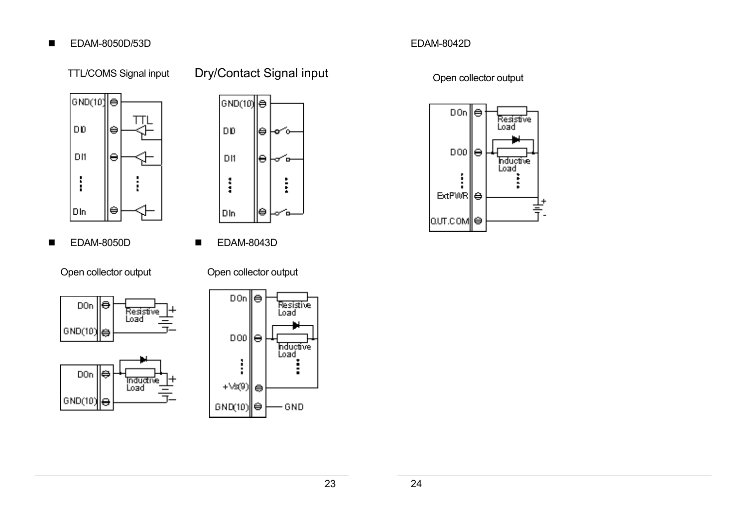- EDAM-8050D/53D

TTL/COMS Signal input

Dry/Contact Signal input

- EDAM-8050D

Open collector output

- EDAM-8043D

Open collector output

EDAM-8042D

Open collector output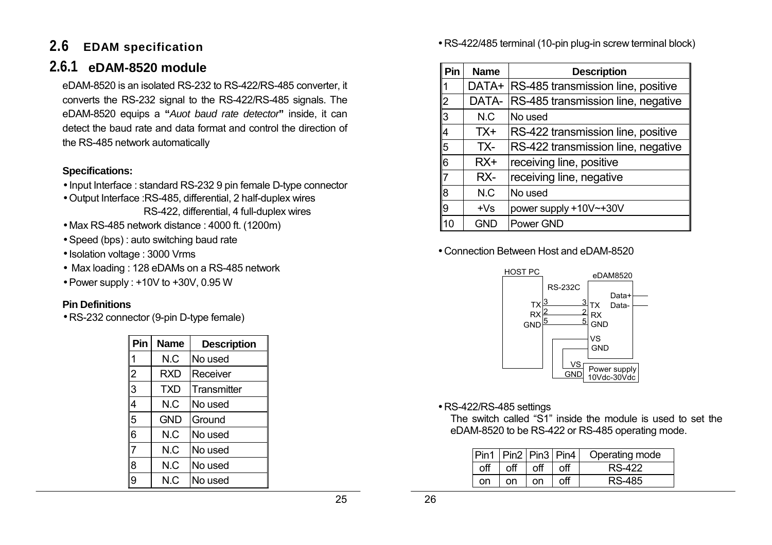## 2.6 EDAM specification

### 2.6.1 eDAM-8520 module

eDAM-8520 is an isolated RS-232 to RS-422/RS-485 converter, it converts the RS-232 signal to the RS-422/RS-485 signals. The eDAM-8520 equips a "*Auot baud rate detector*" inside, it can detect the baud rate and data format and control the direction of the RS-485 network automatically

**Specifications:**

- Input Interface : standard RS-232 9 pin female D-type connector
- Output Interface :RS-485, differential, 2 half-duplex wires
  RS-422, differential, 4 full-duplex wires
- Max RS-485 network distance : 4000 ft. (1200m)
- Speed (bps) : auto switching baud rate
- Isolation voltage : 3000 Vrms
- Max loading : 128 eDAMs on a RS-485 network
- Power supply : +10V to +30V, 0.95 W

**Pin Definitions**

- RS-232 connector (9-pin D-type female)

| Pin | Name | Description |
|---|---|---|
| 1 | N.C | No used |
| 2 | RXD | Receiver |
| 3 | TXD | Transmitter |
| 4 | N.C | No used |
| 5 | GND | Ground |
| 6 | N.C | No used |
| 7 | N.C | No used |
| 8 | N.C | No used |
| 9 | N.C | No used |

- RS-422/485 terminal (10-pin plug-in screw terminal block)

| Pin | Name | Description |
|---|---|---|
| 1 | DATA+ | RS-485 transmission line, positive |
| 2 | DATA- | RS-485 transmission line, negative |
| 3 | N.C | No used |
| 4 | TX+ | RS-422 transmission line, positive |
| 5 | TX- | RS-422 transmission line, negative |
| 6 | RX+ | receiving line, positive |
| 7 | RX- | receiving line, negative |
| 8 | N.C | No used |
| 9 | +Vs | power supply +10V~+30V |
| 10 | GND | Power GND |

- Connection Between Host and eDAM-8520

HOST PC — RS-232C — eDAM8520

| HOST PC | Pin | | Pin | eDAM8520 |
|---|---|---|---|---|
| TX | 3 | — | 3 | TX |
| RX | 2 | — | 2 | RX |
| GND | 5 | — | 5 | GND |

eDAM8520: Data+, Data-, VS, GND

Power supply 10Vdc-30Vdc: VS, GND

- RS-422/RS-485 settings

  The switch called "S1" inside the module is used to set the eDAM-8520 to be RS-422 or RS-485 operating mode.

| Pin1 | Pin2 | Pin3 | Pin4 | Operating mode |
|---|---|---|---|---|
| off | off | off | off | RS-422 |
| on | on | on | off | RS-485 |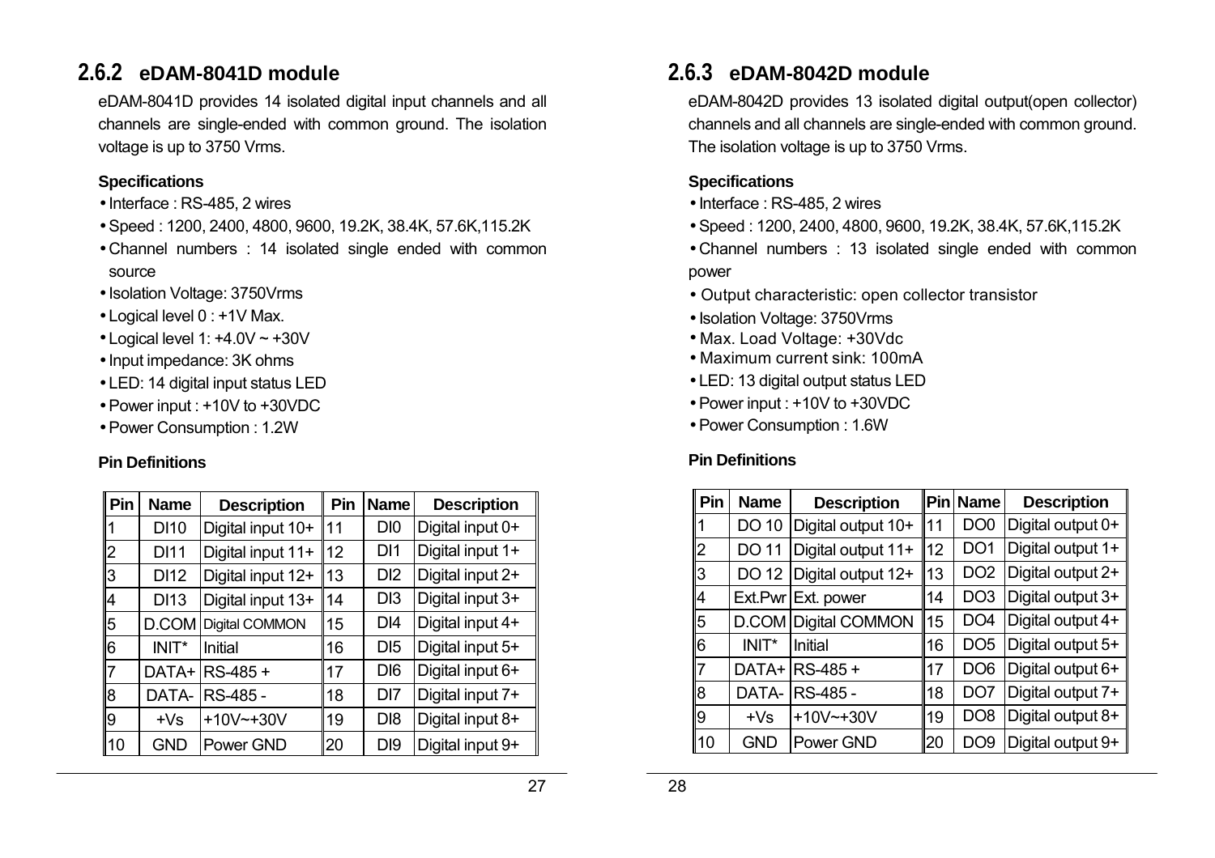## 2.6.2 eDAM-8041D module

eDAM-8041D provides 14 isolated digital input channels and all channels are single-ended with common ground. The isolation voltage is up to 3750 Vrms.

**Specifications**

- Interface : RS-485, 2 wires
- Speed : 1200, 2400, 4800, 9600, 19.2K, 38.4K, 57.6K,115.2K
- Channel numbers : 14 isolated single ended with common source
- Isolation Voltage: 3750Vrms
- Logical level 0 : +1V Max.
- Logical level 1: +4.0V ~ +30V
- Input impedance: 3K ohms
- LED: 14 digital input status LED
- Power input : +10V to +30VDC
- Power Consumption : 1.2W

**Pin Definitions**

| Pin | Name | Description | Pin | Name | Description |
|---|---|---|---|---|---|
| 1 | DI10 | Digital input 10+ | 11 | DI0 | Digital input 0+ |
| 2 | DI11 | Digital input 11+ | 12 | DI1 | Digital input 1+ |
| 3 | DI12 | Digital input 12+ | 13 | DI2 | Digital input 2+ |
| 4 | DI13 | Digital input 13+ | 14 | DI3 | Digital input 3+ |
| 5 | D.COM | Digital COMMON | 15 | DI4 | Digital input 4+ |
| 6 | INIT* | Initial | 16 | DI5 | Digital input 5+ |
| 7 | DATA+ | RS-485 + | 17 | DI6 | Digital input 6+ |
| 8 | DATA- | RS-485 - | 18 | DI7 | Digital input 7+ |
| 9 | +Vs | +10V~+30V | 19 | DI8 | Digital input 8+ |
| 10 | GND | Power GND | 20 | DI9 | Digital input 9+ |

## 2.6.3 eDAM-8042D module

eDAM-8042D provides 13 isolated digital output(open collector) channels and all channels are single-ended with common ground. The isolation voltage is up to 3750 Vrms.

**Specifications**

- Interface : RS-485, 2 wires
- Speed : 1200, 2400, 4800, 9600, 19.2K, 38.4K, 57.6K,115.2K
- Channel numbers : 13 isolated single ended with common power
- Output characteristic: open collector transistor
- Isolation Voltage: 3750Vrms
- Max. Load Voltage: +30Vdc
- Maximum current sink: 100mA
- LED: 13 digital output status LED
- Power input : +10V to +30VDC
- Power Consumption : 1.6W

**Pin Definitions**

| Pin | Name | Description | Pin | Name | Description |
|---|---|---|---|---|---|
| 1 | DO 10 | Digital output 10+ | 11 | DO0 | Digital output 0+ |
| 2 | DO 11 | Digital output 11+ | 12 | DO1 | Digital output 1+ |
| 3 | DO 12 | Digital output 12+ | 13 | DO2 | Digital output 2+ |
| 4 | Ext.Pwr | Ext. power | 14 | DO3 | Digital output 3+ |
| 5 | D.COM | Digital COMMON | 15 | DO4 | Digital output 4+ |
| 6 | INIT* | Initial | 16 | DO5 | Digital output 5+ |
| 7 | DATA+ | RS-485 + | 17 | DO6 | Digital output 6+ |
| 8 | DATA- | RS-485 - | 18 | DO7 | Digital output 7+ |
| 9 | +Vs | +10V~+30V | 19 | DO8 | Digital output 8+ |
| 10 | GND | Power GND | 20 | DO9 | Digital output 9+ |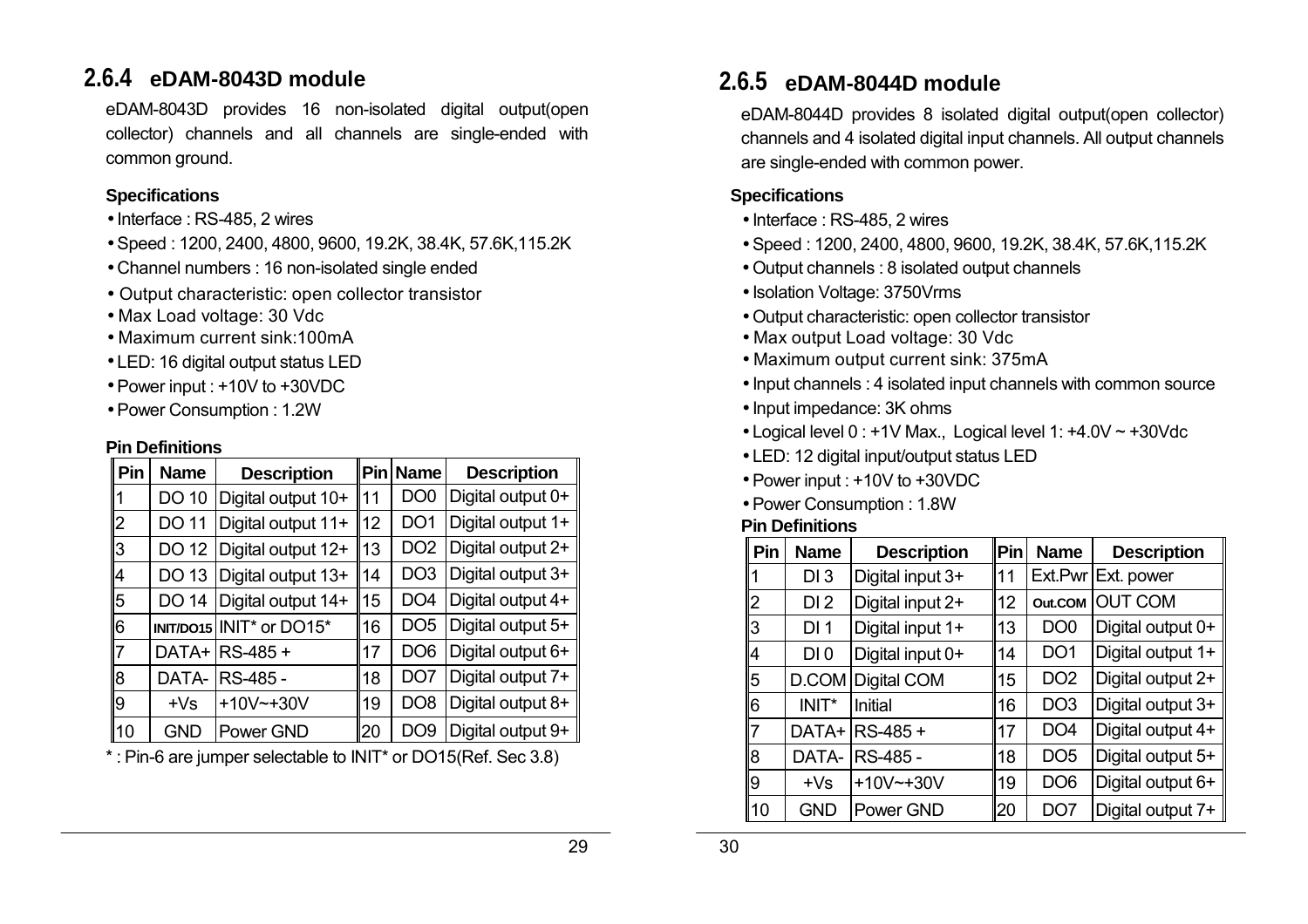## 2.6.4 eDAM-8043D module

eDAM-8043D provides 16 non-isolated digital output(open collector) channels and all channels are single-ended with common ground.

**Specifications**

- Interface : RS-485, 2 wires
- Speed : 1200, 2400, 4800, 9600, 19.2K, 38.4K, 57.6K,115.2K
- Channel numbers : 16 non-isolated single ended
- Output characteristic: open collector transistor
- Max Load voltage: 30 Vdc
- Maximum current sink:100mA
- LED: 16 digital output status LED
- Power input : +10V to +30VDC
- Power Consumption : 1.2W

**Pin Definitions**

| Pin | Name | Description | Pin | Name | Description |
|---|---|---|---|---|---|
| 1 | DO 10 | Digital output 10+ | 11 | DO0 | Digital output 0+ |
| 2 | DO 11 | Digital output 11+ | 12 | DO1 | Digital output 1+ |
| 3 | DO 12 | Digital output 12+ | 13 | DO2 | Digital output 2+ |
| 4 | DO 13 | Digital output 13+ | 14 | DO3 | Digital output 3+ |
| 5 | DO 14 | Digital output 14+ | 15 | DO4 | Digital output 4+ |
| 6 | INIT/DO15 | INIT* or DO15* | 16 | DO5 | Digital output 5+ |
| 7 | DATA+ | RS-485 + | 17 | DO6 | Digital output 6+ |
| 8 | DATA- | RS-485 - | 18 | DO7 | Digital output 7+ |
| 9 | +Vs | +10V~+30V | 19 | DO8 | Digital output 8+ |
| 10 | GND | Power GND | 20 | DO9 | Digital output 9+ |

* : Pin-6 are jumper selectable to INIT* or DO15(Ref. Sec 3.8)

## 2.6.5 eDAM-8044D module

eDAM-8044D provides 8 isolated digital output(open collector) channels and 4 isolated digital input channels. All output channels are single-ended with common power.

**Specifications**

- Interface : RS-485, 2 wires
- Speed : 1200, 2400, 4800, 9600, 19.2K, 38.4K, 57.6K,115.2K
- Output channels : 8 isolated output channels
- Isolation Voltage: 3750Vrms
- Output characteristic: open collector transistor
- Max output Load voltage: 30 Vdc
- Maximum output current sink: 375mA
- Input channels : 4 isolated input channels with common source
- Input impedance: 3K ohms
- Logical level 0 : +1V Max., Logical level 1: +4.0V ~ +30Vdc
- LED: 12 digital input/output status LED
- Power input : +10V to +30VDC
- Power Consumption : 1.8W

**Pin Definitions**

| Pin | Name | Description | Pin | Name | Description |
|---|---|---|---|---|---|
| 1 | DI 3 | Digital input 3+ | 11 | Ext.Pwr | Ext. power |
| 2 | DI 2 | Digital input 2+ | 12 | Out.COM | OUT COM |
| 3 | DI 1 | Digital input 1+ | 13 | DO0 | Digital output 0+ |
| 4 | DI 0 | Digital input 0+ | 14 | DO1 | Digital output 1+ |
| 5 | D.COM | Digital COM | 15 | DO2 | Digital output 2+ |
| 6 | INIT* | Initial | 16 | DO3 | Digital output 3+ |
| 7 | DATA+ | RS-485 + | 17 | DO4 | Digital output 4+ |
| 8 | DATA- | RS-485 - | 18 | DO5 | Digital output 5+ |
| 9 | +Vs | +10V~+30V | 19 | DO6 | Digital output 6+ |
| 10 | GND | Power GND | 20 | DO7 | Digital output 7+ |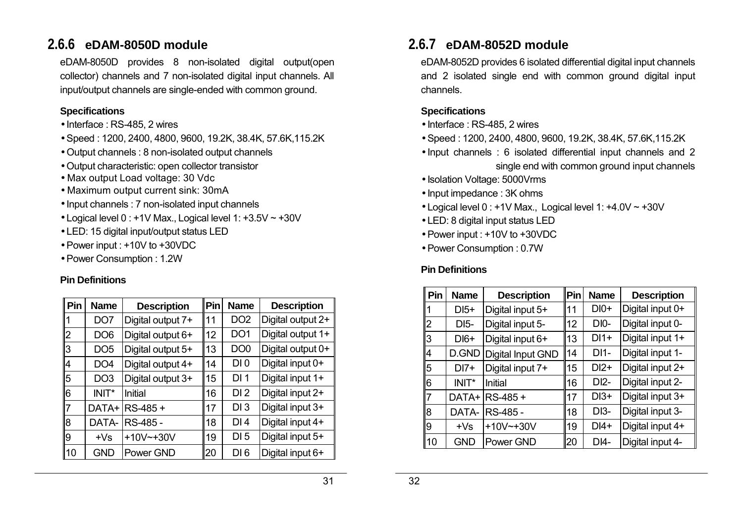## 2.6.6 eDAM-8050D module

eDAM-8050D provides 8 non-isolated digital output(open collector) channels and 7 non-isolated digital input channels. All input/output channels are single-ended with common ground.

**Specifications**

- Interface : RS-485, 2 wires
- Speed : 1200, 2400, 4800, 9600, 19.2K, 38.4K, 57.6K,115.2K
- Output channels : 8 non-isolated output channels
- Output characteristic: open collector transistor
- Max output Load voltage: 30 Vdc
- Maximum output current sink: 30mA
- Input channels : 7 non-isolated input channels
- Logical level 0 : +1V Max., Logical level 1: +3.5V ~ +30V
- LED: 15 digital input/output status LED
- Power input : +10V to +30VDC
- Power Consumption : 1.2W

**Pin Definitions**

| Pin | Name | Description | Pin | Name | Description |
|---|---|---|---|---|---|
| 1 | DO7 | Digital output 7+ | 11 | DO2 | Digital output 2+ |
| 2 | DO6 | Digital output 6+ | 12 | DO1 | Digital output 1+ |
| 3 | DO5 | Digital output 5+ | 13 | DO0 | Digital output 0+ |
| 4 | DO4 | Digital output 4+ | 14 | DI 0 | Digital input 0+ |
| 5 | DO3 | Digital output 3+ | 15 | DI 1 | Digital input 1+ |
| 6 | INIT* | Initial | 16 | DI 2 | Digital input 2+ |
| 7 | DATA+ | RS-485 + | 17 | DI 3 | Digital input 3+ |
| 8 | DATA- | RS-485 - | 18 | DI 4 | Digital input 4+ |
| 9 | +Vs | +10V~+30V | 19 | DI 5 | Digital input 5+ |
| 10 | GND | Power GND | 20 | DI 6 | Digital input 6+ |

## 2.6.7 eDAM-8052D module

eDAM-8052D provides 6 isolated differential digital input channels and 2 isolated single end with common ground digital input channels.

**Specifications**

- Interface : RS-485, 2 wires
- Speed : 1200, 2400, 4800, 9600, 19.2K, 38.4K, 57.6K,115.2K
- Input channels : 6 isolated differential input channels and 2 single end with common ground input channels
- Isolation Voltage: 5000Vrms
- Input impedance : 3K ohms
- Logical level 0 : +1V Max., Logical level 1: +4.0V ~ +30V
- LED: 8 digital input status LED
- Power input : +10V to +30VDC
- Power Consumption : 0.7W

**Pin Definitions**

| Pin | Name | Description | Pin | Name | Description |
|---|---|---|---|---|---|
| 1 | DI5+ | Digital input 5+ | 11 | DI0+ | Digital input 0+ |
| 2 | DI5- | Digital input 5- | 12 | DI0- | Digital input 0- |
| 3 | DI6+ | Digital input 6+ | 13 | DI1+ | Digital input 1+ |
| 4 | D.GND | Digital Input GND | 14 | DI1- | Digital input 1- |
| 5 | DI7+ | Digital input 7+ | 15 | DI2+ | Digital input 2+ |
| 6 | INIT* | Initial | 16 | DI2- | Digital input 2- |
| 7 | DATA+ | RS-485 + | 17 | DI3+ | Digital input 3+ |
| 8 | DATA- | RS-485 - | 18 | DI3- | Digital input 3- |
| 9 | +Vs | +10V~+30V | 19 | DI4+ | Digital input 4+ |
| 10 | GND | Power GND | 20 | DI4- | Digital input 4- |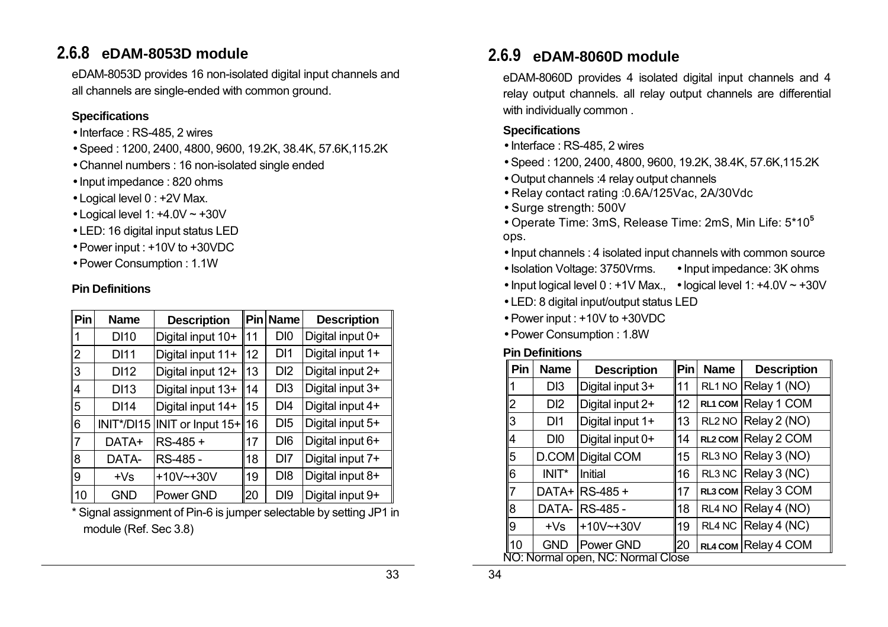## 2.6.8 eDAM-8053D module

eDAM-8053D provides 16 non-isolated digital input channels and all channels are single-ended with common ground.

**Specifications**

- Interface : RS-485, 2 wires
- Speed : 1200, 2400, 4800, 9600, 19.2K, 38.4K, 57.6K,115.2K
- Channel numbers : 16 non-isolated single ended
- Input impedance : 820 ohms
- Logical level 0 : +2V Max.
- Logical level 1: +4.0V ~ +30V
- LED: 16 digital input status LED
- Power input : +10V to +30VDC
- Power Consumption : 1.1W

**Pin Definitions**

| Pin | Name | Description | Pin | Name | Description |
|---|---|---|---|---|---|
| 1 | DI10 | Digital input 10+ | 11 | DI0 | Digital input 0+ |
| 2 | DI11 | Digital input 11+ | 12 | DI1 | Digital input 1+ |
| 3 | DI12 | Digital input 12+ | 13 | DI2 | Digital input 2+ |
| 4 | DI13 | Digital input 13+ | 14 | DI3 | Digital input 3+ |
| 5 | DI14 | Digital input 14+ | 15 | DI4 | Digital input 4+ |
| 6 | INIT*/DI15 | INIT or Input 15+ | 16 | DI5 | Digital input 5+ |
| 7 | DATA+ | RS-485 + | 17 | DI6 | Digital input 6+ |
| 8 | DATA- | RS-485 - | 18 | DI7 | Digital input 7+ |
| 9 | +Vs | +10V~+30V | 19 | DI8 | Digital input 8+ |
| 10 | GND | Power GND | 20 | DI9 | Digital input 9+ |

* Signal assignment of Pin-6 is jumper selectable by setting JP1 in module (Ref. Sec 3.8)

## 2.6.9 eDAM-8060D module

eDAM-8060D provides 4 isolated digital input channels and 4 relay output channels. all relay output channels are differential with individually common .

**Specifications**

- Interface : RS-485, 2 wires
- Speed : 1200, 2400, 4800, 9600, 19.2K, 38.4K, 57.6K,115.2K
- Output channels :4 relay output channels
- Relay contact rating :0.6A/125Vac, 2A/30Vdc
- Surge strength: 500V
- Operate Time: 3mS, Release Time: 2mS, Min Life: $5*10^5$ ops.
- Input channels : 4 isolated input channels with common source
- Isolation Voltage: 3750Vrms.
- Input impedance: 3K ohms
- Input logical level 0 : +1V Max.,
- logical level 1: +4.0V ~ +30V
- LED: 8 digital input/output status LED
- Power input : +10V to +30VDC
- Power Consumption : 1.8W

**Pin Definitions**

| Pin | Name | Description | Pin | Name | Description |
|---|---|---|---|---|---|
| 1 | DI3 | Digital input 3+ | 11 | RL1 NO | Relay 1 (NO) |
| 2 | DI2 | Digital input 2+ | 12 | **RL1 COM** | Relay 1 COM |
| 3 | DI1 | Digital input 1+ | 13 | RL2 NO | Relay 2 (NO) |
| 4 | DI0 | Digital input 0+ | 14 | **RL2 COM** | Relay 2 COM |
| 5 | D.COM | Digital COM | 15 | RL3 NO | Relay 3 (NO) |
| 6 | INIT* | Initial | 16 | RL3 NC | Relay 3 (NC) |
| 7 | DATA+ | RS-485 + | 17 | **RL3 COM** | Relay 3 COM |
| 8 | DATA- | RS-485 - | 18 | RL4 NO | Relay 4 (NO) |
| 9 | +Vs | +10V~+30V | 19 | RL4 NC | Relay 4 (NC) |
| 10 | GND | Power GND | 20 | **RL4 COM** | Relay 4 COM |

NO: Normal open, NC: Normal Close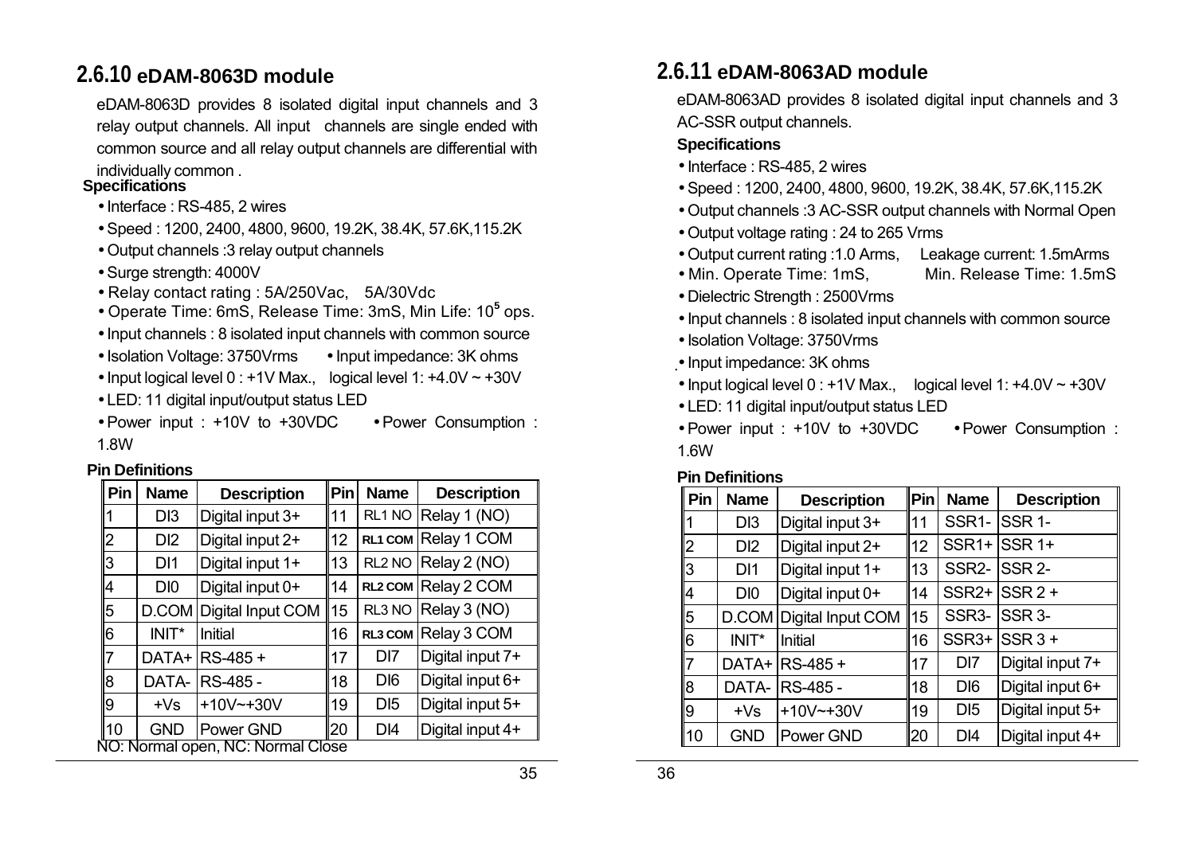## 2.6.10 eDAM-8063D module

eDAM-8063D provides 8 isolated digital input channels and 3 relay output channels. All input channels are single ended with common source and all relay output channels are differential with individually common .

**Specifications**

- Interface : RS-485, 2 wires
- Speed : 1200, 2400, 4800, 9600, 19.2K, 38.4K, 57.6K,115.2K
- Output channels :3 relay output channels
- Surge strength: 4000V
- Relay contact rating : 5A/250Vac, 5A/30Vdc
- Operate Time: 6mS, Release Time: 3mS, Min Life: $10^5$ ops.
- Input channels : 8 isolated input channels with common source
- Isolation Voltage: 3750Vrms
- Input impedance: 3K ohms
- Input logical level 0 : +1V Max., logical level 1: +4.0V ~ +30V
- LED: 11 digital input/output status LED
- Power input : +10V to +30VDC
- Power Consumption : 1.8W

**Pin Definitions**

| Pin | Name | Description | Pin | Name | Description |
|---|---|---|---|---|---|
| 1 | DI3 | Digital input 3+ | 11 | RL1 NO | Relay 1 (NO) |
| 2 | DI2 | Digital input 2+ | 12 | RL1 COM | Relay 1 COM |
| 3 | DI1 | Digital input 1+ | 13 | RL2 NO | Relay 2 (NO) |
| 4 | DI0 | Digital input 0+ | 14 | RL2 COM | Relay 2 COM |
| 5 | D.COM | Digital Input COM | 15 | RL3 NO | Relay 3 (NO) |
| 6 | INIT* | Initial | 16 | RL3 COM | Relay 3 COM |
| 7 | DATA+ | RS-485 + | 17 | DI7 | Digital input 7+ |
| 8 | DATA- | RS-485 - | 18 | DI6 | Digital input 6+ |
| 9 | +Vs | +10V~+30V | 19 | DI5 | Digital input 5+ |
| 10 | GND | Power GND | 20 | DI4 | Digital input 4+ |

NO: Normal open, NC: Normal Close

## 2.6.11 eDAM-8063AD module

eDAM-8063AD provides 8 isolated digital input channels and 3 AC-SSR output channels.

**Specifications**

- Interface : RS-485, 2 wires
- Speed : 1200, 2400, 4800, 9600, 19.2K, 38.4K, 57.6K,115.2K
- Output channels :3 AC-SSR output channels with Normal Open
- Output voltage rating : 24 to 265 Vrms
- Output current rating :1.0 Arms, Leakage current: 1.5mArms
- Min. Operate Time: 1mS, Min. Release Time: 1.5mS
- Dielectric Strength : 2500Vrms
- Input channels : 8 isolated input channels with common source
- Isolation Voltage: 3750Vrms
- Input impedance: 3K ohms
- Input logical level 0 : +1V Max., logical level 1: +4.0V ~ +30V
- LED: 11 digital input/output status LED
- Power input : +10V to +30VDC
- Power Consumption : 1.6W

**Pin Definitions**

| Pin | Name | Description | Pin | Name | Description |
|---|---|---|---|---|---|
| 1 | DI3 | Digital input 3+ | 11 | SSR1- | SSR 1- |
| 2 | DI2 | Digital input 2+ | 12 | SSR1+ | SSR 1+ |
| 3 | DI1 | Digital input 1+ | 13 | SSR2- | SSR 2- |
| 4 | DI0 | Digital input 0+ | 14 | SSR2+ | SSR 2 + |
| 5 | D.COM | Digital Input COM | 15 | SSR3- | SSR 3- |
| 6 | INIT* | Initial | 16 | SSR3+ | SSR 3 + |
| 7 | DATA+ | RS-485 + | 17 | DI7 | Digital input 7+ |
| 8 | DATA- | RS-485 - | 18 | DI6 | Digital input 6+ |
| 9 | +Vs | +10V~+30V | 19 | DI5 | Digital input 5+ |
| 10 | GND | Power GND | 20 | DI4 | Digital input 4+ |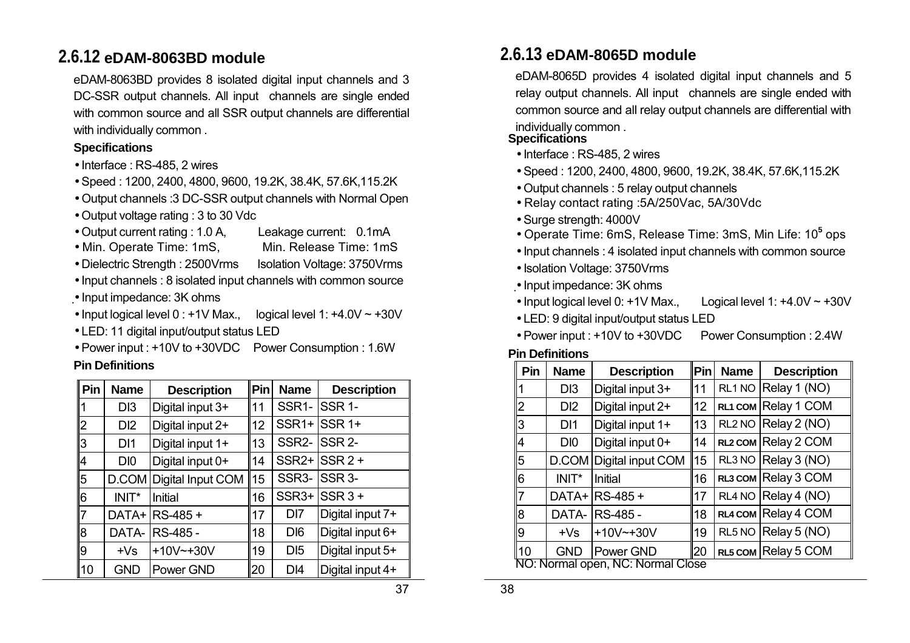## 2.6.12 eDAM-8063BD module

eDAM-8063BD provides 8 isolated digital input channels and 3 DC-SSR output channels. All input channels are single ended with common source and all SSR output channels are differential with individually common .

**Specifications**

- Interface : RS-485, 2 wires
- Speed : 1200, 2400, 4800, 9600, 19.2K, 38.4K, 57.6K,115.2K
- Output channels :3 DC-SSR output channels with Normal Open
- Output voltage rating : 3 to 30 Vdc
- Output current rating : 1.0 A, Leakage current: 0.1mA
- Min. Operate Time: 1mS, Min. Release Time: 1mS
- Dielectric Strength : 2500Vrms Isolation Voltage: 3750Vrms
- Input channels : 8 isolated input channels with common source
- Input impedance: 3K ohms
- Input logical level 0 : +1V Max., logical level 1: +4.0V ~ +30V
- LED: 11 digital input/output status LED
- Power input : +10V to +30VDC Power Consumption : 1.6W

**Pin Definitions**

| Pin | Name | Description | Pin | Name | Description |
|---|---|---|---|---|---|
| 1 | DI3 | Digital input 3+ | 11 | SSR1- | SSR 1- |
| 2 | DI2 | Digital input 2+ | 12 | SSR1+ | SSR 1+ |
| 3 | DI1 | Digital input 1+ | 13 | SSR2- | SSR 2- |
| 4 | DI0 | Digital input 0+ | 14 | SSR2+ | SSR 2 + |
| 5 | D.COM | Digital Input COM | 15 | SSR3- | SSR 3- |
| 6 | INIT* | Initial | 16 | SSR3+ | SSR 3 + |
| 7 | DATA+ | RS-485 + | 17 | DI7 | Digital input 7+ |
| 8 | DATA- | RS-485 - | 18 | DI6 | Digital input 6+ |
| 9 | +Vs | +10V~+30V | 19 | DI5 | Digital input 5+ |
| 10 | GND | Power GND | 20 | DI4 | Digital input 4+ |

## 2.6.13 eDAM-8065D module

eDAM-8065D provides 4 isolated digital input channels and 5 relay output channels. All input channels are single ended with common source and all relay output channels are differential with individually common .

**Specifications**

- Interface : RS-485, 2 wires
- Speed : 1200, 2400, 4800, 9600, 19.2K, 38.4K, 57.6K,115.2K
- Output channels : 5 relay output channels
- Relay contact rating :5A/250Vac, 5A/30Vdc
- Surge strength: 4000V
- Operate Time: 6mS, Release Time: 3mS, Min Life: $10^5$ ops
- Input channels : 4 isolated input channels with common source
- Isolation Voltage: 3750Vrms
- Input impedance: 3K ohms
- Input logical level 0: +1V Max., Logical level 1: +4.0V ~ +30V
- LED: 9 digital input/output status LED
- Power input : +10V to +30VDC Power Consumption : 2.4W

**Pin Definitions**

| Pin | Name | Description | Pin | Name | Description |
|---|---|---|---|---|---|
| 1 | DI3 | Digital input 3+ | 11 | RL1 NO | Relay 1 (NO) |
| 2 | DI2 | Digital input 2+ | 12 | RL1 COM | Relay 1 COM |
| 3 | DI1 | Digital input 1+ | 13 | RL2 NO | Relay 2 (NO) |
| 4 | DI0 | Digital input 0+ | 14 | RL2 COM | Relay 2 COM |
| 5 | D.COM | Digital input COM | 15 | RL3 NO | Relay 3 (NO) |
| 6 | INIT* | Initial | 16 | RL3 COM | Relay 3 COM |
| 7 | DATA+ | RS-485 + | 17 | RL4 NO | Relay 4 (NO) |
| 8 | DATA- | RS-485 - | 18 | RL4 COM | Relay 4 COM |
| 9 | +Vs | +10V~+30V | 19 | RL5 NO | Relay 5 (NO) |
| 10 | GND | Power GND | 20 | RL5 COM | Relay 5 COM |

NO: Normal open, NC: Normal Close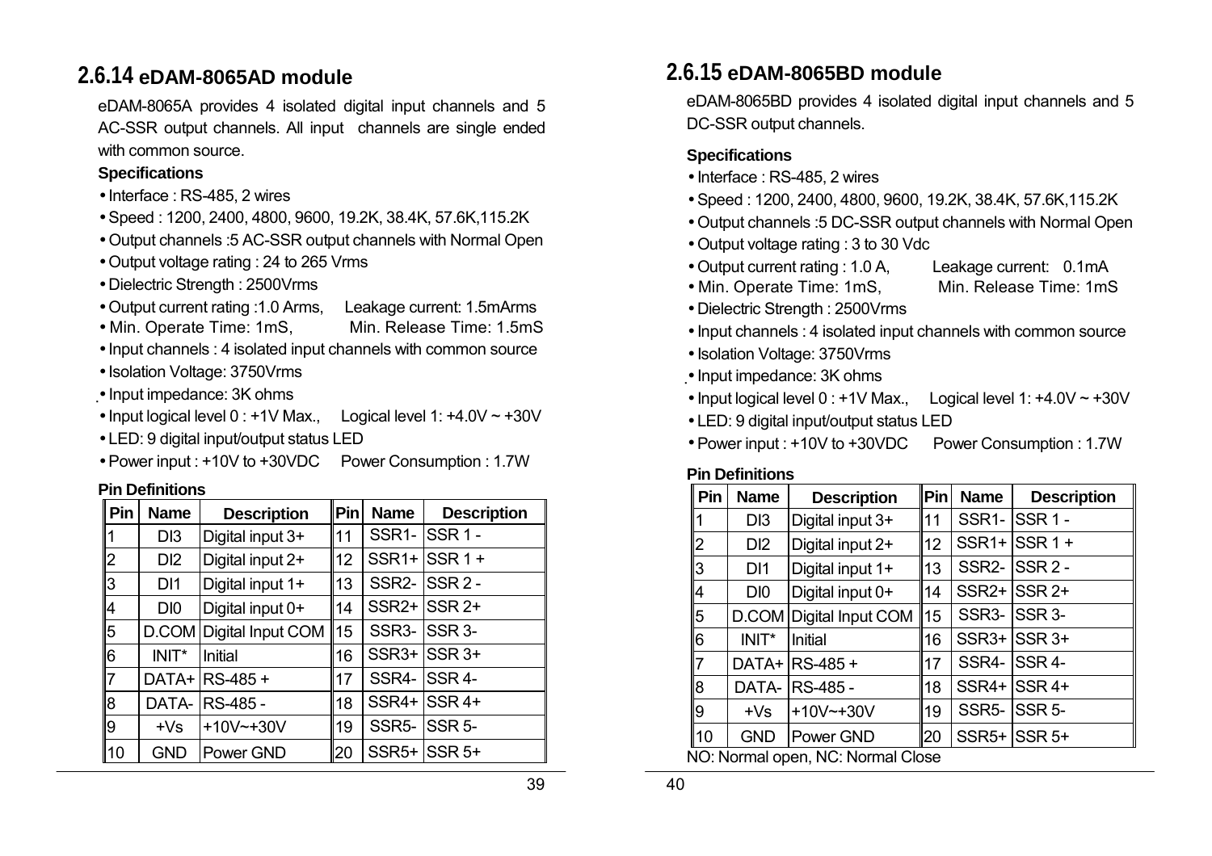## 2.6.14 eDAM-8065AD module

eDAM-8065A provides 4 isolated digital input channels and 5 AC-SSR output channels. All input channels are single ended with common source.

**Specifications**

- Interface : RS-485, 2 wires
- Speed : 1200, 2400, 4800, 9600, 19.2K, 38.4K, 57.6K,115.2K
- Output channels :5 AC-SSR output channels with Normal Open
- Output voltage rating : 24 to 265 Vrms
- Dielectric Strength : 2500Vrms
- Output current rating :1.0 Arms, Leakage current: 1.5mArms
- Min. Operate Time: 1mS, Min. Release Time: 1.5mS
- Input channels : 4 isolated input channels with common source
- Isolation Voltage: 3750Vrms
- Input impedance: 3K ohms
- Input logical level 0 : +1V Max., Logical level 1: +4.0V ~ +30V
- LED: 9 digital input/output status LED
- Power input : +10V to +30VDC Power Consumption : 1.7W

**Pin Definitions**

| Pin | Name | Description | Pin | Name | Description |
|---|---|---|---|---|---|
| 1 | DI3 | Digital input 3+ | 11 | SSR1- | SSR 1 - |
| 2 | DI2 | Digital input 2+ | 12 | SSR1+ | SSR 1 + |
| 3 | DI1 | Digital input 1+ | 13 | SSR2- | SSR 2 - |
| 4 | DI0 | Digital input 0+ | 14 | SSR2+ | SSR 2+ |
| 5 | D.COM | Digital Input COM | 15 | SSR3- | SSR 3- |
| 6 | INIT* | Initial | 16 | SSR3+ | SSR 3+ |
| 7 | DATA+ | RS-485 + | 17 | SSR4- | SSR 4- |
| 8 | DATA- | RS-485 - | 18 | SSR4+ | SSR 4+ |
| 9 | +Vs | +10V~+30V | 19 | SSR5- | SSR 5- |
| 10 | GND | Power GND | 20 | SSR5+ | SSR 5+ |

## 2.6.15 eDAM-8065BD module

eDAM-8065BD provides 4 isolated digital input channels and 5 DC-SSR output channels.

**Specifications**

- Interface : RS-485, 2 wires
- Speed : 1200, 2400, 4800, 9600, 19.2K, 38.4K, 57.6K,115.2K
- Output channels :5 DC-SSR output channels with Normal Open
- Output voltage rating : 3 to 30 Vdc
- Output current rating : 1.0 A, Leakage current: 0.1mA
- Min. Operate Time: 1mS, Min. Release Time: 1mS
- Dielectric Strength : 2500Vrms
- Input channels : 4 isolated input channels with common source
- Isolation Voltage: 3750Vrms
- Input impedance: 3K ohms
- Input logical level 0 : +1V Max., Logical level 1: +4.0V ~ +30V
- LED: 9 digital input/output status LED
- Power input : +10V to +30VDC Power Consumption : 1.7W

**Pin Definitions**

| Pin | Name | Description | Pin | Name | Description |
|---|---|---|---|---|---|
| 1 | DI3 | Digital input 3+ | 11 | SSR1- | SSR 1 - |
| 2 | DI2 | Digital input 2+ | 12 | SSR1+ | SSR 1 + |
| 3 | DI1 | Digital input 1+ | 13 | SSR2- | SSR 2 - |
| 4 | DI0 | Digital input 0+ | 14 | SSR2+ | SSR 2+ |
| 5 | D.COM | Digital Input COM | 15 | SSR3- | SSR 3- |
| 6 | INIT* | Initial | 16 | SSR3+ | SSR 3+ |
| 7 | DATA+ | RS-485 + | 17 | SSR4- | SSR 4- |
| 8 | DATA- | RS-485 - | 18 | SSR4+ | SSR 4+ |
| 9 | +Vs | +10V~+30V | 19 | SSR5- | SSR 5- |
| 10 | GND | Power GND | 20 | SSR5+ | SSR 5+ |

NO: Normal open, NC: Normal Close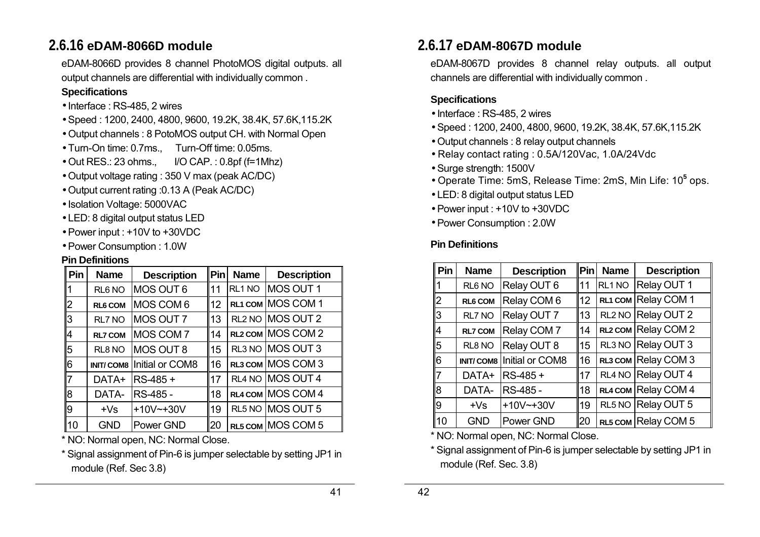## 2.6.16 eDAM-8066D module

eDAM-8066D provides 8 channel PhotoMOS digital outputs. all output channels are differential with individually common .

**Specifications**

- Interface : RS-485, 2 wires
- Speed : 1200, 2400, 4800, 9600, 19.2K, 38.4K, 57.6K,115.2K
- Output channels : 8 PotoMOS output CH. with Normal Open
- Turn-On time: 0.7ms., Turn-Off time: 0.05ms.
- Out RES.: 23 ohms., I/O CAP. : 0.8pf (f=1Mhz)
- Output voltage rating : 350 V max (peak AC/DC)
- Output current rating :0.13 A (Peak AC/DC)
- Isolation Voltage: 5000VAC
- LED: 8 digital output status LED
- Power input : +10V to +30VDC
- Power Consumption : 1.0W

**Pin Definitions**

| Pin | Name | Description | Pin | Name | Description |
|---|---|---|---|---|---|
| 1 | RL6 NO | MOS OUT 6 | 11 | RL1 NO | MOS OUT 1 |
| 2 | **RL6 COM** | MOS COM 6 | 12 | **RL1 COM** | MOS COM 1 |
| 3 | RL7 NO | MOS OUT 7 | 13 | RL2 NO | MOS OUT 2 |
| 4 | **RL7 COM** | MOS COM 7 | 14 | **RL2 COM** | MOS COM 2 |
| 5 | RL8 NO | MOS OUT 8 | 15 | RL3 NO | MOS OUT 3 |
| 6 | **INIT/ COM8** | Initial or COM8 | 16 | **RL3 COM** | MOS COM 3 |
| 7 | DATA+ | RS-485 + | 17 | RL4 NO | MOS OUT 4 |
| 8 | DATA- | RS-485 - | 18 | **RL4 COM** | MOS COM 4 |
| 9 | +Vs | +10V~+30V | 19 | RL5 NO | MOS OUT 5 |
| 10 | GND | Power GND | 20 | **RL5 COM** | MOS COM 5 |

* NO: Normal open, NC: Normal Close.

* Signal assignment of Pin-6 is jumper selectable by setting JP1 in module (Ref. Sec 3.8)

## 2.6.17 eDAM-8067D module

eDAM-8067D provides 8 channel relay outputs. all output channels are differential with individually common .

**Specifications**

- Interface : RS-485, 2 wires
- Speed : 1200, 2400, 4800, 9600, 19.2K, 38.4K, 57.6K,115.2K
- Output channels : 8 relay output channels
- Relay contact rating : 0.5A/120Vac, 1.0A/24Vdc
- Surge strength: 1500V
- Operate Time: 5mS, Release Time: 2mS, Min Life: $10^5$ ops.
- LED: 8 digital output status LED
- Power input : +10V to +30VDC
- Power Consumption : 2.0W

**Pin Definitions**

| Pin | Name | Description | Pin | Name | Description |
|---|---|---|---|---|---|
| 1 | RL6 NO | Relay OUT 6 | 11 | RL1 NO | Relay OUT 1 |
| 2 | **RL6 COM** | Relay COM 6 | 12 | **RL1 COM** | Relay COM 1 |
| 3 | RL7 NO | Relay OUT 7 | 13 | RL2 NO | Relay OUT 2 |
| 4 | **RL7 COM** | Relay COM 7 | 14 | **RL2 COM** | Relay COM 2 |
| 5 | RL8 NO | Relay OUT 8 | 15 | RL3 NO | Relay OUT 3 |
| 6 | **INIT/ COM8** | Initial or COM8 | 16 | **RL3 COM** | Relay COM 3 |
| 7 | DATA+ | RS-485 + | 17 | RL4 NO | Relay OUT 4 |
| 8 | DATA- | RS-485 - | 18 | **RL4 COM** | Relay COM 4 |
| 9 | +Vs | +10V~+30V | 19 | RL5 NO | Relay OUT 5 |
| 10 | GND | Power GND | 20 | **RL5 COM** | Relay COM 5 |

* NO: Normal open, NC: Normal Close.

* Signal assignment of Pin-6 is jumper selectable by setting JP1 in module (Ref. Sec. 3.8)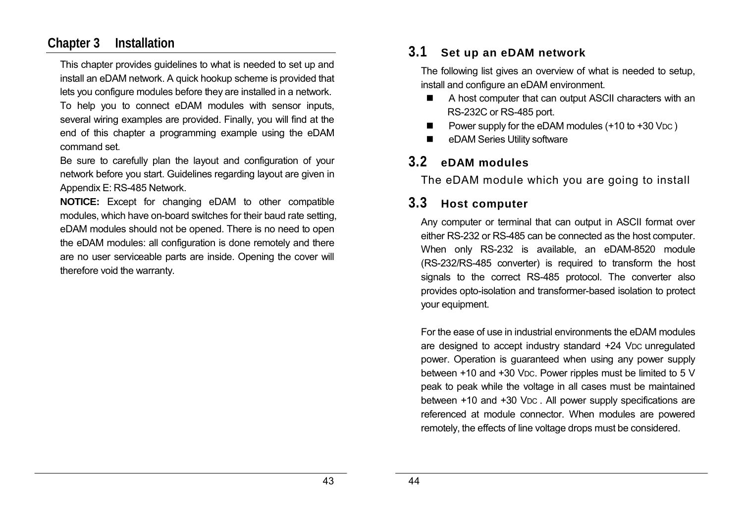# Chapter 3 Installation

This chapter provides guidelines to what is needed to set up and install an eDAM network. A quick hookup scheme is provided that lets you configure modules before they are installed in a network.

To help you to connect eDAM modules with sensor inputs, several wiring examples are provided. Finally, you will find at the end of this chapter a programming example using the eDAM command set.

Be sure to carefully plan the layout and configuration of your network before you start. Guidelines regarding layout are given in Appendix E: RS-485 Network.

**NOTICE:** Except for changing eDAM to other compatible modules, which have on-board switches for their baud rate setting, eDAM modules should not be opened. There is no need to open the eDAM modules: all configuration is done remotely and there are no user serviceable parts are inside. Opening the cover will therefore void the warranty.

## 3.1 Set up an eDAM network

The following list gives an overview of what is needed to setup, install and configure an eDAM environment.

- A host computer that can output ASCII characters with an RS-232C or RS-485 port.
- Power supply for the eDAM modules (+10 to +30 VDC )
- eDAM Series Utility software

## 3.2 eDAM modules

The eDAM module which you are going to install

## 3.3 Host computer

Any computer or terminal that can output in ASCII format over either RS-232 or RS-485 can be connected as the host computer. When only RS-232 is available, an eDAM-8520 module (RS-232/RS-485 converter) is required to transform the host signals to the correct RS-485 protocol. The converter also provides opto-isolation and transformer-based isolation to protect your equipment.

For the ease of use in industrial environments the eDAM modules are designed to accept industry standard +24 VDC unregulated power. Operation is guaranteed when using any power supply between +10 and +30 VDC. Power ripples must be limited to 5 V peak to peak while the voltage in all cases must be maintained between +10 and +30 VDC . All power supply specifications are referenced at module connector. When modules are powered remotely, the effects of line voltage drops must be considered.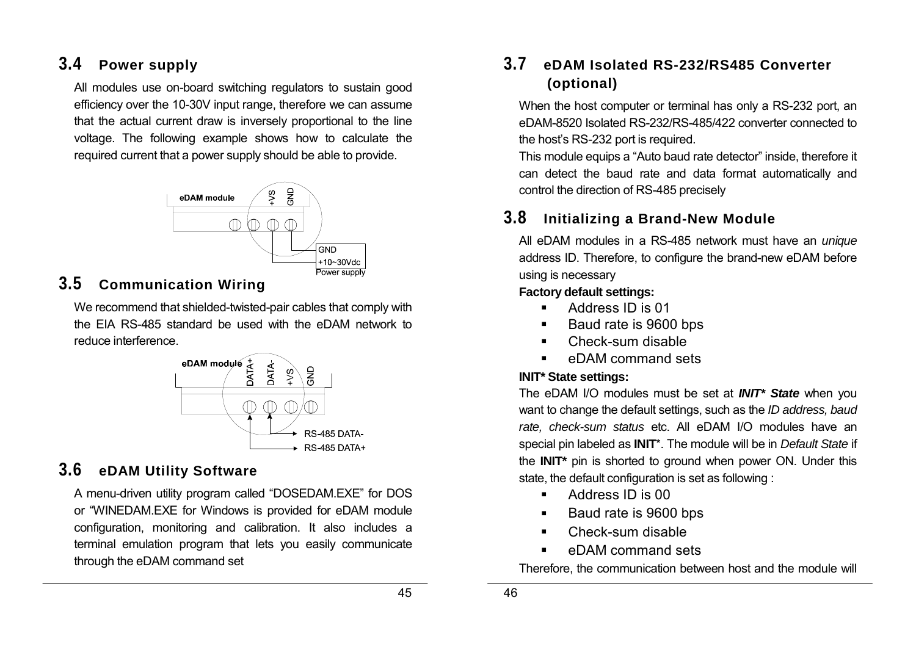## 3.4 Power supply

All modules use on-board switching regulators to sustain good efficiency over the 10-30V input range, therefore we can assume that the actual current draw is inversely proportional to the line voltage. The following example shows how to calculate the required current that a power supply should be able to provide.

eDAM module +VS GND

GND
+10~30Vdc
Power supply

## 3.5 Communication Wiring

We recommend that shielded-twisted-pair cables that comply with the EIA RS-485 standard be used with the eDAM network to reduce interference.

eDAM module DATA+ DATA- +VS GND

RS-485 DATA-
RS-485 DATA+

## 3.6 eDAM Utility Software

A menu-driven utility program called "DOSEDAM.EXE" for DOS or "WINEDAM.EXE for Windows is provided for eDAM module configuration, monitoring and calibration. It also includes a terminal emulation program that lets you easily communicate through the eDAM command set

## 3.7 eDAM Isolated RS-232/RS485 Converter (optional)

When the host computer or terminal has only a RS-232 port, an eDAM-8520 Isolated RS-232/RS-485/422 converter connected to the host's RS-232 port is required.

This module equips a "Auto baud rate detector" inside, therefore it can detect the baud rate and data format automatically and control the direction of RS-485 precisely

## 3.8 Initializing a Brand-New Module

All eDAM modules in a RS-485 network must have an *unique* address ID. Therefore, to configure the brand-new eDAM before using is necessary

**Factory default settings:**

- Address ID is 01
- Baud rate is 9600 bps
- Check-sum disable
- eDAM command sets

**INIT* State settings:**

The eDAM I/O modules must be set at ***INIT* State*** when you want to change the default settings, such as the *ID address, baud rate, check-sum status* etc. All eDAM I/O modules have an special pin labeled as **INIT***. The module will be in *Default State* if the **INIT*** pin is shorted to ground when power ON. Under this state, the default configuration is set as following :

- Address ID is 00
- Baud rate is 9600 bps
- Check-sum disable
- eDAM command sets

Therefore, the communication between host and the module will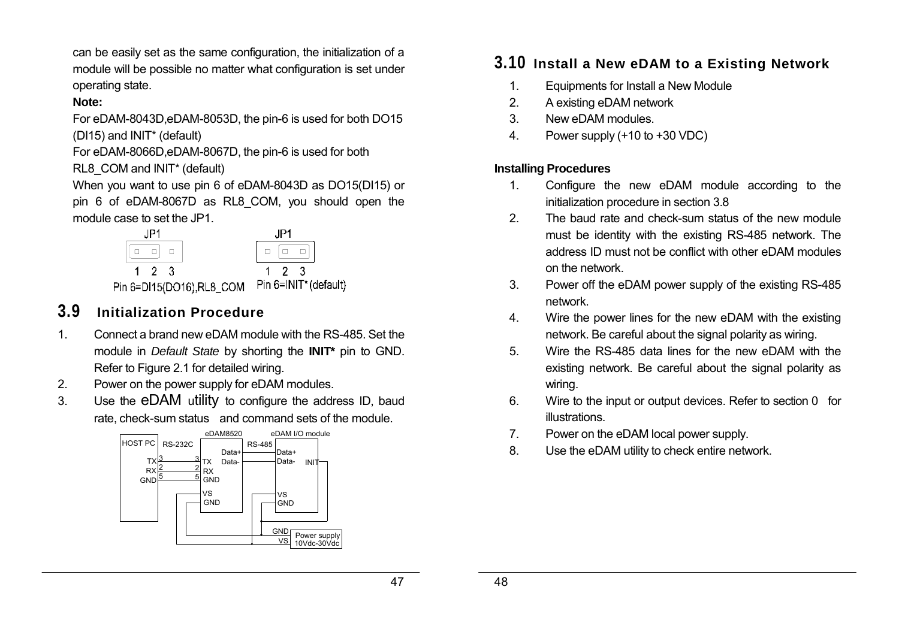can be easily set as the same configuration, the initialization of a module will be possible no matter what configuration is set under operating state.

**Note:**

For eDAM-8043D,eDAM-8053D, the pin-6 is used for both DO15 (DI15) and INIT* (default)

For eDAM-8066D,eDAM-8067D, the pin-6 is used for both RL8_COM and INIT* (default)

When you want to use pin 6 of eDAM-8043D as DO15(DI15) or pin 6 of eDAM-8067D as RL8_COM, you should open the module case to set the JP1.

JP1 1 2 3 — Pin 6=DI15(DO16),RL8_COM

JP1 1 2 3 — Pin 6=INIT* (default)

## 3.9 Initialization Procedure

1. Connect a brand new eDAM module with the RS-485. Set the module in *Default State* by shorting the **INIT*** pin to GND. Refer to Figure 2.1 for detailed wiring.
2. Power on the power supply for eDAM modules.
3. Use the eDAM utility to configure the address ID, baud rate, check-sum status and command sets of the module.

## 3.10 Install a New eDAM to a Existing Network

1. Equipments for Install a New Module
2. A existing eDAM network
3. New eDAM modules.
4. Power supply (+10 to +30 VDC)

**Installing Procedures**

1. Configure the new eDAM module according to the initialization procedure in section 3.8
2. The baud rate and check-sum status of the new module must be identity with the existing RS-485 network. The address ID must not be conflict with other eDAM modules on the network.
3. Power off the eDAM power supply of the existing RS-485 network.
4. Wire the power lines for the new eDAM with the existing network. Be careful about the signal polarity as wiring.
5. Wire the RS-485 data lines for the new eDAM with the existing network. Be careful about the signal polarity as wiring.
6. Wire to the input or output devices. Refer to section 0 for illustrations.
7. Power on the eDAM local power supply.
8. Use the eDAM utility to check entire network.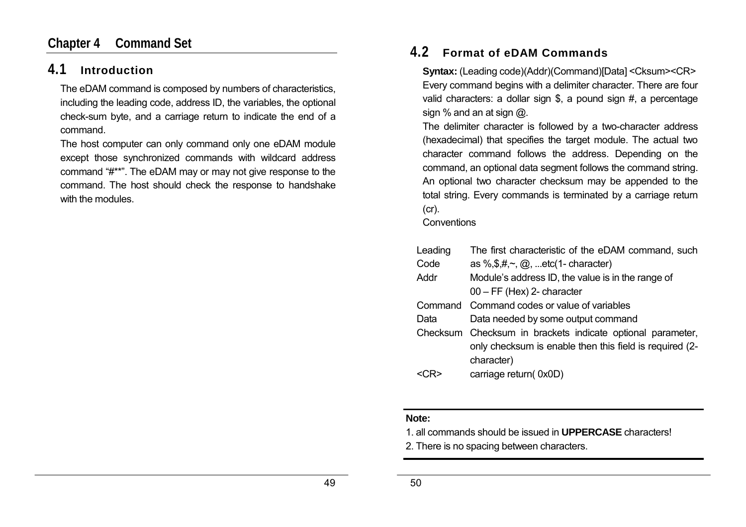# Chapter 4 Command Set

## 4.1 Introduction

The eDAM command is composed by numbers of characteristics, including the leading code, address ID, the variables, the optional check-sum byte, and a carriage return to indicate the end of a command.

The host computer can only command only one eDAM module except those synchronized commands with wildcard address command "#**". The eDAM may or may not give response to the command. The host should check the response to handshake with the modules.

## 4.2 Format of eDAM Commands

**Syntax:** (Leading code)(Addr)(Command)[Data] <Cksum><CR>

Every command begins with a delimiter character. There are four valid characters: a dollar sign $, a pound sign #, a percentage sign % and an at sign @.

The delimiter character is followed by a two-character address (hexadecimal) that specifies the target module. The actual two character command follows the address. Depending on the command, an optional data segment follows the command string. An optional two character checksum may be appended to the total string. Every commands is terminated by a carriage return (cr).

Conventions

| | |
|---|---|
| Leading Code | The first characteristic of the eDAM command, such as %,$,#,~, @, ...etc(1- character) |
| Addr | Module's address ID, the value is in the range of 00 – FF (Hex) 2- character |
| Command | Command codes or value of variables |
| Data | Data needed by some output command |
| Checksum | Checksum in brackets indicate optional parameter, only checksum is enable then this field is required (2-character) |
| <CR> | carriage return( 0x0D) |

**Note:**

1. all commands should be issued in **UPPERCASE** characters!
2. There is no spacing between characters.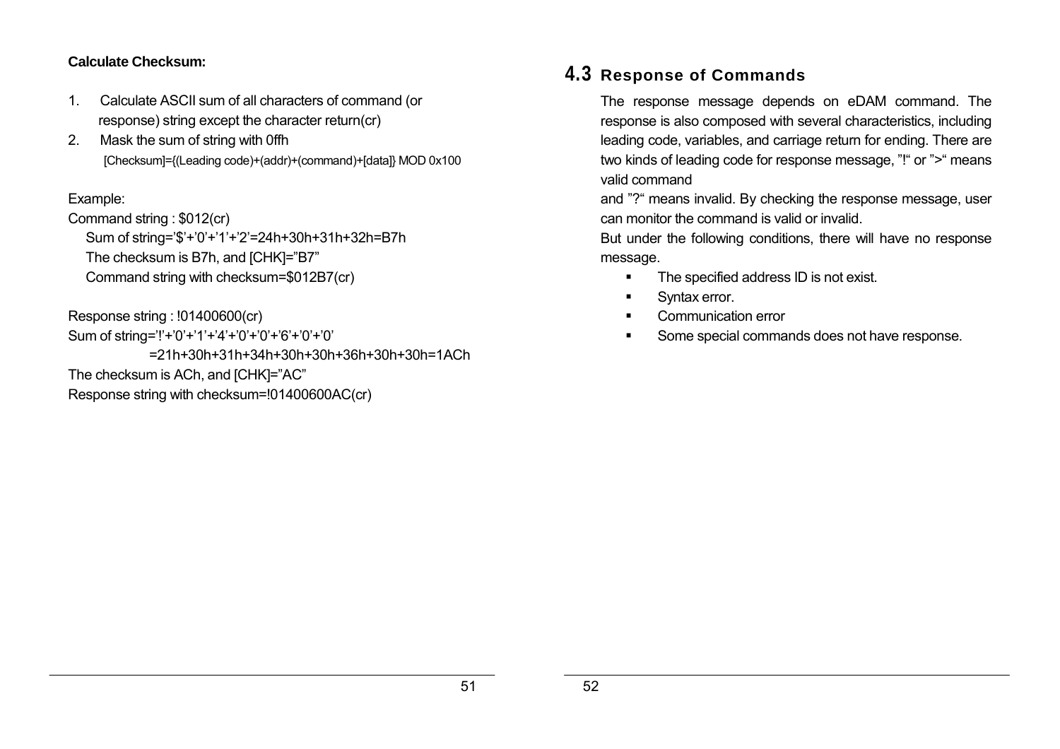**Calculate Checksum:**

1. Calculate ASCII sum of all characters of command (or response) string except the character return(cr)
2. Mask the sum of string with 0ffh
   [Checksum]={(Leading code)+(addr)+(command)+[data]} MOD 0x100

Example:

Command string : $012(cr)

Sum of string='$'+'0'+'1'+'2'=24h+30h+31h+32h=B7h

The checksum is B7h, and [CHK]="B7"

Command string with checksum=$012B7(cr)

Response string : !01400600(cr)

Sum of string='!'+'0'+'1'+'4'+'0'+'0'+'6'+'0'+'0'

=21h+30h+31h+34h+30h+30h+36h+30h+30h=1ACh

The checksum is ACh, and [CHK]="AC"

Response string with checksum=!01400600AC(cr)

## 4.3 Response of Commands

The response message depends on eDAM command. The response is also composed with several characteristics, including leading code, variables, and carriage return for ending. There are two kinds of leading code for response message, "!" or ">" means valid command

and "?" means invalid. By checking the response message, user can monitor the command is valid or invalid.

But under the following conditions, there will have no response message.

- The specified address ID is not exist.
- Syntax error.
- Communication error
- Some special commands does not have response.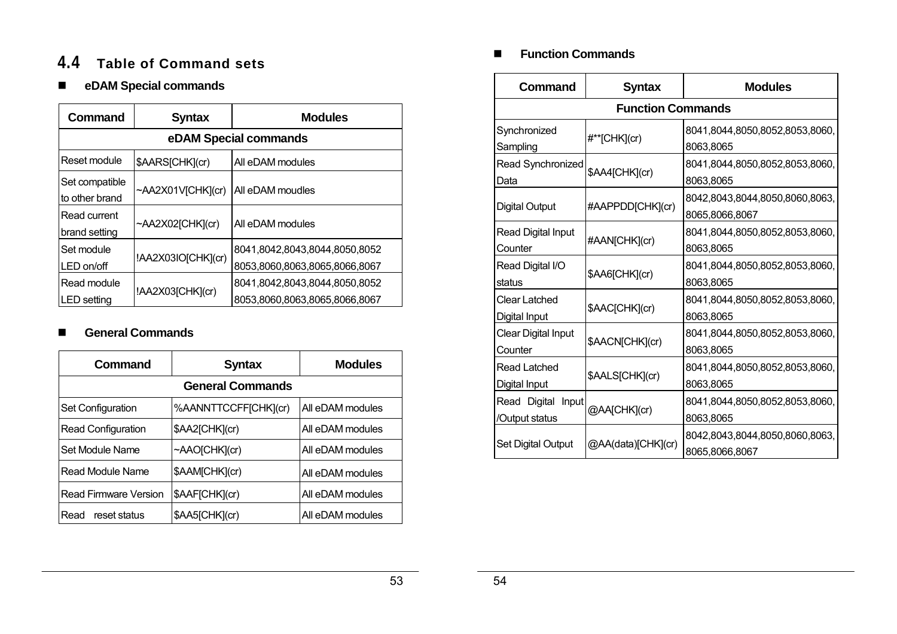## 4.4 Table of Command sets

### eDAM Special commands

| Command | Syntax | Modules |
|---|---|---|
| **eDAM Special commands** | | |
| Reset module | $AARS[CHK](cr) | All eDAM modules |
| Set compatible to other brand | ~AA2X01V[CHK](cr) | All eDAM moudles |
| Read current brand setting | ~AA2X02[CHK](cr) | All eDAM modules |
| Set module LED on/off | !AA2X03IO[CHK](cr) | 8041,8042,8043,8044,8050,8052 8053,8060,8063,8065,8066,8067 |
| Read module LED setting | !AA2X03[CHK](cr) | 8041,8042,8043,8044,8050,8052 8053,8060,8063,8065,8066,8067 |

### General Commands

| Command | Syntax | Modules |
|---|---|---|
| **General Commands** | | |
| Set Configuration | %AANNTTCCFF[CHK](cr) | All eDAM modules |
| Read Configuration | $AA2[CHK](cr) | All eDAM modules |
| Set Module Name | ~AAO[CHK](cr) | All eDAM modules |
| Read Module Name | $AAM[CHK](cr) | All eDAM modules |
| Read Firmware Version | $AAF[CHK](cr) | All eDAM modules |
| Read reset status | $AA5[CHK](cr) | All eDAM modules |

### Function Commands

| Command | Syntax | Modules |
|---|---|---|
| **Function Commands** | | |
| Synchronized Sampling | #**[CHK](cr) | 8041,8044,8050,8052,8053,8060, 8063,8065 |
| Read Synchronized Data | $AA4[CHK](cr) | 8041,8044,8050,8052,8053,8060, 8063,8065 |
| Digital Output | #AAPPDD[CHK](cr) | 8042,8043,8044,8050,8060,8063, 8065,8066,8067 |
| Read Digital Input Counter | #AAN[CHK](cr) | 8041,8044,8050,8052,8053,8060, 8063,8065 |
| Read Digital I/O status | $AA6[CHK](cr) | 8041,8044,8050,8052,8053,8060, 8063,8065 |
| Clear Latched Digital Input | $AAC[CHK](cr) | 8041,8044,8050,8052,8053,8060, 8063,8065 |
| Clear Digital Input Counter | $AACN[CHK](cr) | 8041,8044,8050,8052,8053,8060, 8063,8065 |
| Read Latched Digital Input | $AALS[CHK](cr) | 8041,8044,8050,8052,8053,8060, 8063,8065 |
| Read Digital Input /Output status | @AA[CHK](cr) | 8041,8044,8050,8052,8053,8060, 8063,8065 |
| Set Digital Output | @AA(data)[CHK](cr) | 8042,8043,8044,8050,8060,8063, 8065,8066,8067 |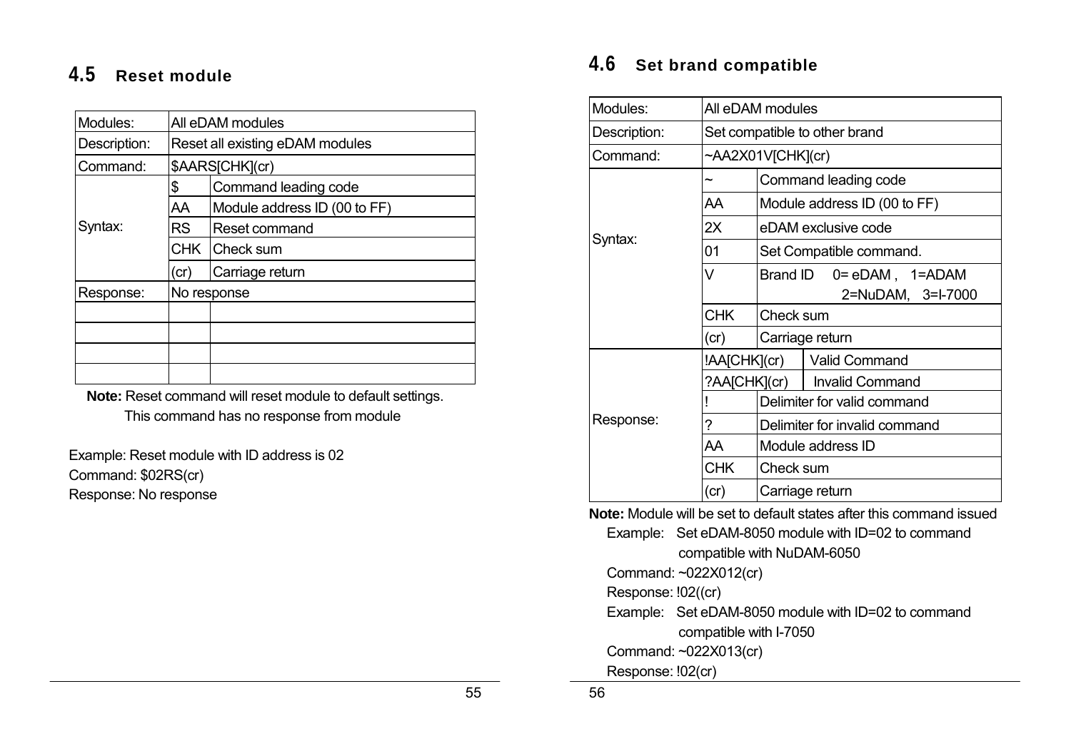## 4.5 Reset module

| | | |
|---|---|---|
| Modules: | All eDAM modules | |
| Description: | Reset all existing eDAM modules | |
| Command: | $AARS[CHK](cr) | |
| Syntax: | $ | Command leading code |
| | AA | Module address ID (00 to FF) |
| | RS | Reset command |
| | CHK | Check sum |
| | (cr) | Carriage return |
| Response: | No response | |
| | | |
| | | |
| | | |
| | | |

**Note:** Reset command will reset module to default settings.
This command has no response from module

Example: Reset module with ID address is 02
Command: $02RS(cr)
Response: No response

## 4.6 Set brand compatible

| | | |
|---|---|---|
| Modules: | All eDAM modules | |
| Description: | Set compatible to other brand | |
| Command: | ~AA2X01V[CHK](cr) | |
| Syntax: | ~ | Command leading code |
| | AA | Module address ID (00 to FF) |
| | 2X | eDAM exclusive code |
| | 01 | Set Compatible command. |
| | V | Brand ID 0= eDAM , 1=ADAM 2=NuDAM, 3=I-7000 |
| | CHK | Check sum |
| | (cr) | Carriage return |
| Response: | !AA[CHK](cr) | Valid Command |
| | ?AA[CHK](cr) | Invalid Command |
| | ! | Delimiter for valid command |
| | ? | Delimiter for invalid command |
| | AA | Module address ID |
| | CHK | Check sum |
| | (cr) | Carriage return |

**Note:** Module will be set to default states after this command issued

Example: Set eDAM-8050 module with ID=02 to command compatible with NuDAM-6050
Command: ~022X012(cr)
Response: !02((cr)

Example: Set eDAM-8050 module with ID=02 to command compatible with I-7050
Command: ~022X013(cr)
Response: !02(cr)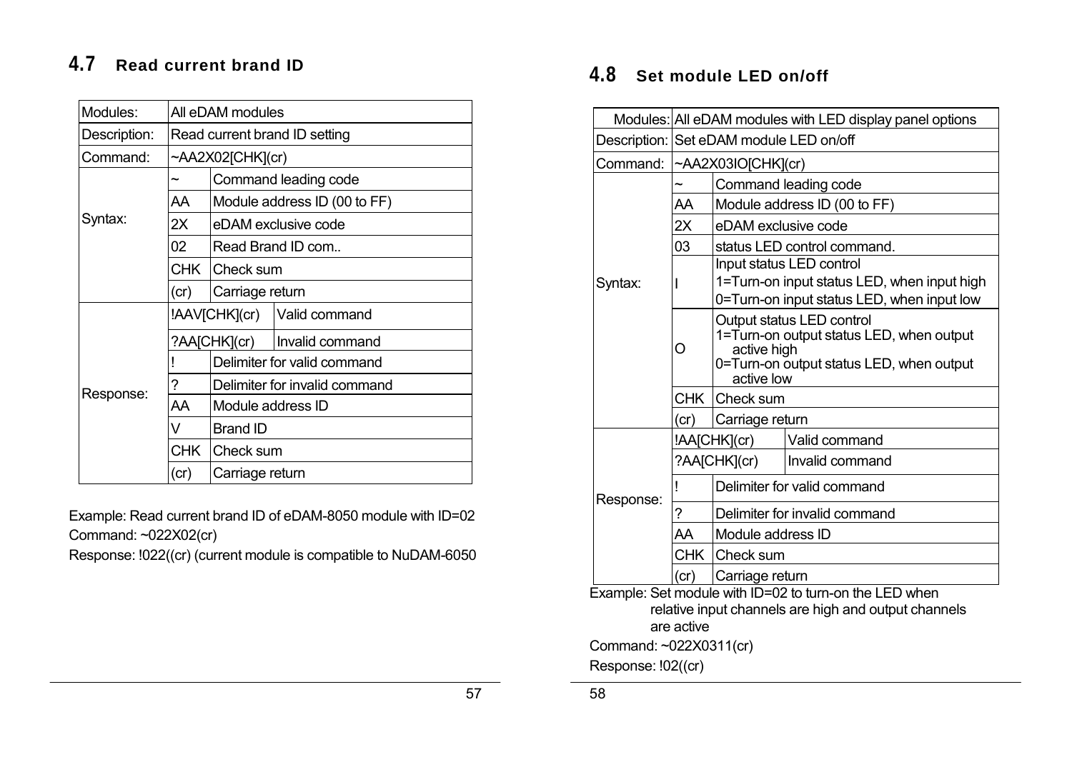## 4.7 Read current brand ID

| Modules: | All eDAM modules | | |
|---|---|---|---|
| Description: | Read current brand ID setting | | |
| Command: | ~AA2X02[CHK](cr) | | |
| Syntax: | ~ | Command leading code | |
| | AA | Module address ID (00 to FF) | |
| | 2X | eDAM exclusive code | |
| | 02 | Read Brand ID com.. | |
| | CHK | Check sum | |
| | (cr) | Carriage return | |
| Response: | !AAV[CHK](cr) | | Valid command |
| | ?AA[CHK](cr) | | Invalid command |
| | ! | Delimiter for valid command | |
| | ? | Delimiter for invalid command | |
| | AA | Module address ID | |
| | V | Brand ID | |
| | CHK | Check sum | |
| | (cr) | Carriage return | |

Example: Read current brand ID of eDAM-8050 module with ID=02

Command: ~022X02(cr)

Response: !022((cr) (current module is compatible to NuDAM-6050

## 4.8 Set module LED on/off

| Modules: | All eDAM modules with LED display panel options | | |
|---|---|---|---|
| Description: | Set eDAM module LED on/off | | |
| Command: | ~AA2X03IO[CHK](cr) | | |
| Syntax: | ~ | Command leading code | |
| | AA | Module address ID (00 to FF) | |
| | 2X | eDAM exclusive code | |
| | 03 | status LED control command. | |
| | I | Input status LED control<br>1=Turn-on input status LED, when input high<br>0=Turn-on input status LED, when input low | |
| | O | Output status LED control<br>1=Turn-on output status LED, when output active high<br>0=Turn-on output status LED, when output active low | |
| | CHK | Check sum | |
| | (cr) | Carriage return | |
| Response: | !AA[CHK](cr) | | Valid command |
| | ?AA[CHK](cr) | | Invalid command |
| | ! | Delimiter for valid command | |
| | ? | Delimiter for invalid command | |
| | AA | Module address ID | |
| | CHK | Check sum | |
| | (cr) | Carriage return | |

Example: Set module with ID=02 to turn-on the LED when relative input channels are high and output channels are active

Command: ~022X0311(cr)

Response: !02((cr)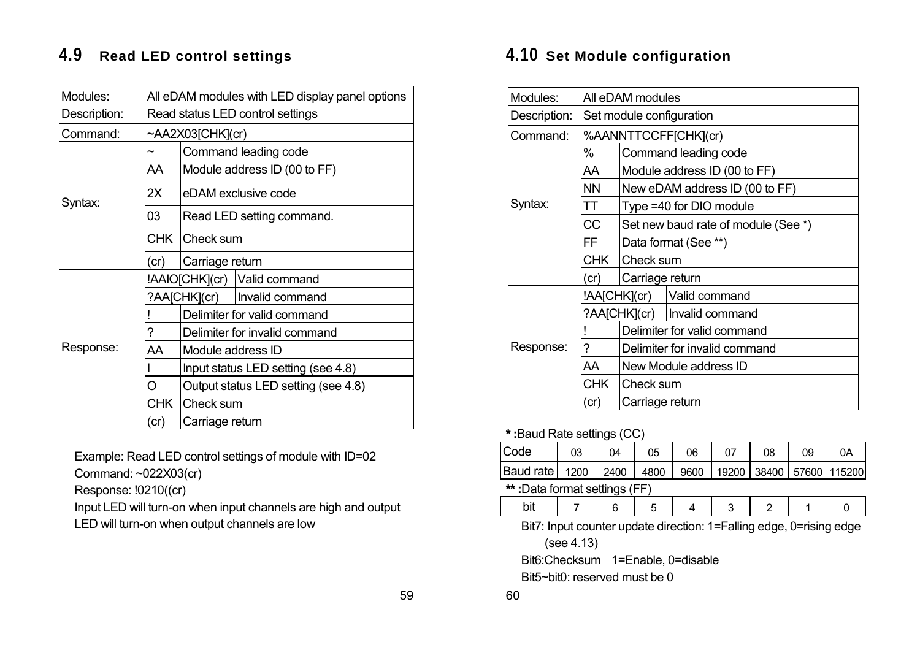## 4.9 Read LED control settings

| Modules: | All eDAM modules with LED display panel options | |
|---|---|---|
| Description: | Read status LED control settings | |
| Command: | ~AA2X03[CHK](cr) | |
| Syntax: | ~ | Command leading code |
| | AA | Module address ID (00 to FF) |
| | 2X | eDAM exclusive code |
| | 03 | Read LED setting command. |
| | CHK | Check sum |
| | (cr) | Carriage return |
| Response: | !AAIO[CHK](cr) | Valid command |
| | ?AA[CHK](cr) | Invalid command |
| | ! | Delimiter for valid command |
| | ? | Delimiter for invalid command |
| | AA | Module address ID |
| | I | Input status LED setting (see 4.8) |
| | O | Output status LED setting (see 4.8) |
| | CHK | Check sum |
| | (cr) | Carriage return |

Example: Read LED control settings of module with ID=02

Command: ~022X03(cr)

Response: !0210((cr)

Input LED will turn-on when input channels are high and output LED will turn-on when output channels are low

## 4.10 Set Module configuration

| Modules: | All eDAM modules | |
|---|---|---|
| Description: | Set module configuration | |
| Command: | %AANNTTCCFF[CHK](cr) | |
| Syntax: | % | Command leading code |
| | AA | Module address ID (00 to FF) |
| | NN | New eDAM address ID (00 to FF) |
| | TT | Type =40 for DIO module |
| | CC | Set new baud rate of module (See *) |
| | FF | Data format (See **) |
| | CHK | Check sum |
| | (cr) | Carriage return |
| Response: | !AA[CHK](cr) | Valid command |
| | ?AA[CHK](cr) | Invalid command |
| | ! | Delimiter for valid command |
| | ? | Delimiter for invalid command |
| | AA | New Module address ID |
| | CHK | Check sum |
| | (cr) | Carriage return |

**\* :**Baud Rate settings (CC)

| Code | 03 | 04 | 05 | 06 | 07 | 08 | 09 | 0A |
|---|---|---|---|---|---|---|---|---|
| Baud rate | 1200 | 2400 | 4800 | 9600 | 19200 | 38400 | 57600 | 115200 |

**\*\* :**Data format settings (FF)

| bit | 7 | 6 | 5 | 4 | 3 | 2 | 1 | 0 |
|---|---|---|---|---|---|---|---|---|

Bit7: Input counter update direction: 1=Falling edge, 0=rising edge (see 4.13)

Bit6:Checksum 1=Enable, 0=disable

Bit5~bit0: reserved must be 0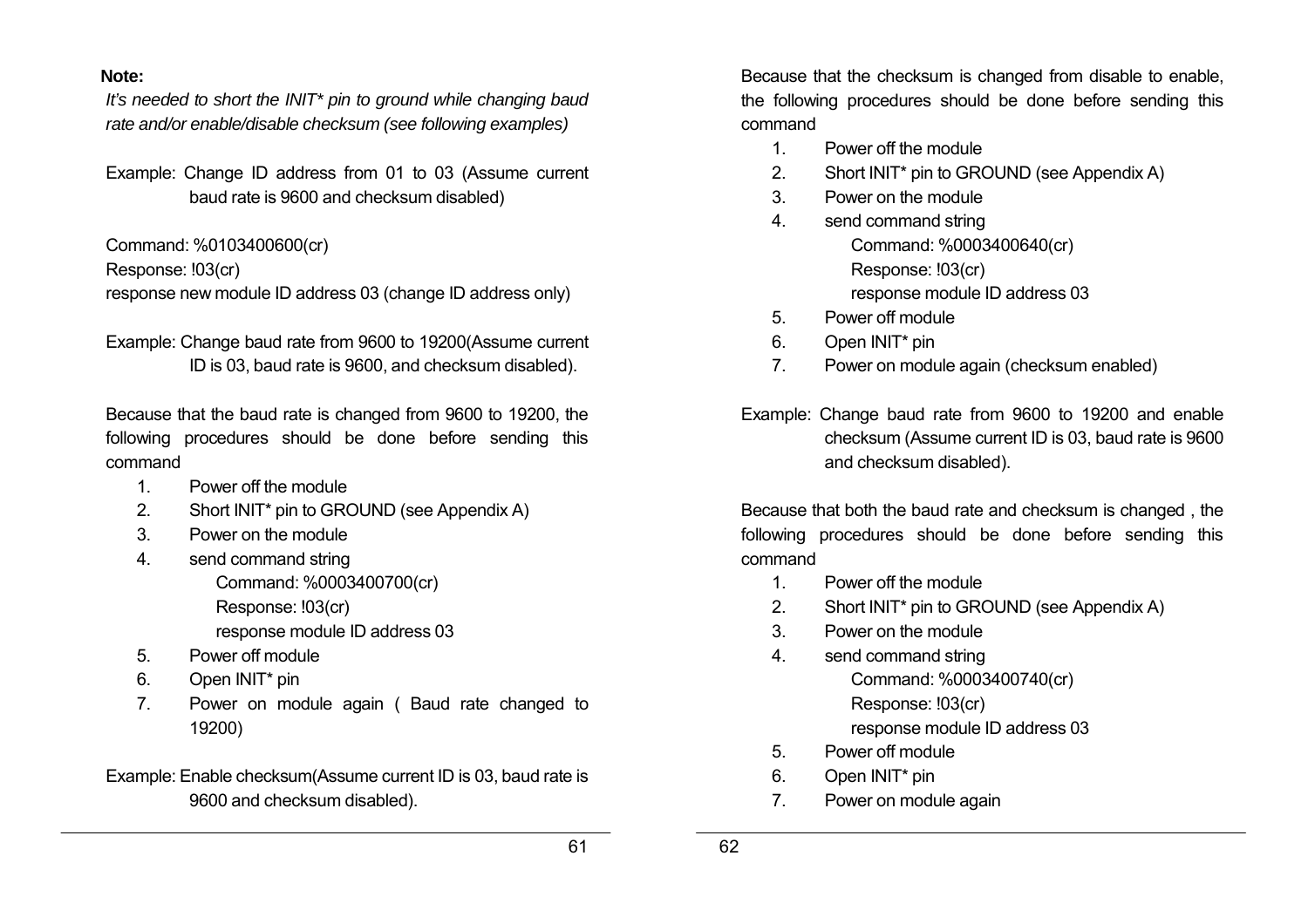**Note:**

*It's needed to short the INIT* pin to ground while changing baud rate and/or enable/disable checksum (see following examples)*

Example: Change ID address from 01 to 03 (Assume current baud rate is 9600 and checksum disabled)

Command: %0103400600(cr)
Response: !03(cr)
response new module ID address 03 (change ID address only)

Example: Change baud rate from 9600 to 19200(Assume current ID is 03, baud rate is 9600, and checksum disabled).

Because that the baud rate is changed from 9600 to 19200, the following procedures should be done before sending this command

1. Power off the module
2. Short INIT* pin to GROUND (see Appendix A)
3. Power on the module
4. send command string
   Command: %0003400700(cr)
   Response: !03(cr)
   response module ID address 03
5. Power off module
6. Open INIT* pin
7. Power on module again ( Baud rate changed to 19200)

Example: Enable checksum(Assume current ID is 03, baud rate is 9600 and checksum disabled).

Because that the checksum is changed from disable to enable, the following procedures should be done before sending this command

1. Power off the module
2. Short INIT* pin to GROUND (see Appendix A)
3. Power on the module
4. send command string
   Command: %0003400640(cr)
   Response: !03(cr)
   response module ID address 03
5. Power off module
6. Open INIT* pin
7. Power on module again (checksum enabled)

Example: Change baud rate from 9600 to 19200 and enable checksum (Assume current ID is 03, baud rate is 9600 and checksum disabled).

Because that both the baud rate and checksum is changed , the following procedures should be done before sending this command

1. Power off the module
2. Short INIT* pin to GROUND (see Appendix A)
3. Power on the module
4. send command string
   Command: %0003400740(cr)
   Response: !03(cr)
   response module ID address 03
5. Power off module
6. Open INIT* pin
7. Power on module again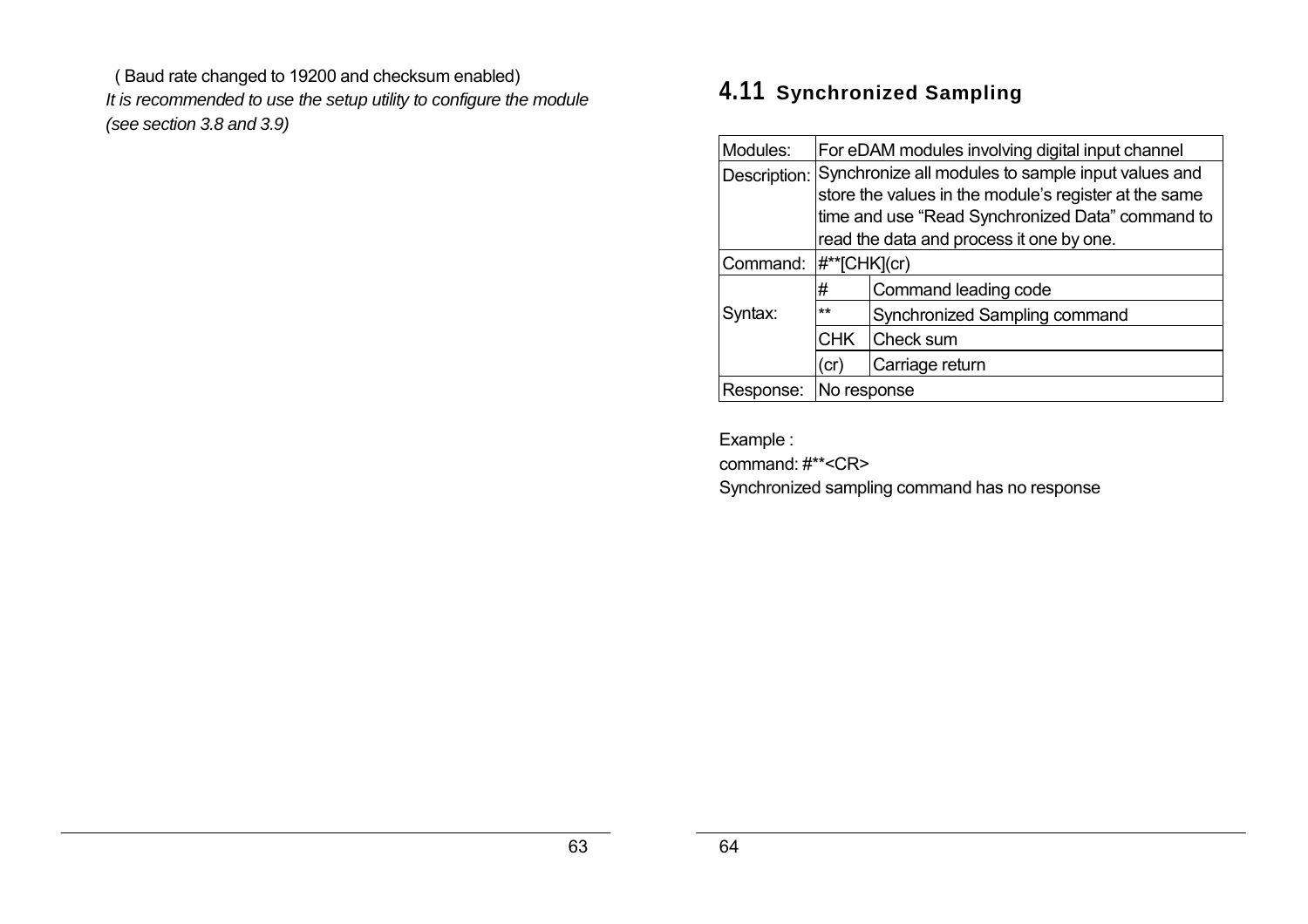( Baud rate changed to 19200 and checksum enabled)

*It is recommended to use the setup utility to configure the module (see section 3.8 and 3.9)*

## 4.11 Synchronized Sampling

| | | |
|---|---|---|
| Modules: | For eDAM modules involving digital input channel | |
| Description: | Synchronize all modules to sample input values and store the values in the module's register at the same time and use "Read Synchronized Data" command to read the data and process it one by one. | |
| Command: | #**[CHK](cr) | |
| Syntax: | # | Command leading code |
| | ** | Synchronized Sampling command |
| | CHK | Check sum |
| | (cr) | Carriage return |
| Response: | No response | |

Example :

command: #**<CR>

Synchronized sampling command has no response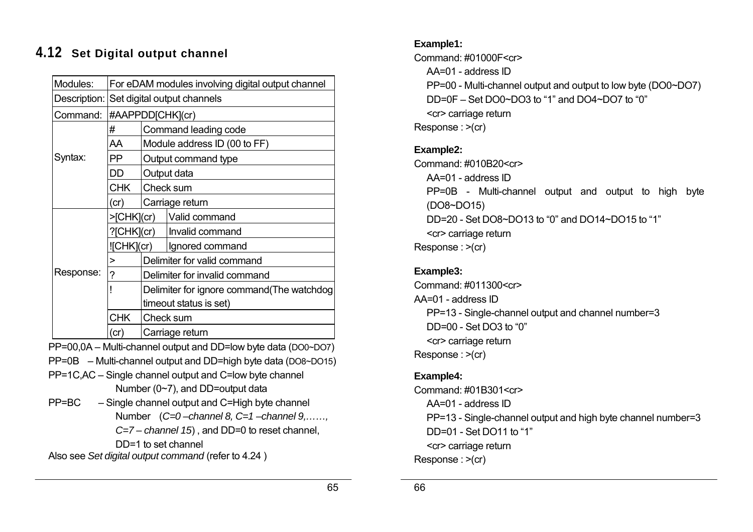## 4.12 Set Digital output channel

| Modules: | For eDAM modules involving digital output channel | |
|---|---|---|
| Description: | Set digital output channels | |
| Command: | #AAPPDD[CHK](cr) | |
| Syntax: | # | Command leading code |
| | AA | Module address ID (00 to FF) |
| | PP | Output command type |
| | DD | Output data |
| | CHK | Check sum |
| | (cr) | Carriage return |
| Response: | >[CHK](cr) | Valid command |
| | ?[CHK](cr) | Invalid command |
| | ![CHK](cr) | Ignored command |
| | > | Delimiter for valid command |
| | ? | Delimiter for invalid command |
| | ! | Delimiter for ignore command(The watchdog timeout status is set) |
| | CHK | Check sum |
| | (cr) | Carriage return |

PP=00,0A – Multi-channel output and DD=low byte data (DO0~DO7)

PP=0B – Multi-channel output and DD=high byte data (DO8~DO15)

PP=1C,AC – Single channel output and C=low byte channel Number (0~7), and DD=output data

PP=BC – Single channel output and C=High byte channel Number (*C=0 –channel 8, C=1 –channel 9,……, C=7 – channel 15*) , and DD=0 to reset channel, DD=1 to set channel

Also see *Set digital output command* (refer to 4.24 )

**Example1:**

Command: #01000F<cr>

AA=01 - address ID

PP=00 - Multi-channel output and output to low byte (DO0~DO7)

DD=0F – Set DO0~DO3 to "1" and DO4~DO7 to "0"

<cr> carriage return

Response : >(cr)

**Example2:**

Command: #010B20<cr>

AA=01 - address ID

PP=0B - Multi-channel output and output to high byte (DO8~DO15)

DD=20 - Set DO8~DO13 to "0" and DO14~DO15 to "1"

<cr> carriage return

Response : >(cr)

**Example3:**

Command: #011300<cr>

AA=01 - address ID

PP=13 - Single-channel output and channel number=3

DD=00 - Set DO3 to "0"

<cr> carriage return

Response : >(cr)

**Example4:**

Command: #01B301<cr>

AA=01 - address ID

PP=13 - Single-channel output and high byte channel number=3

DD=01 - Set DO11 to "1"

<cr> carriage return

Response : >(cr)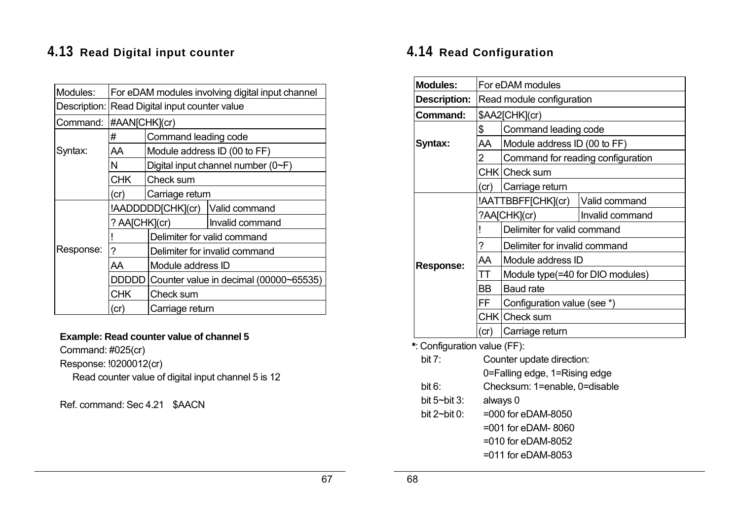## 4.13 Read Digital input counter

| Modules: | For eDAM modules involving digital input channel | |
|---|---|---|
| Description: | Read Digital input counter value | |
| Command: | #AAN[CHK](cr) | |
| Syntax: | # | Command leading code |
| | AA | Module address ID (00 to FF) |
| | N | Digital input channel number (0~F) |
| | CHK | Check sum |
| | (cr) | Carriage return |
| Response: | !AADDDDD[CHK](cr) | Valid command |
| | ? AA[CHK](cr) | Invalid command |
| | ! | Delimiter for valid command |
| | ? | Delimiter for invalid command |
| | AA | Module address ID |
| | DDDDD | Counter value in decimal (00000~65535) |
| | CHK | Check sum |
| | (cr) | Carriage return |

**Example: Read counter value of channel 5**

Command: #025(cr)

Response: !0200012(cr)

Read counter value of digital input channel 5 is 12

Ref. command: Sec 4.21 $AACN

## 4.14 Read Configuration

| **Modules:** | For eDAM modules | |
|---|---|---|
| **Description:** | Read module configuration | |
| **Command:** | $AA2[CHK](cr) | |
| **Syntax:** | $ | Command leading code |
| | AA | Module address ID (00 to FF) |
| | 2 | Command for reading configuration |
| | CHK | Check sum |
| | (cr) | Carriage return |
| **Response:** | !AATTBBFF[CHK](cr) | Valid command |
| | ?AA[CHK](cr) | Invalid command |
| | ! | Delimiter for valid command |
| | ? | Delimiter for invalid command |
| | AA | Module address ID |
| | TT | Module type(=40 for DIO modules) |
| | BB | Baud rate |
| | FF | Configuration value (see *) |
| | CHK | Check sum |
| | (cr) | Carriage return |

**\***: Configuration value (FF):

- bit 7: Counter update direction: 0=Falling edge, 1=Rising edge
- bit 6: Checksum: 1=enable, 0=disable
- bit 5~bit 3: always 0
- bit 2~bit 0:
  - =000 for eDAM-8050
  - =001 for eDAM- 8060
  - =010 for eDAM-8052
  - =011 for eDAM-8053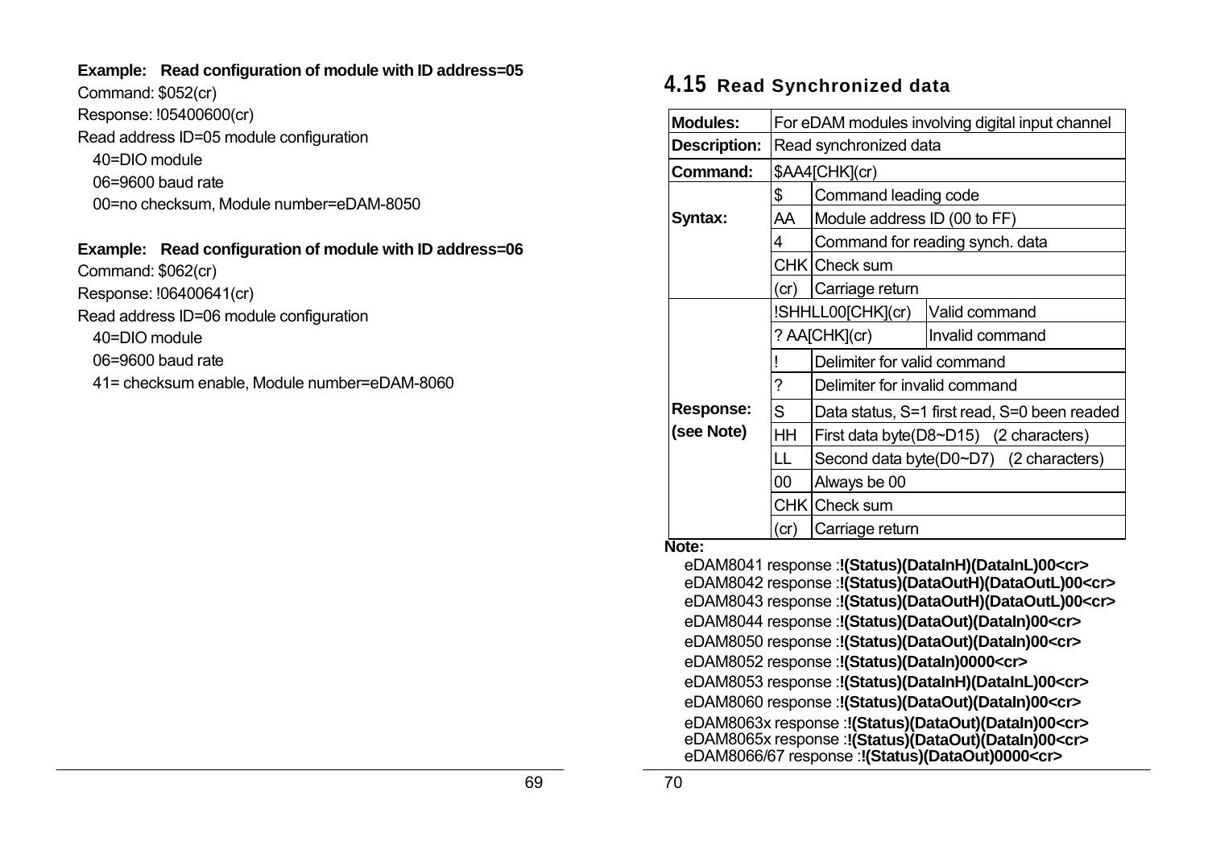**Example: Read configuration of module with ID address=05**

Command: $052(cr)

Response: !05400600(cr)

Read address ID=05 module configuration

40=DIO module

06=9600 baud rate

00=no checksum, Module number=eDAM-8050

**Example: Read configuration of module with ID address=06**

Command: $062(cr)

Response: !06400641(cr)

Read address ID=06 module configuration

40=DIO module

06=9600 baud rate

41= checksum enable, Module number=eDAM-8060

## 4.15 Read Synchronized data

| | | | |
|---|---|---|---|
| **Modules:** | For eDAM modules involving digital input channel | | |
| **Description:** | Read synchronized data | | |
| **Command:** | $AA4[CHK](cr) | | |
| **Syntax:** | $ | Command leading code | |
| | AA | Module address ID (00 to FF) | |
| | 4 | Command for reading synch. data | |
| | CHK | Check sum | |
| | (cr) | Carriage return | |
| **Response: (see Note)** | !SHHLL00[CHK](cr) | | Valid command |
| | ? AA[CHK](cr) | | Invalid command |
| | ! | Delimiter for valid command | |
| | ? | Delimiter for invalid command | |
| | S | Data status, S=1 first read, S=0 been readed | |
| | HH | First data byte(D8~D15) (2 characters) | |
| | LL | Second data byte(D0~D7) (2 characters) | |
| | 00 | Always be 00 | |
| | CHK | Check sum | |
| | (cr) | Carriage return | |

**Note:**

eDAM8041 response :**!(Status)(DataInH)(DataInL)00<cr>**
eDAM8042 response :**!(Status)(DataOutH)(DataOutL)00<cr>**
eDAM8043 response :**!(Status)(DataOutH)(DataOutL)00<cr>**
eDAM8044 response :**!(Status)(DataOut)(DataIn)00<cr>**
eDAM8050 response :**!(Status)(DataOut)(DataIn)00<cr>**
eDAM8052 response :**!(Status)(DataIn)0000<cr>**
eDAM8053 response :**!(Status)(DataInH)(DataInL)00<cr>**
eDAM8060 response :**!(Status)(DataOut)(DataIn)00<cr>**
eDAM8063x response :**!(Status)(DataOut)(DataIn)00<cr>**
eDAM8065x response :**!(Status)(DataOut)(DataIn)00<cr>**
eDAM8066/67 response :**!(Status)(DataOut)0000<cr>**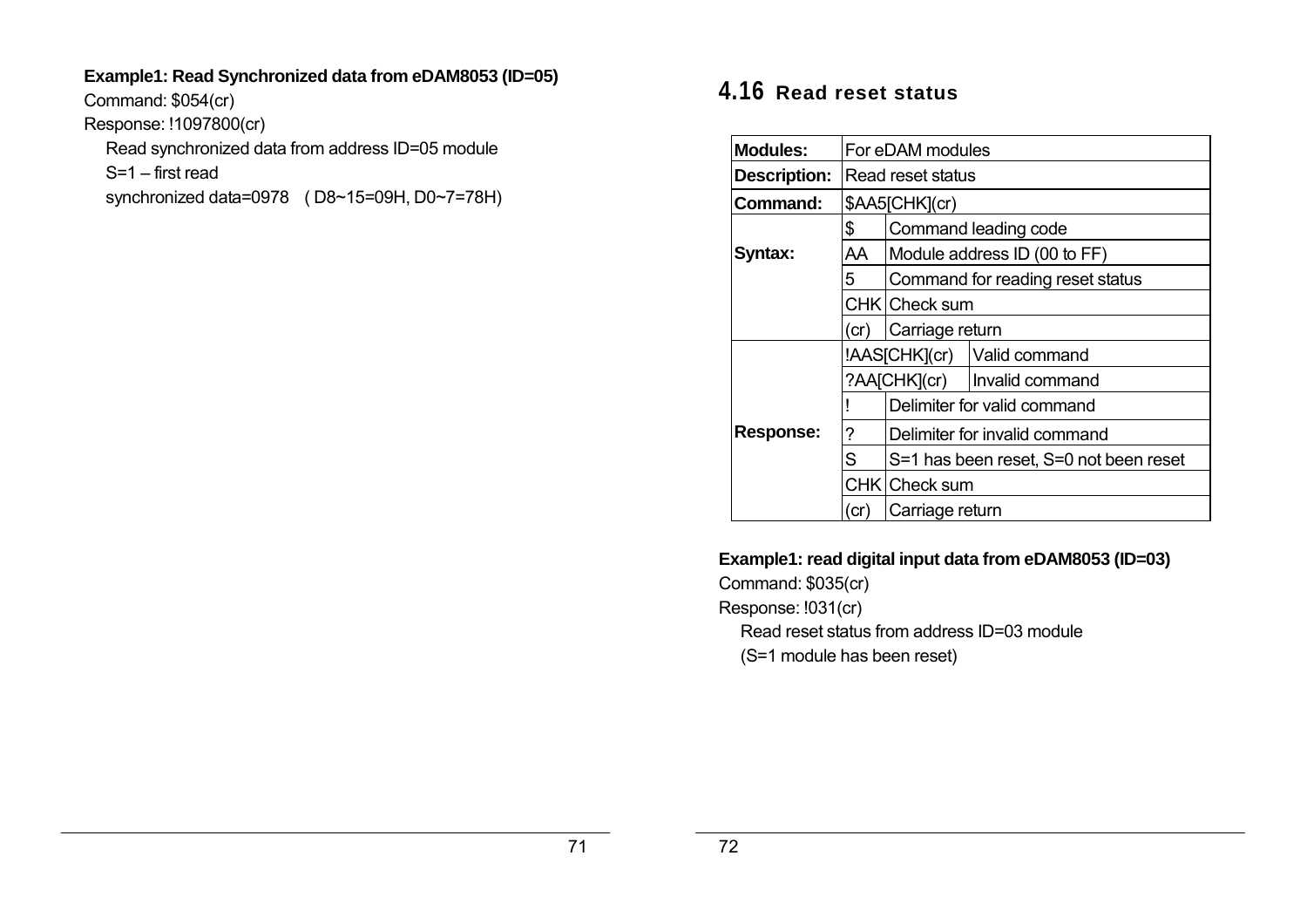**Example1: Read Synchronized data from eDAM8053 (ID=05)**

Command: $054(cr)

Response: !1097800(cr)

Read synchronized data from address ID=05 module

S=1 – first read

synchronized data=0978 ( D8~15=09H, D0~7=78H)

## 4.16 Read reset status

| | | | |
|---|---|---|---|
| **Modules:** | For eDAM modules | | |
| **Description:** | Read reset status | | |
| **Command:** | $AA5[CHK](cr) | | |
| **Syntax:** | $ | Command leading code | |
| | AA | Module address ID (00 to FF) | |
| | 5 | Command for reading reset status | |
| | CHK | Check sum | |
| | (cr) | Carriage return | |
| **Response:** | !AAS[CHK](cr) | | Valid command |
| | ?AA[CHK](cr) | | Invalid command |
| | ! | Delimiter for valid command | |
| | ? | Delimiter for invalid command | |
| | S | S=1 has been reset, S=0 not been reset | |
| | CHK | Check sum | |
| | (cr) | Carriage return | |

**Example1: read digital input data from eDAM8053 (ID=03)**

Command: $035(cr)

Response: !031(cr)

Read reset status from address ID=03 module

(S=1 module has been reset)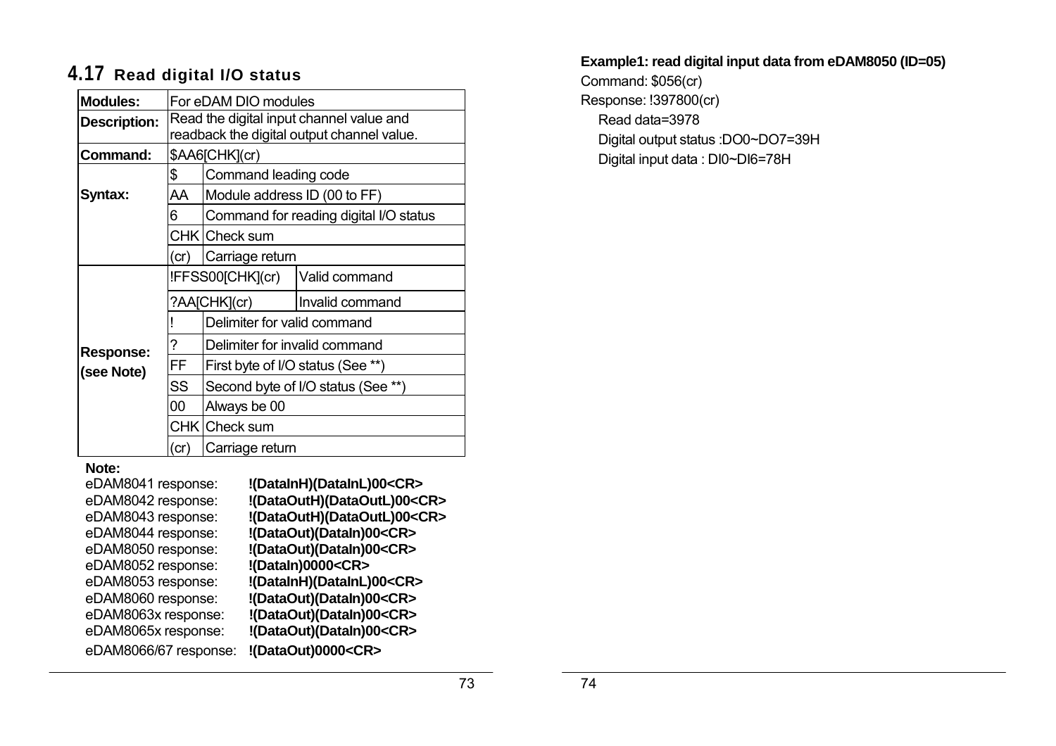## 4.17 Read digital I/O status

| | | | |
|---|---|---|---|
| **Modules:** | For eDAM DIO modules | | |
| **Description:** | Read the digital input channel value and readback the digital output channel value. | | |
| **Command:** | $AA6[CHK](cr) | | |
| **Syntax:** | $ | Command leading code | |
| | AA | Module address ID (00 to FF) | |
| | 6 | Command for reading digital I/O status | |
| | CHK | Check sum | |
| | (cr) | Carriage return | |
| **Response: (see Note)** | !FFSS00[CHK](cr) | | Valid command |
| | ?AA[CHK](cr) | | Invalid command |
| | ! | Delimiter for valid command | |
| | ? | Delimiter for invalid command | |
| | FF | First byte of I/O status (See **) | |
| | SS | Second byte of I/O status (See **) | |
| | 00 | Always be 00 | |
| | CHK | Check sum | |
| | (cr) | Carriage return | |

**Note:**

| | |
|---|---|
| eDAM8041 response: | **!(DataInH)(DataInL)00<CR>** |
| eDAM8042 response: | **!(DataOutH)(DataOutL)00<CR>** |
| eDAM8043 response: | **!(DataOutH)(DataOutL)00<CR>** |
| eDAM8044 response: | **!(DataOut)(DataIn)00<CR>** |
| eDAM8050 response: | **!(DataOut)(DataIn)00<CR>** |
| eDAM8052 response: | **!(DataIn)0000<CR>** |
| eDAM8053 response: | **!(DataInH)(DataInL)00<CR>** |
| eDAM8060 response: | **!(DataOut)(DataIn)00<CR>** |
| eDAM8063x response: | **!(DataOut)(DataIn)00<CR>** |
| eDAM8065x response: | **!(DataOut)(DataIn)00<CR>** |
| eDAM8066/67 response: | **!(DataOut)0000<CR>** |

**Example1: read digital input data from eDAM8050 (ID=05)**

Command: $056(cr)

Response: !397800(cr)

Read data=3978

Digital output status :DO0~DO7=39H

Digital input data : DI0~DI6=78H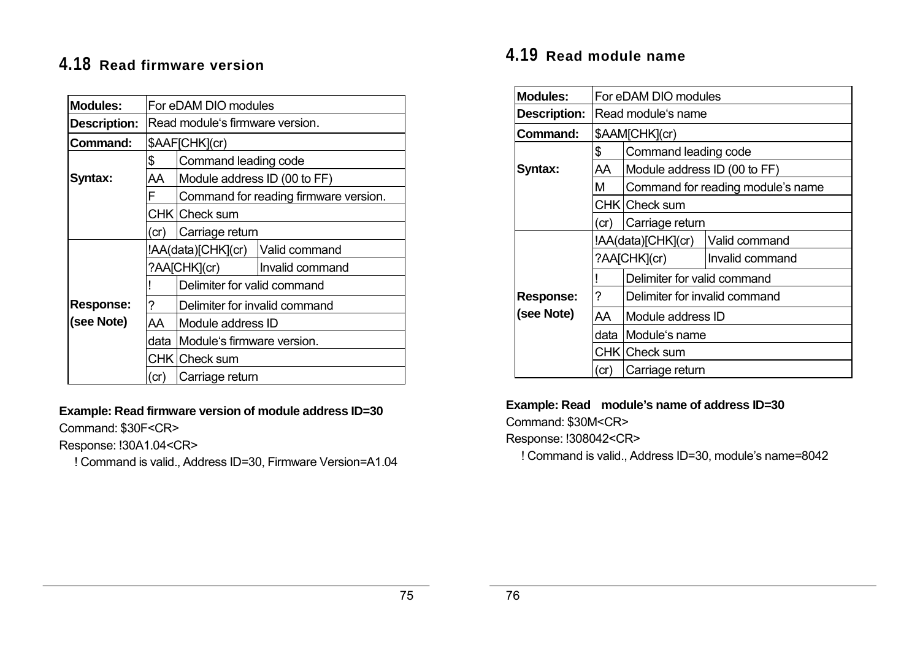## 4.18 Read firmware version

| Modules: | For eDAM DIO modules | | |
|---|---|---|---|
| Description: | Read module's firmware version. | | |
| Command: | $AAF[CHK](cr) | | |
| Syntax: | $ | Command leading code | |
| | AA | Module address ID (00 to FF) | |
| | F | Command for reading firmware version. | |
| | CHK | Check sum | |
| | (cr) | Carriage return | |
| Response: (see Note) | !AA(data)[CHK](cr) | | Valid command |
| | ?AA[CHK](cr) | | Invalid command |
| | ! | Delimiter for valid command | |
| | ? | Delimiter for invalid command | |
| | AA | Module address ID | |
| | data | Module's firmware version. | |
| | CHK | Check sum | |
| | (cr) | Carriage return | |

**Example: Read firmware version of module address ID=30**

Command: $30F<CR>

Response: !30A1.04<CR>

! Command is valid., Address ID=30, Firmware Version=A1.04

## 4.19 Read module name

| Modules: | For eDAM DIO modules | | |
|---|---|---|---|
| Description: | Read module's name | | |
| Command: | $AAM[CHK](cr) | | |
| Syntax: | $ | Command leading code | |
| | AA | Module address ID (00 to FF) | |
| | M | Command for reading module's name | |
| | CHK | Check sum | |
| | (cr) | Carriage return | |
| Response: (see Note) | !AA(data)[CHK](cr) | | Valid command |
| | ?AA[CHK](cr) | | Invalid command |
| | ! | Delimiter for valid command | |
| | ? | Delimiter for invalid command | |
| | AA | Module address ID | |
| | data | Module's name | |
| | CHK | Check sum | |
| | (cr) | Carriage return | |

**Example: Read module's name of address ID=30**

Command: $30M<CR>

Response: !308042<CR>

! Command is valid., Address ID=30, module's name=8042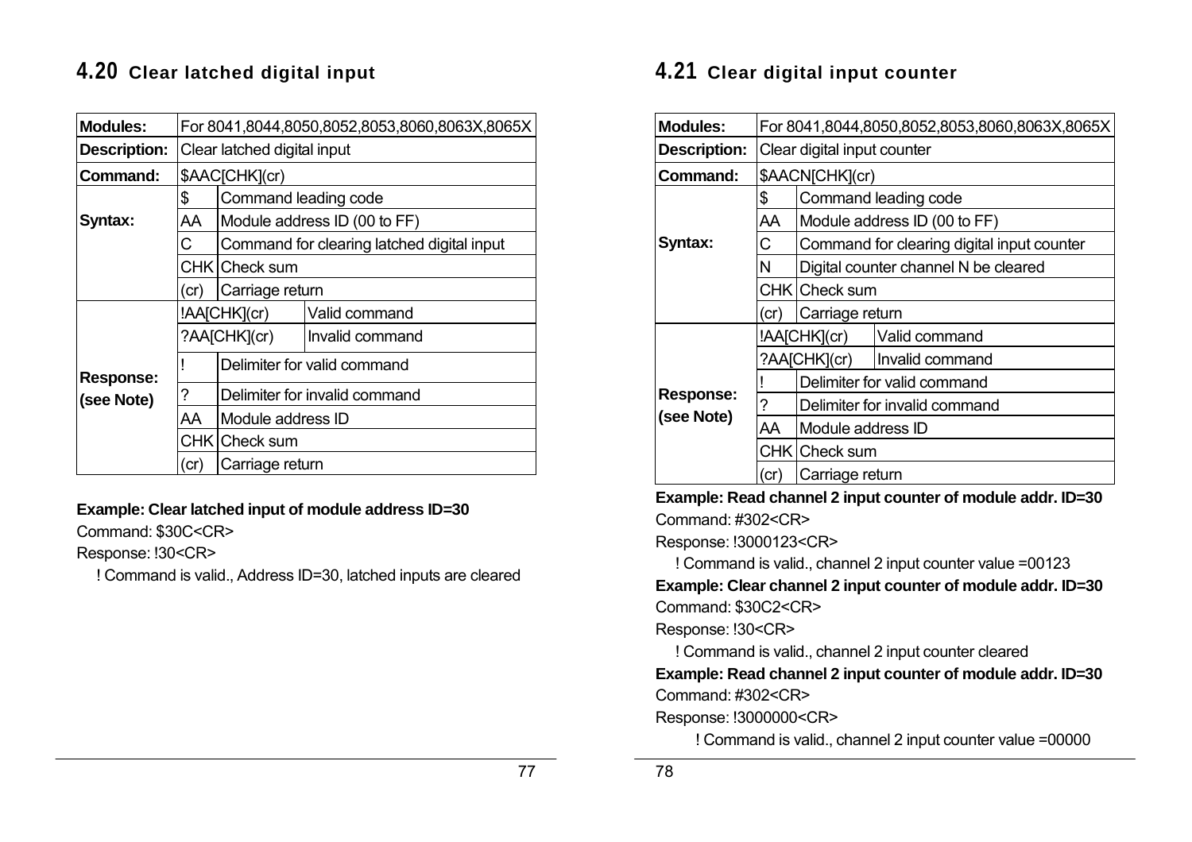## 4.20 Clear latched digital input

| | | | |
|---|---|---|---|
| **Modules:** | For 8041,8044,8050,8052,8053,8060,8063X,8065X | | |
| **Description:** | Clear latched digital input | | |
| **Command:** | $AAC[CHK](cr) | | |
| **Syntax:** | $ | Command leading code | |
| | AA | Module address ID (00 to FF) | |
| | C | Command for clearing latched digital input | |
| | CHK | Check sum | |
| | (cr) | Carriage return | |
| **Response: (see Note)** | !AA[CHK](cr) | | Valid command |
| | ?AA[CHK](cr) | | Invalid command |
| | ! | Delimiter for valid command | |
| | ? | Delimiter for invalid command | |
| | AA | Module address ID | |
| | CHK | Check sum | |
| | (cr) | Carriage return | |

**Example: Clear latched input of module address ID=30**

Command: $30C<CR>

Response: !30<CR>

! Command is valid., Address ID=30, latched inputs are cleared

## 4.21 Clear digital input counter

| | | | |
|---|---|---|---|
| **Modules:** | For 8041,8044,8050,8052,8053,8060,8063X,8065X | | |
| **Description:** | Clear digital input counter | | |
| **Command:** | $AACN[CHK](cr) | | |
| **Syntax:** | $ | Command leading code | |
| | AA | Module address ID (00 to FF) | |
| | C | Command for clearing digital input counter | |
| | N | Digital counter channel N be cleared | |
| | CHK | Check sum | |
| | (cr) | Carriage return | |
| **Response: (see Note)** | !AA[CHK](cr) | | Valid command |
| | ?AA[CHK](cr) | | Invalid command |
| | ! | Delimiter for valid command | |
| | ? | Delimiter for invalid command | |
| | AA | Module address ID | |
| | CHK | Check sum | |
| | (cr) | Carriage return | |

**Example: Read channel 2 input counter of module addr. ID=30**

Command: #302<CR>

Response: !3000123<CR>

! Command is valid., channel 2 input counter value =00123

**Example: Clear channel 2 input counter of module addr. ID=30**

Command: $30C2<CR>

Response: !30<CR>

! Command is valid., channel 2 input counter cleared

**Example: Read channel 2 input counter of module addr. ID=30**

Command: #302<CR>

Response: !3000000<CR>

! Command is valid., channel 2 input counter value =00000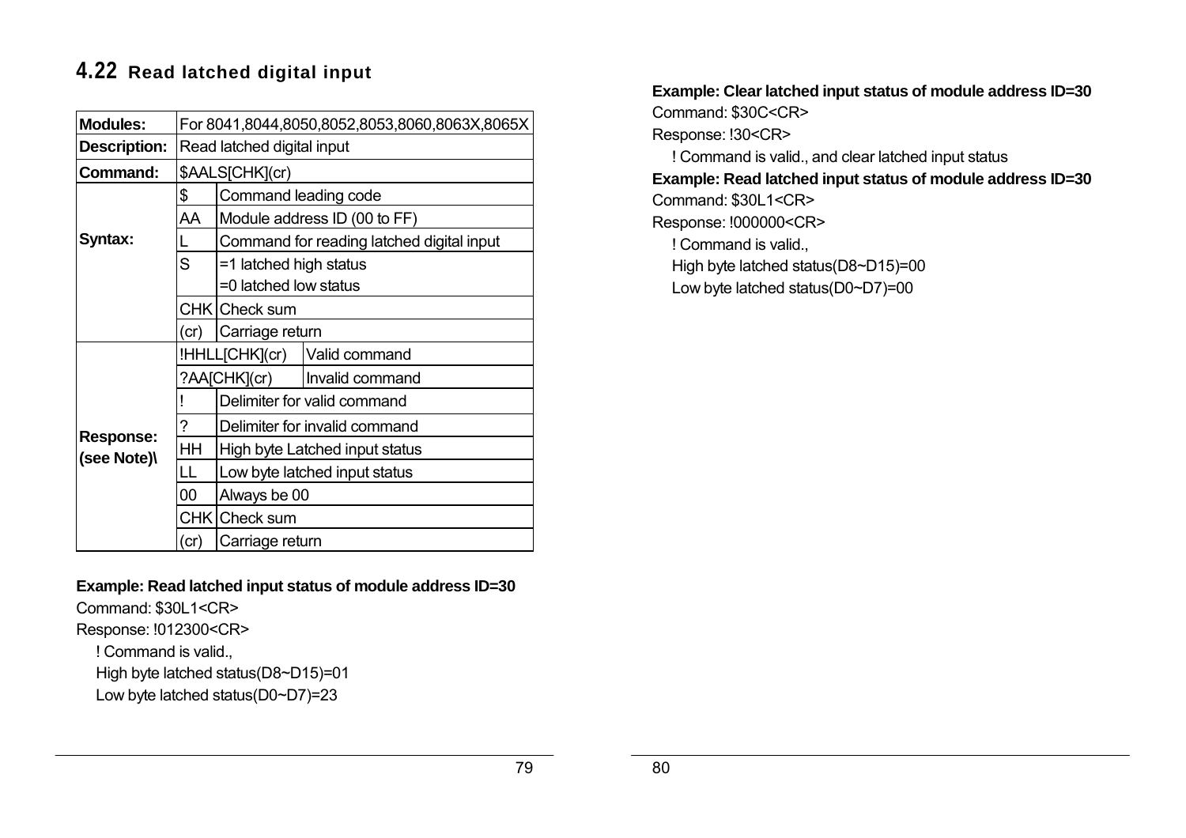## 4.22 Read latched digital input

| | | | |
|---|---|---|---|
| **Modules:** | For 8041,8044,8050,8052,8053,8060,8063X,8065X | | |
| **Description:** | Read latched digital input | | |
| **Command:** | $AALS[CHK](cr) | | |
| **Syntax:** | $ | Command leading code | |
| | AA | Module address ID (00 to FF) | |
| | L | Command for reading latched digital input | |
| | S | =1 latched high status<br>=0 latched low status | |
| | CHK | Check sum | |
| | (cr) | Carriage return | |
| **Response: (see Note)\** | !HHLL[CHK](cr) | | Valid command |
| | ?AA[CHK](cr) | | Invalid command |
| | ! | Delimiter for valid command | |
| | ? | Delimiter for invalid command | |
| | HH | High byte Latched input status | |
| | LL | Low byte latched input status | |
| | 00 | Always be 00 | |
| | CHK | Check sum | |
| | (cr) | Carriage return | |

**Example: Read latched input status of module address ID=30**

Command: $30L1<CR>

Response: !012300<CR>

! Command is valid.,

High byte latched status(D8~D15)=01

Low byte latched status(D0~D7)=23

**Example: Clear latched input status of module address ID=30**

Command: $30C<CR>

Response: !30<CR>

! Command is valid., and clear latched input status

**Example: Read latched input status of module address ID=30**

Command: $30L1<CR>

Response: !000000<CR>

! Command is valid.,

High byte latched status(D8~D15)=00

Low byte latched status(D0~D7)=00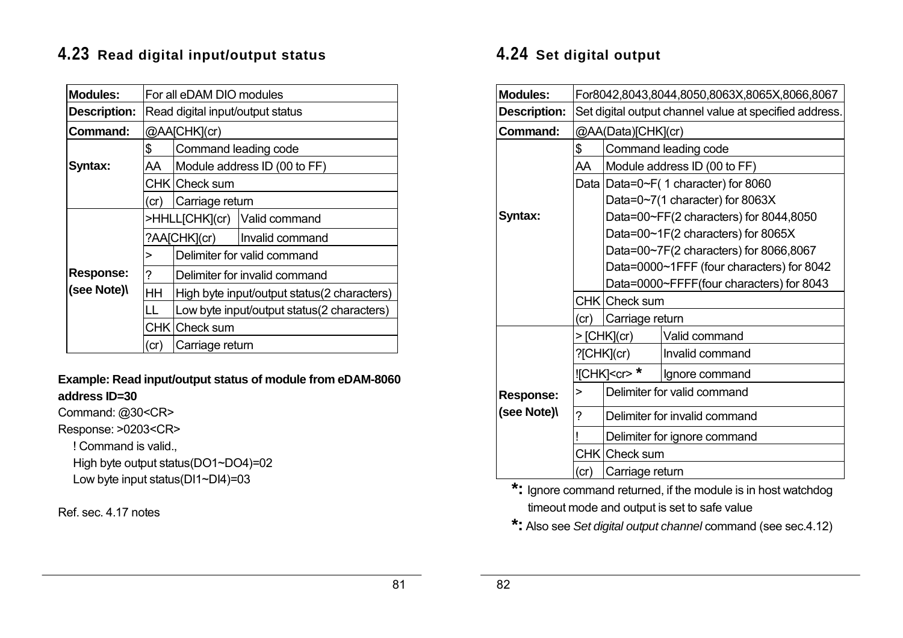## 4.23 Read digital input/output status

| | | | |
|---|---|---|---|
| **Modules:** | For all eDAM DIO modules | | |
| **Description:** | Read digital input/output status | | |
| **Command:** | @AA[CHK](cr) | | |
| **Syntax:** | $ | Command leading code | |
| | AA | Module address ID (00 to FF) | |
| | CHK | Check sum | |
| | (cr) | Carriage return | |
| **Response: (see Note)\** | >HHLL[CHK](cr) | | Valid command |
| | ?AA[CHK](cr) | | Invalid command |
| | > | Delimiter for valid command | |
| | ? | Delimiter for invalid command | |
| | HH | High byte input/output status(2 characters) | |
| | LL | Low byte input/output status(2 characters) | |
| | CHK | Check sum | |
| | (cr) | Carriage return | |

**Example: Read input/output status of module from eDAM-8060 address ID=30**

Command: @30<CR>

Response: >0203<CR>

! Command is valid.,

High byte output status(DO1~DO4)=02

Low byte input status(DI1~DI4)=03

Ref. sec. 4.17 notes

## 4.24 Set digital output

| | | | |
|---|---|---|---|
| **Modules:** | For8042,8043,8044,8050,8063X,8065X,8066,8067 | | |
| **Description:** | Set digital output channel value at specified address. | | |
| **Command:** | @AA(Data)[CHK](cr) | | |
| **Syntax:** | $ | Command leading code | |
| | AA | Module address ID (00 to FF) | |
| | Data | Data=0~F( 1 character) for 8060<br>Data=0~7(1 character) for 8063X<br>Data=00~FF(2 characters) for 8044,8050<br>Data=00~1F(2 characters) for 8065X<br>Data=00~7F(2 characters) for 8066,8067<br>Data=0000~1FFF (four characters) for 8042<br>Data=0000~FFFF(four characters) for 8043 | |
| | CHK | Check sum | |
| | (cr) | Carriage return | |
| **Response: (see Note)\** | > [CHK](cr) | | Valid command |
| | ?[CHK](cr) | | Invalid command |
| | ![CHK]<cr> * | | Ignore command |
| | > | Delimiter for valid command | |
| | ? | Delimiter for invalid command | |
| | ! | Delimiter for ignore command | |
| | CHK | Check sum | |
| | (cr) | Carriage return | |

**\*:** Ignore command returned, if the module is in host watchdog timeout mode and output is set to safe value

**\*:** Also see *Set digital output channel* command (see sec.4.12)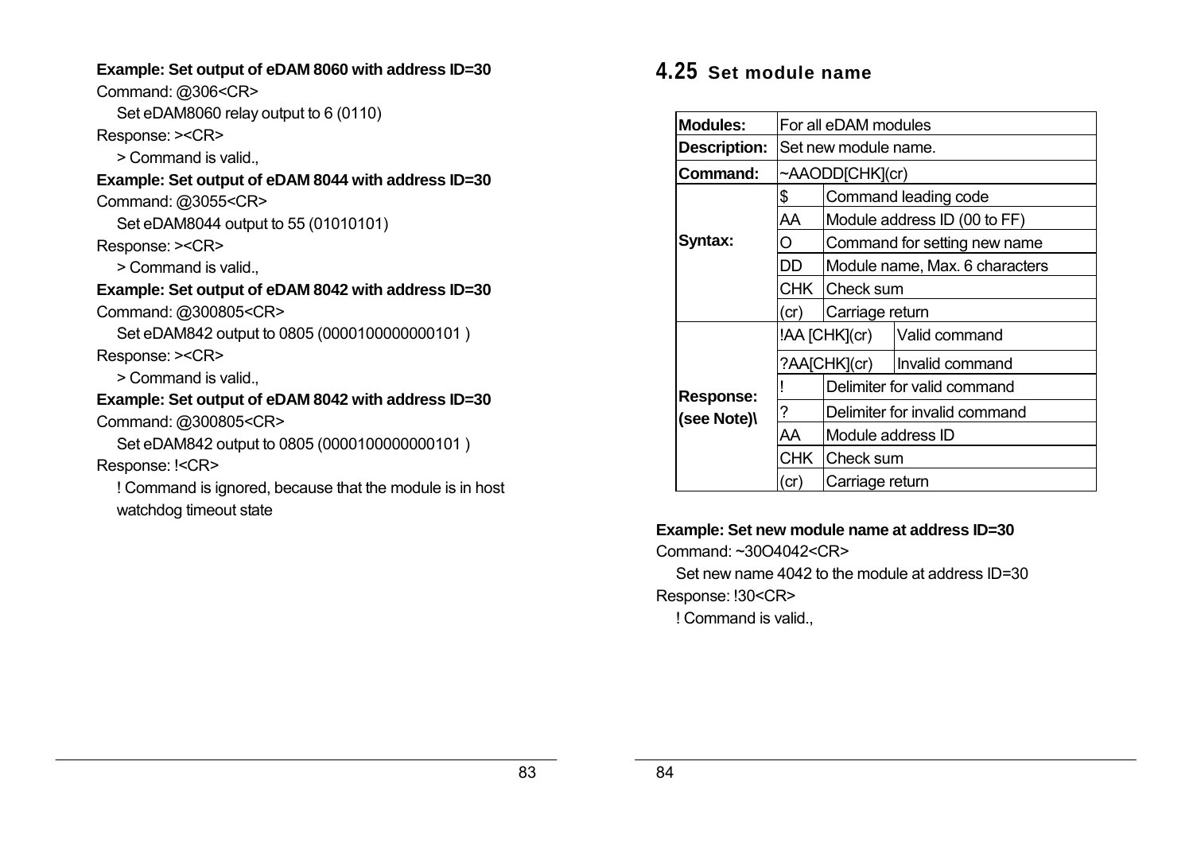**Example: Set output of eDAM 8060 with address ID=30**

Command: @306<CR>

Set eDAM8060 relay output to 6 (0110)

Response: ><CR>

> Command is valid.,

**Example: Set output of eDAM 8044 with address ID=30**

Command: @3055<CR>

Set eDAM8044 output to 55 (01010101)

Response: ><CR>

> Command is valid.,

**Example: Set output of eDAM 8042 with address ID=30**

Command: @300805<CR>

Set eDAM842 output to 0805 (0000100000000101 )

Response: ><CR>

> Command is valid.,

**Example: Set output of eDAM 8042 with address ID=30**

Command: @300805<CR>

Set eDAM842 output to 0805 (0000100000000101 )

Response: !<CR>

! Command is ignored, because that the module is in host watchdog timeout state

## 4.25 Set module name

| | | | |
|---|---|---|---|
| **Modules:** | For all eDAM modules | | |
| **Description:** | Set new module name. | | |
| **Command:** | ~AAODD[CHK](cr) | | |
| **Syntax:** | $ | Command leading code | |
| | AA | Module address ID (00 to FF) | |
| | O | Command for setting new name | |
| | DD | Module name, Max. 6 characters | |
| | CHK | Check sum | |
| | (cr) | Carriage return | |
| **Response: (see Note)\** | !AA [CHK](cr) | | Valid command |
| | ?AA[CHK](cr) | | Invalid command |
| | ! | Delimiter for valid command | |
| | ? | Delimiter for invalid command | |
| | AA | Module address ID | |
| | CHK | Check sum | |
| | (cr) | Carriage return | |

**Example: Set new module name at address ID=30**

Command: ~30O4042<CR>

Set new name 4042 to the module at address ID=30

Response: !30<CR>

! Command is valid.,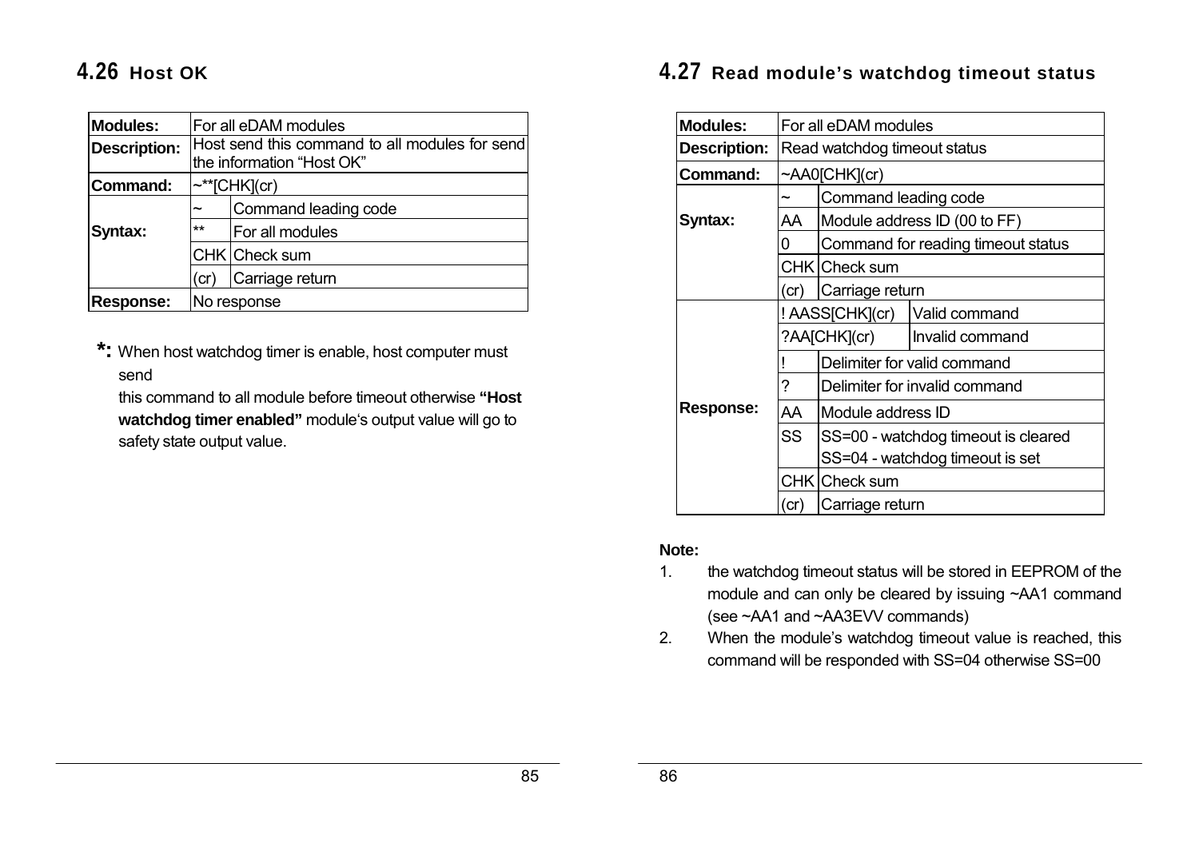## 4.26 Host OK

| Modules: | For all eDAM modules | |
|---|---|---|
| Description: | Host send this command to all modules for send the information "Host OK" | |
| Command: | ~**[CHK](cr) | |
| Syntax: | ~ | Command leading code |
| | ** | For all modules |
| | CHK | Check sum |
| | (cr) | Carriage return |
| Response: | No response | |

*: When host watchdog timer is enable, host computer must send
this command to all module before timeout otherwise **"Host watchdog timer enabled"** module's output value will go to safety state output value.

## 4.27 Read module's watchdog timeout status

| Modules: | For all eDAM modules | |
|---|---|---|
| Description: | Read watchdog timeout status | |
| Command: | ~AA0[CHK](cr) | |
| Syntax: | ~ | Command leading code |
| | AA | Module address ID (00 to FF) |
| | 0 | Command for reading timeout status |
| | CHK | Check sum |
| | (cr) | Carriage return |
| Response: | ! AASS[CHK](cr) | Valid command |
| | ?AA[CHK](cr) | Invalid command |
| | ! | Delimiter for valid command |
| | ? | Delimiter for invalid command |
| | AA | Module address ID |
| | SS | SS=00 - watchdog timeout is cleared<br>SS=04 - watchdog timeout is set |
| | CHK | Check sum |
| | (cr) | Carriage return |

**Note:**

1. the watchdog timeout status will be stored in EEPROM of the module and can only be cleared by issuing ~AA1 command (see ~AA1 and ~AA3EVV commands)
2. When the module's watchdog timeout value is reached, this command will be responded with SS=04 otherwise SS=00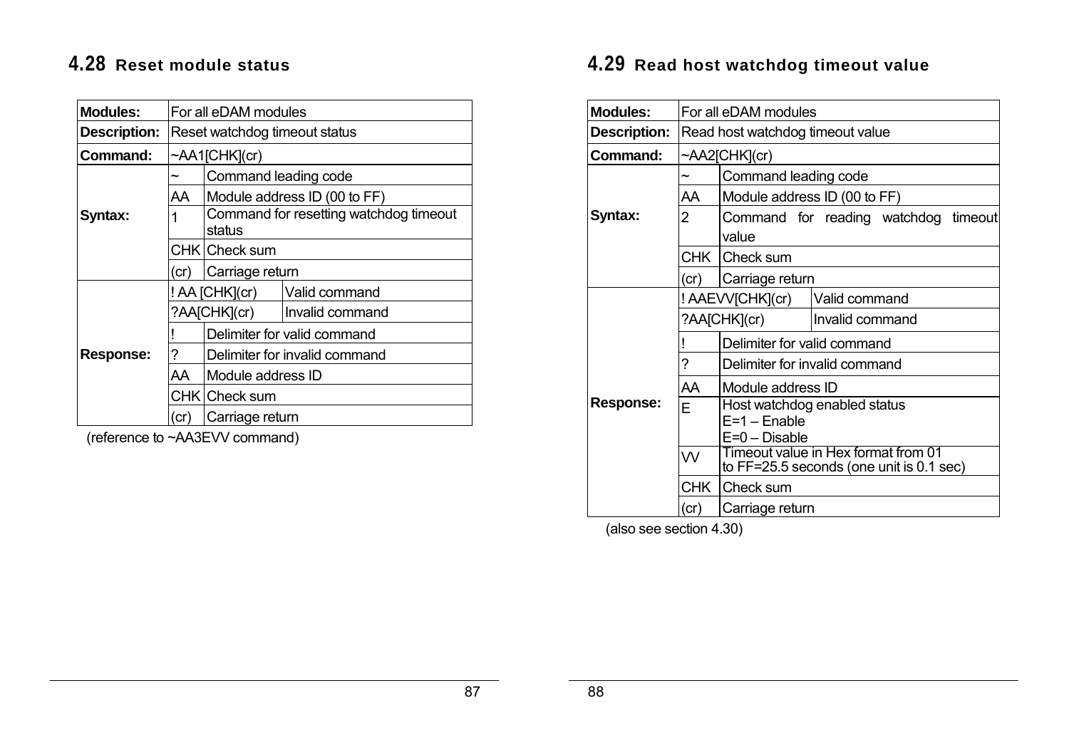## 4.28 Reset module status

| | | |
|---|---|---|
| **Modules:** | For all eDAM modules | |
| **Description:** | Reset watchdog timeout status | |
| **Command:** | ~AA1[CHK](cr) | |
| **Syntax:** | ~ | Command leading code |
| | AA | Module address ID (00 to FF) |
| | 1 | Command for resetting watchdog timeout status |
| | CHK | Check sum |
| | (cr) | Carriage return |
| **Response:** | ! AA [CHK](cr) | Valid command |
| | ?AA[CHK](cr) | Invalid command |
| | ! | Delimiter for valid command |
| | ? | Delimiter for invalid command |
| | AA | Module address ID |
| | CHK | Check sum |
| | (cr) | Carriage return |

(reference to ~AA3EVV command)

## 4.29 Read host watchdog timeout value

| | | |
|---|---|---|
| **Modules:** | For all eDAM modules | |
| **Description:** | Read host watchdog timeout value | |
| **Command:** | ~AA2[CHK](cr) | |
| **Syntax:** | ~ | Command leading code |
| | AA | Module address ID (00 to FF) |
| | 2 | Command for reading watchdog timeout value |
| | CHK | Check sum |
| | (cr) | Carriage return |
| **Response:** | ! AAEVV[CHK](cr) | Valid command |
| | ?AA[CHK](cr) | Invalid command |
| | ! | Delimiter for valid command |
| | ? | Delimiter for invalid command |
| | AA | Module address ID |
| | E | Host watchdog enabled status<br>E=1 – Enable<br>E=0 – Disable |
| | VV | Timeout value in Hex format from 01 to FF=25.5 seconds (one unit is 0.1 sec) |
| | CHK | Check sum |
| | (cr) | Carriage return |

(also see section 4.30)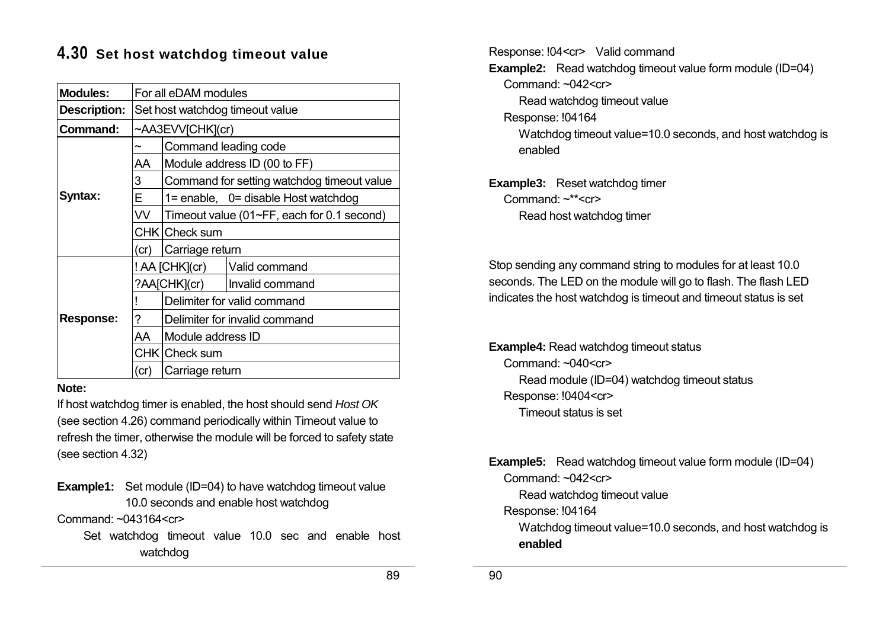## 4.30 Set host watchdog timeout value

| | | |
|---|---|---|
| **Modules:** | For all eDAM modules | |
| **Description:** | Set host watchdog timeout value | |
| **Command:** | ~AA3EVV[CHK](cr) | |
| **Syntax:** | ~ | Command leading code |
| | AA | Module address ID (00 to FF) |
| | 3 | Command for setting watchdog timeout value |
| | E | 1= enable, 0= disable Host watchdog |
| | VV | Timeout value (01~FF, each for 0.1 second) |
| | CHK | Check sum |
| | (cr) | Carriage return |
| **Response:** | ! AA [CHK](cr) | Valid command |
| | ?AA[CHK](cr) | Invalid command |
| | ! | Delimiter for valid command |
| | ? | Delimiter for invalid command |
| | AA | Module address ID |
| | CHK | Check sum |
| | (cr) | Carriage return |

**Note:**

If host watchdog timer is enabled, the host should send *Host OK* (see section 4.26) command periodically within Timeout value to refresh the timer, otherwise the module will be forced to safety state (see section 4.32)

**Example1:** Set module (ID=04) to have watchdog timeout value 10.0 seconds and enable host watchdog

Command: ~043164<cr>

Set watchdog timeout value 10.0 sec and enable host watchdog

Response: !04<cr> Valid command

**Example2:** Read watchdog timeout value form module (ID=04)

Command: ~042<cr>

Read watchdog timeout value

Response: !04164

Watchdog timeout value=10.0 seconds, and host watchdog is enabled

**Example3:** Reset watchdog timer

Command: ~**<cr>

Read host watchdog timer

Stop sending any command string to modules for at least 10.0 seconds. The LED on the module will go to flash. The flash LED indicates the host watchdog is timeout and timeout status is set

**Example4:** Read watchdog timeout status

Command: ~040<cr>

Read module (ID=04) watchdog timeout status

Response: !0404<cr>

Timeout status is set

**Example5:** Read watchdog timeout value form module (ID=04)

Command: ~042<cr>

Read watchdog timeout value

Response: !04164

Watchdog timeout value=10.0 seconds, and host watchdog is **enabled**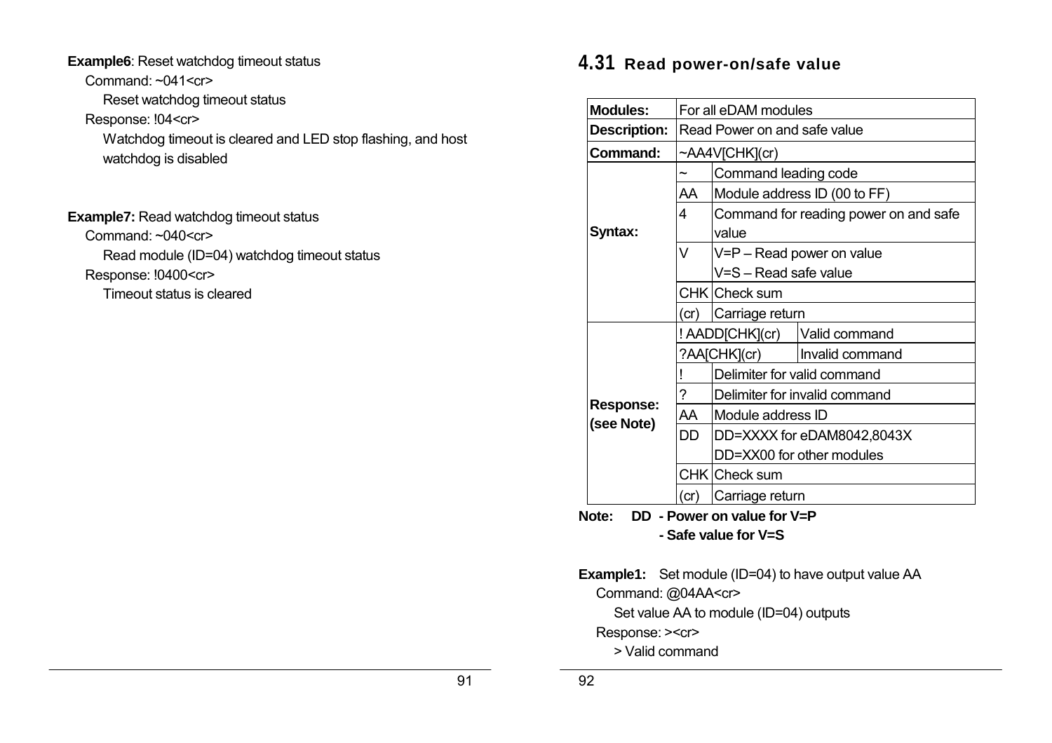**Example6**: Reset watchdog timeout status

Command: ~041<cr>

Reset watchdog timeout status

Response: !04<cr>

Watchdog timeout is cleared and LED stop flashing, and host watchdog is disabled

**Example7:** Read watchdog timeout status

Command: ~040<cr>

Read module (ID=04) watchdog timeout status

Response: !0400<cr>

Timeout status is cleared

## 4.31 Read power-on/safe value

| | | | |
|---|---|---|---|
| **Modules:** | For all eDAM modules | | |
| **Description:** | Read Power on and safe value | | |
| **Command:** | ~AA4V[CHK](cr) | | |
| **Syntax:** | ~ | Command leading code | |
| | AA | Module address ID (00 to FF) | |
| | 4 | Command for reading power on and safe value | |
| | V | V=P – Read power on value<br>V=S – Read safe value | |
| | CHK | Check sum | |
| | (cr) | Carriage return | |
| **Response: (see Note)** | ! AADD[CHK](cr) | | Valid command |
| | ?AA[CHK](cr) | | Invalid command |
| | ! | Delimiter for valid command | |
| | ? | Delimiter for invalid command | |
| | AA | Module address ID | |
| | DD | DD=XXXX for eDAM8042,8043X<br>DD=XX00 for other modules | |
| | CHK | Check sum | |
| | (cr) | Carriage return | |

**Note: DD - Power on value for V=P**
**- Safe value for V=S**

**Example1:** Set module (ID=04) to have output value AA

Command: @04AA<cr>

Set value AA to module (ID=04) outputs

Response: ><cr>

> Valid command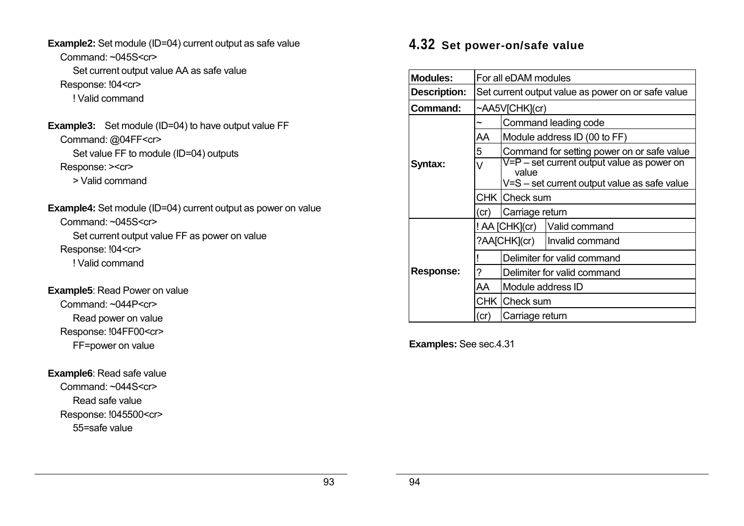**Example2:** Set module (ID=04) current output as safe value

Command: ~045S<cr>

Set current output value AA as safe value

Response: !04<cr>

! Valid command

**Example3:** Set module (ID=04) to have output value FF

Command: @04FF<cr>

Set value FF to module (ID=04) outputs

Response: ><cr>

> Valid command

**Example4:** Set module (ID=04) current output as power on value

Command: ~045S<cr>

Set current output value FF as power on value

Response: !04<cr>

! Valid command

**Example5**: Read Power on value

Command: ~044P<cr>

Read power on value

Response: !04FF00<cr>

FF=power on value

**Example6**: Read safe value

Command: ~044S<cr>

Read safe value

Response: !045500<cr>

55=safe value

## 4.32 Set power-on/safe value

| | | | |
|---|---|---|---|
| **Modules:** | For all eDAM modules | | |
| **Description:** | Set current output value as power on or safe value | | |
| **Command:** | ~AA5V[CHK](cr) | | |
| **Syntax:** | ~ | Command leading code | |
| | AA | Module address ID (00 to FF) | |
| | 5 | Command for setting power on or safe value | |
| | V | V=P – set current output value as power on value<br>V=S – set current output value as safe value | |
| | CHK | Check sum | |
| | (cr) | Carriage return | |
| **Response:** | ! AA [CHK](cr) | | Valid command |
| | ?AA[CHK](cr) | | Invalid command |
| | ! | Delimiter for valid command | |
| | ? | Delimiter for valid command | |
| | AA | Module address ID | |
| | CHK | Check sum | |
| | (cr) | Carriage return | |

**Examples:** See sec.4.31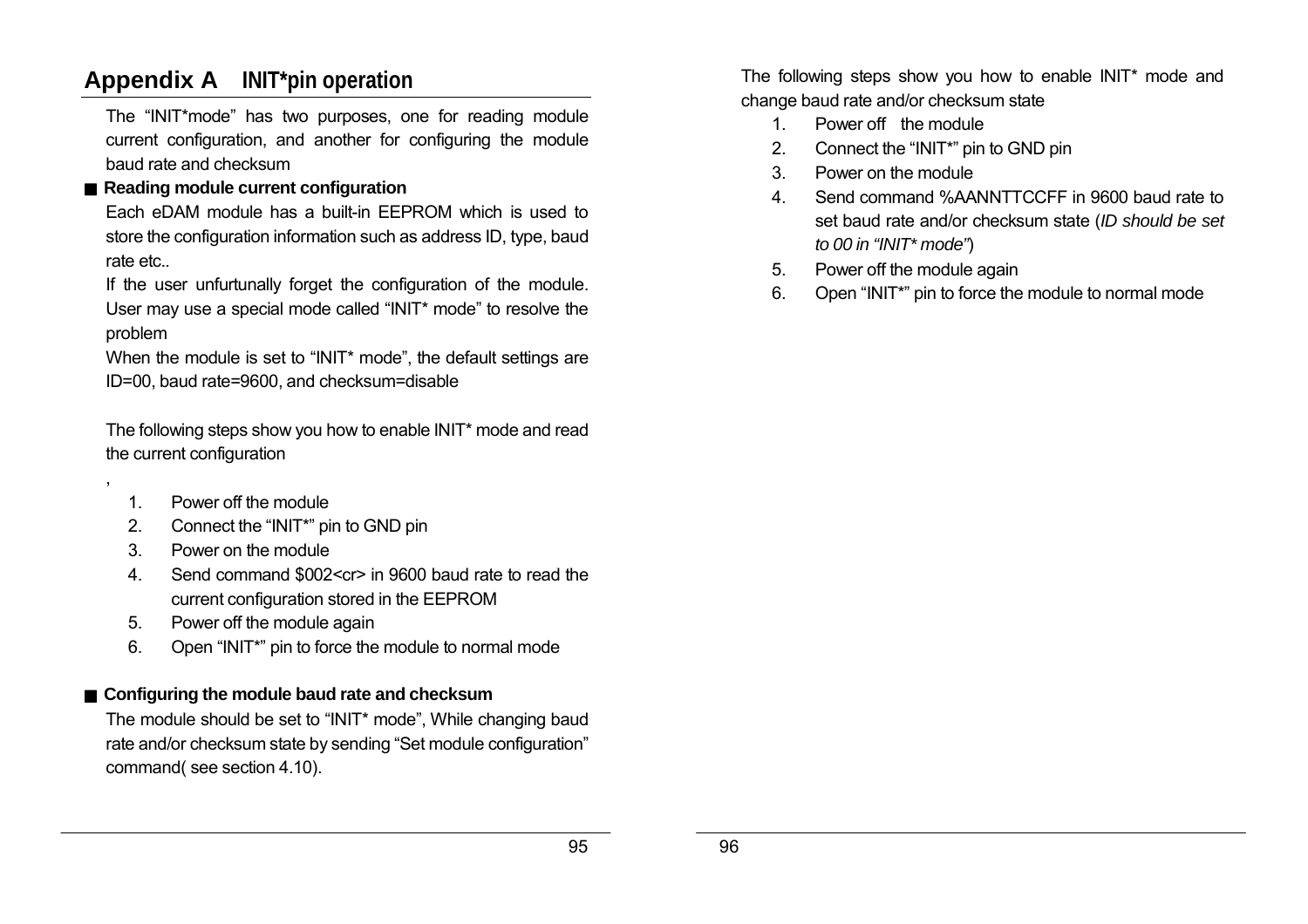# Appendix A INIT*pin operation

The "INIT*mode" has two purposes, one for reading module current configuration, and another for configuring the module baud rate and checksum

■ **Reading module current configuration**

Each eDAM module has a built-in EEPROM which is used to store the configuration information such as address ID, type, baud rate etc..

If the user unfurtunally forget the configuration of the module. User may use a special mode called "INIT* mode" to resolve the problem

When the module is set to "INIT* mode", the default settings are ID=00, baud rate=9600, and checksum=disable

The following steps show you how to enable INIT* mode and read the current configuration

,

1. Power off the module
2. Connect the "INIT*" pin to GND pin
3. Power on the module
4. Send command $002<cr> in 9600 baud rate to read the current configuration stored in the EEPROM
5. Power off the module again
6. Open "INIT*" pin to force the module to normal mode

■ **Configuring the module baud rate and checksum**

The module should be set to "INIT* mode", While changing baud rate and/or checksum state by sending "Set module configuration" command( see section 4.10).

The following steps show you how to enable INIT* mode and change baud rate and/or checksum state

1. Power off the module
2. Connect the "INIT*" pin to GND pin
3. Power on the module
4. Send command %AANNTTCCFF in 9600 baud rate to set baud rate and/or checksum state (*ID should be set to 00 in "INIT* mode"*)
5. Power off the module again
6. Open "INIT*" pin to force the module to normal mode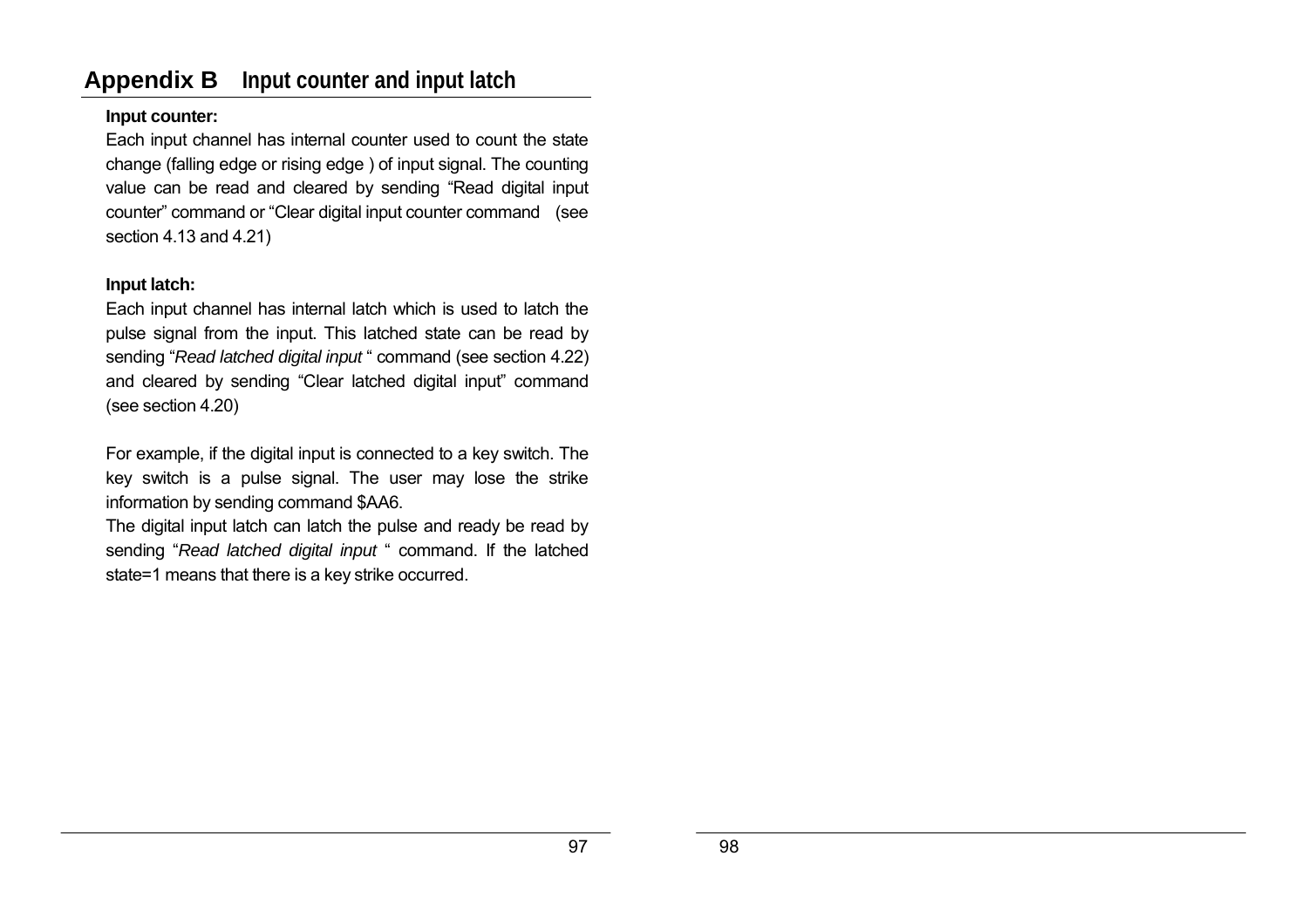# Appendix B Input counter and input latch

**Input counter:**

Each input channel has internal counter used to count the state change (falling edge or rising edge ) of input signal. The counting value can be read and cleared by sending "Read digital input counter" command or "Clear digital input counter command (see section 4.13 and 4.21)

**Input latch:**

Each input channel has internal latch which is used to latch the pulse signal from the input. This latched state can be read by sending "*Read latched digital input* " command (see section 4.22) and cleared by sending "Clear latched digital input" command (see section 4.20)

For example, if the digital input is connected to a key switch. The key switch is a pulse signal. The user may lose the strike information by sending command $AA6.

The digital input latch can latch the pulse and ready be read by sending "*Read latched digital input* " command. If the latched state=1 means that there is a key strike occurred.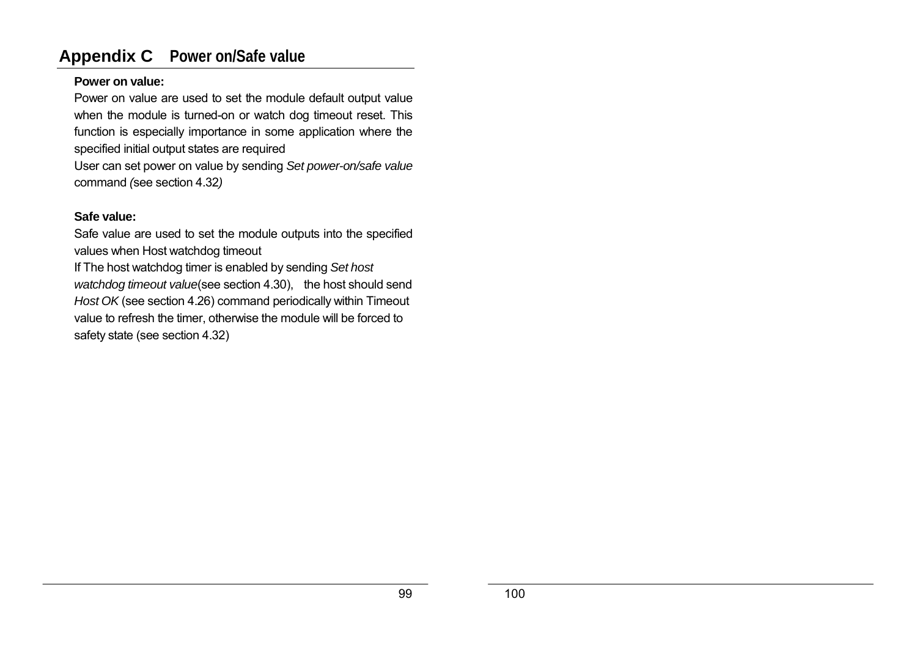# Appendix C Power on/Safe value

**Power on value:**

Power on value are used to set the module default output value when the module is turned-on or watch dog timeout reset. This function is especially importance in some application where the specified initial output states are required

User can set power on value by sending *Set power-on/safe value* command *(*see section 4.32*)*

**Safe value:**

Safe value are used to set the module outputs into the specified values when Host watchdog timeout

If The host watchdog timer is enabled by sending *Set host watchdog timeout value*(see section 4.30), the host should send *Host OK* (see section 4.26) command periodically within Timeout value to refresh the timer, otherwise the module will be forced to safety state (see section 4.32)